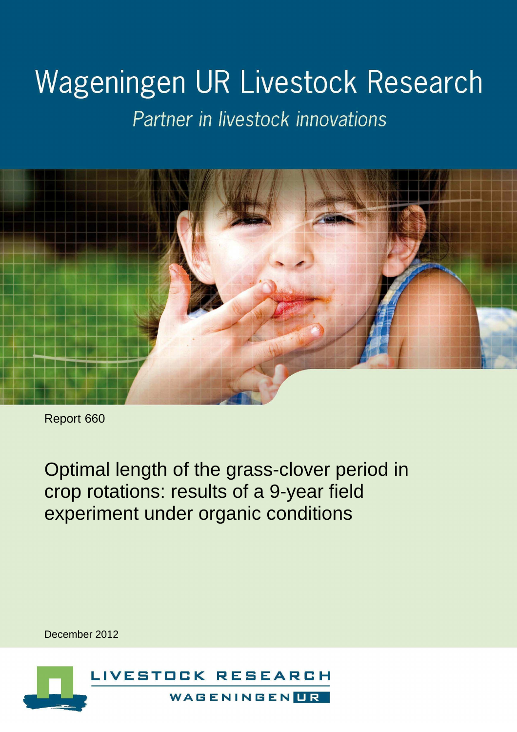# Wageningen UR Livestock Research

*Partner in livestock innovations*

Report 660

## Optimal length of the grass-clover period in crop rotations: results of a 9-year field experiment under organic conditions

December 2012

LIVESTOCK RESEARCH

WAGENINGEN UR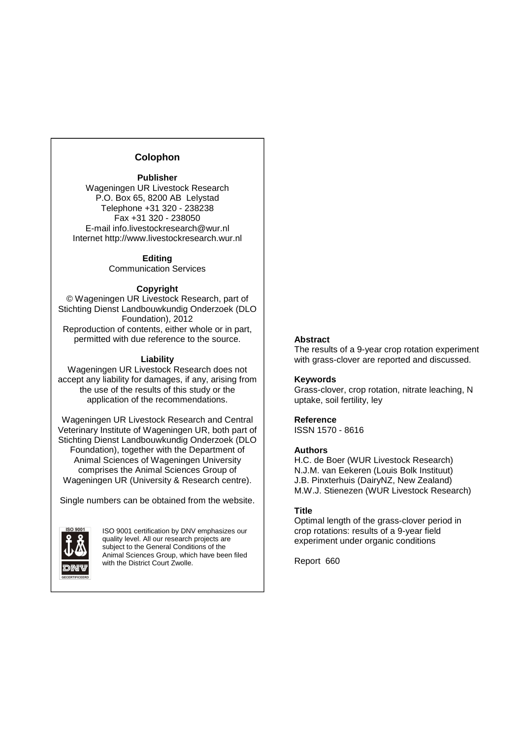## Colophon

**Publisher**
Wageningen UR Livestock Research
P.O. Box 65, 8200 AB Lelystad
Telephone +31 320 - 238238
Fax +31 320 - 238050
E-mail info.livestockresearch@wur.nl
Internet http://www.livestockresearch.wur.nl

**Editing**
Communication Services

**Copyright**
© Wageningen UR Livestock Research, part of Stichting Dienst Landbouwkundig Onderzoek (DLO Foundation), 2012
Reproduction of contents, either whole or in part, permitted with due reference to the source.

**Liability**
Wageningen UR Livestock Research does not accept any liability for damages, if any, arising from the use of the results of this study or the application of the recommendations.

Wageningen UR Livestock Research and Central Veterinary Institute of Wageningen UR, both part of Stichting Dienst Landbouwkundig Onderzoek (DLO Foundation), together with the Department of Animal Sciences of Wageningen University comprises the Animal Sciences Group of Wageningen UR (University & Research centre).

Single numbers can be obtained from the website.

ISO 9001 certification by DNV emphasizes our quality level. All our research projects are subject to the General Conditions of the Animal Sciences Group, which have been filed with the District Court Zwolle.

**Abstract**
The results of a 9-year crop rotation experiment with grass-clover are reported and discussed.

**Keywords**
Grass-clover, crop rotation, nitrate leaching, N uptake, soil fertility, ley

**Reference**
ISSN 1570 - 8616

**Authors**
H.C. de Boer (WUR Livestock Research)
N.J.M. van Eekeren (Louis Bolk Instituut)
J.B. Pinxterhuis (DairyNZ, New Zealand)
M.W.J. Stienezen (WUR Livestock Research)

**Title**
Optimal length of the grass-clover period in crop rotations: results of a 9-year field experiment under organic conditions

Report 660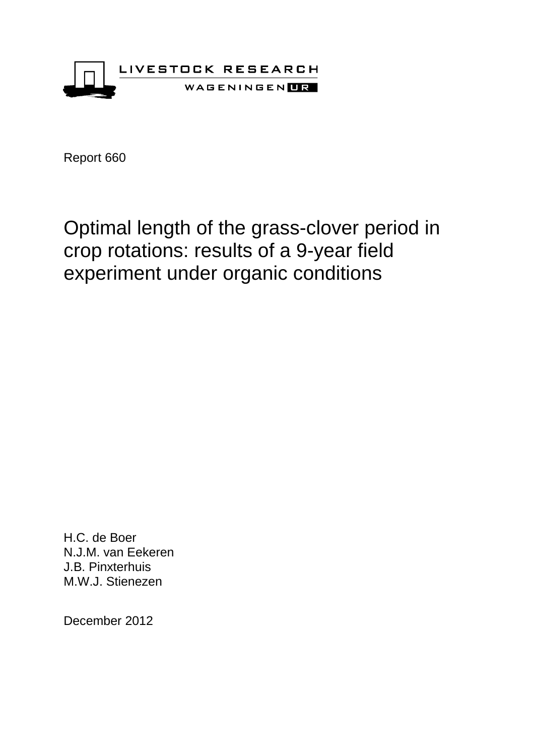LIVESTOCK RESEARCH

WAGENINGEN UR

Report 660

# Optimal length of the grass-clover period in crop rotations: results of a 9-year field experiment under organic conditions

H.C. de Boer
N.J.M. van Eekeren
J.B. Pinxterhuis
M.W.J. Stienezen

December 2012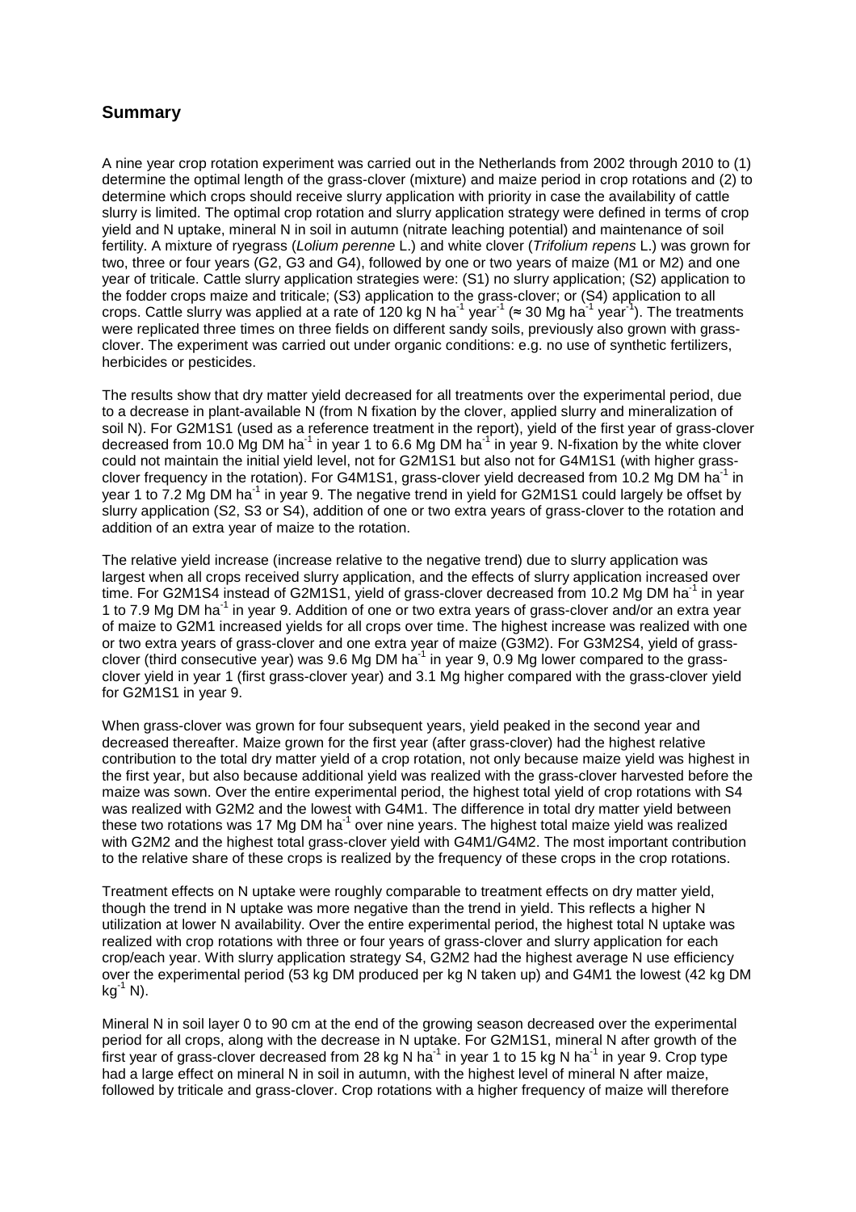## Summary

A nine year crop rotation experiment was carried out in the Netherlands from 2002 through 2010 to (1) determine the optimal length of the grass-clover (mixture) and maize period in crop rotations and (2) to determine which crops should receive slurry application with priority in case the availability of cattle slurry is limited. The optimal crop rotation and slurry application strategy were defined in terms of crop yield and N uptake, mineral N in soil in autumn (nitrate leaching potential) and maintenance of soil fertility. A mixture of ryegrass (*Lolium perenne* L.) and white clover (*Trifolium repens* L.) was grown for two, three or four years (G2, G3 and G4), followed by one or two years of maize (M1 or M2) and one year of triticale. Cattle slurry application strategies were: (S1) no slurry application; (S2) application to the fodder crops maize and triticale; (S3) application to the grass-clover; or (S4) application to all crops. Cattle slurry was applied at a rate of 120 kg N $ha^{-1}$ $year^{-1}$ (≈ 30 Mg $ha^{-1}$ $year^{-1}$). The treatments were replicated three times on three fields on different sandy soils, previously also grown with grass-clover. The experiment was carried out under organic conditions: e.g. no use of synthetic fertilizers, herbicides or pesticides.

The results show that dry matter yield decreased for all treatments over the experimental period, due to a decrease in plant-available N (from N fixation by the clover, applied slurry and mineralization of soil N). For G2M1S1 (used as a reference treatment in the report), yield of the first year of grass-clover decreased from 10.0 Mg DM $ha^{-1}$ in year 1 to 6.6 Mg DM $ha^{-1}$ in year 9. N-fixation by the white clover could not maintain the initial yield level, not for G2M1S1 but also not for G4M1S1 (with higher grass-clover frequency in the rotation). For G4M1S1, grass-clover yield decreased from 10.2 Mg DM $ha^{-1}$ in year 1 to 7.2 Mg DM $ha^{-1}$ in year 9. The negative trend in yield for G2M1S1 could largely be offset by slurry application (S2, S3 or S4), addition of one or two extra years of grass-clover to the rotation and addition of an extra year of maize to the rotation.

The relative yield increase (increase relative to the negative trend) due to slurry application was largest when all crops received slurry application, and the effects of slurry application increased over time. For G2M1S4 instead of G2M1S1, yield of grass-clover decreased from 10.2 Mg DM $ha^{-1}$ in year 1 to 7.9 Mg DM $ha^{-1}$ in year 9. Addition of one or two extra years of grass-clover and/or an extra year of maize to G2M1 increased yields for all crops over time. The highest increase was realized with one or two extra years of grass-clover and one extra year of maize (G3M2). For G3M2S4, yield of grass-clover (third consecutive year) was 9.6 Mg DM $ha^{-1}$ in year 9, 0.9 Mg lower compared to the grass-clover yield in year 1 (first grass-clover year) and 3.1 Mg higher compared with the grass-clover yield for G2M1S1 in year 9.

When grass-clover was grown for four subsequent years, yield peaked in the second year and decreased thereafter. Maize grown for the first year (after grass-clover) had the highest relative contribution to the total dry matter yield of a crop rotation, not only because maize yield was highest in the first year, but also because additional yield was realized with the grass-clover harvested before the maize was sown. Over the entire experimental period, the highest total yield of crop rotations with S4 was realized with G2M2 and the lowest with G4M1. The difference in total dry matter yield between these two rotations was 17 Mg DM $ha^{-1}$ over nine years. The highest total maize yield was realized with G2M2 and the highest total grass-clover yield with G4M1/G4M2. The most important contribution to the relative share of these crops is realized by the frequency of these crops in the crop rotations.

Treatment effects on N uptake were roughly comparable to treatment effects on dry matter yield, though the trend in N uptake was more negative than the trend in yield. This reflects a higher N utilization at lower N availability. Over the entire experimental period, the highest total N uptake was realized with crop rotations with three or four years of grass-clover and slurry application for each crop/each year. With slurry application strategy S4, G2M2 had the highest average N use efficiency over the experimental period (53 kg DM produced per kg N taken up) and G4M1 the lowest (42 kg DM $kg^{-1}$ N).

Mineral N in soil layer 0 to 90 cm at the end of the growing season decreased over the experimental period for all crops, along with the decrease in N uptake. For G2M1S1, mineral N after growth of the first year of grass-clover decreased from 28 kg N $ha^{-1}$ in year 1 to 15 kg N $ha^{-1}$ in year 9. Crop type had a large effect on mineral N in soil in autumn, with the highest level of mineral N after maize, followed by triticale and grass-clover. Crop rotations with a higher frequency of maize will therefore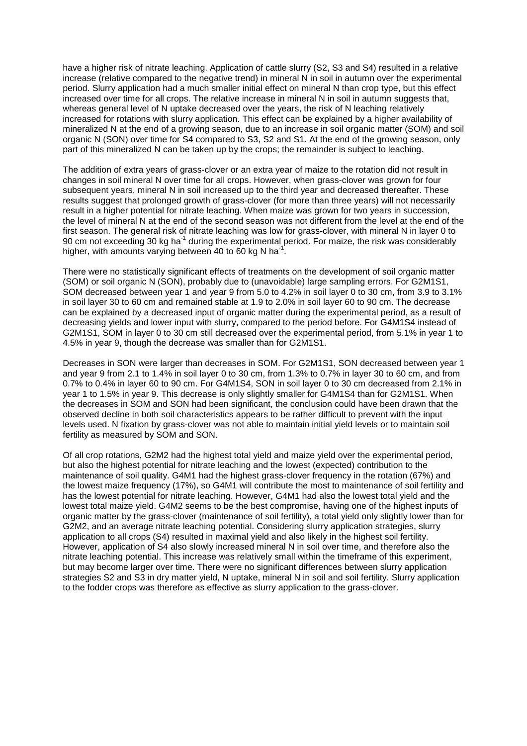have a higher risk of nitrate leaching. Application of cattle slurry (S2, S3 and S4) resulted in a relative increase (relative compared to the negative trend) in mineral N in soil in autumn over the experimental period. Slurry application had a much smaller initial effect on mineral N than crop type, but this effect increased over time for all crops. The relative increase in mineral N in soil in autumn suggests that, whereas general level of N uptake decreased over the years, the risk of N leaching relatively increased for rotations with slurry application. This effect can be explained by a higher availability of mineralized N at the end of a growing season, due to an increase in soil organic matter (SOM) and soil organic N (SON) over time for S4 compared to S3, S2 and S1. At the end of the growing season, only part of this mineralized N can be taken up by the crops; the remainder is subject to leaching.

The addition of extra years of grass-clover or an extra year of maize to the rotation did not result in changes in soil mineral N over time for all crops. However, when grass-clover was grown for four subsequent years, mineral N in soil increased up to the third year and decreased thereafter. These results suggest that prolonged growth of grass-clover (for more than three years) will not necessarily result in a higher potential for nitrate leaching. When maize was grown for two years in succession, the level of mineral N at the end of the second season was not different from the level at the end of the first season. The general risk of nitrate leaching was low for grass-clover, with mineral N in layer 0 to 90 cm not exceeding 30 kg $ha^{-1}$ during the experimental period. For maize, the risk was considerably higher, with amounts varying between 40 to 60 kg N $ha^{-1}$.

There were no statistically significant effects of treatments on the development of soil organic matter (SOM) or soil organic N (SON), probably due to (unavoidable) large sampling errors. For G2M1S1, SOM decreased between year 1 and year 9 from 5.0 to 4.2% in soil layer 0 to 30 cm, from 3.9 to 3.1% in soil layer 30 to 60 cm and remained stable at 1.9 to 2.0% in soil layer 60 to 90 cm. The decrease can be explained by a decreased input of organic matter during the experimental period, as a result of decreasing yields and lower input with slurry, compared to the period before. For G4M1S4 instead of G2M1S1, SOM in layer 0 to 30 cm still decreased over the experimental period, from 5.1% in year 1 to 4.5% in year 9, though the decrease was smaller than for G2M1S1.

Decreases in SON were larger than decreases in SOM. For G2M1S1, SON decreased between year 1 and year 9 from 2.1 to 1.4% in soil layer 0 to 30 cm, from 1.3% to 0.7% in layer 30 to 60 cm, and from 0.7% to 0.4% in layer 60 to 90 cm. For G4M1S4, SON in soil layer 0 to 30 cm decreased from 2.1% in year 1 to 1.5% in year 9. This decrease is only slightly smaller for G4M1S4 than for G2M1S1. When the decreases in SOM and SON had been significant, the conclusion could have been drawn that the observed decline in both soil characteristics appears to be rather difficult to prevent with the input levels used. N fixation by grass-clover was not able to maintain initial yield levels or to maintain soil fertility as measured by SOM and SON.

Of all crop rotations, G2M2 had the highest total yield and maize yield over the experimental period, but also the highest potential for nitrate leaching and the lowest (expected) contribution to the maintenance of soil quality. G4M1 had the highest grass-clover frequency in the rotation (67%) and the lowest maize frequency (17%), so G4M1 will contribute the most to maintenance of soil fertility and has the lowest potential for nitrate leaching. However, G4M1 had also the lowest total yield and the lowest total maize yield. G4M2 seems to be the best compromise, having one of the highest inputs of organic matter by the grass-clover (maintenance of soil fertility), a total yield only slightly lower than for G2M2, and an average nitrate leaching potential. Considering slurry application strategies, slurry application to all crops (S4) resulted in maximal yield and also likely in the highest soil fertility. However, application of S4 also slowly increased mineral N in soil over time, and therefore also the nitrate leaching potential. This increase was relatively small within the timeframe of this experiment, but may become larger over time. There were no significant differences between slurry application strategies S2 and S3 in dry matter yield, N uptake, mineral N in soil and soil fertility. Slurry application to the fodder crops was therefore as effective as slurry application to the grass-clover.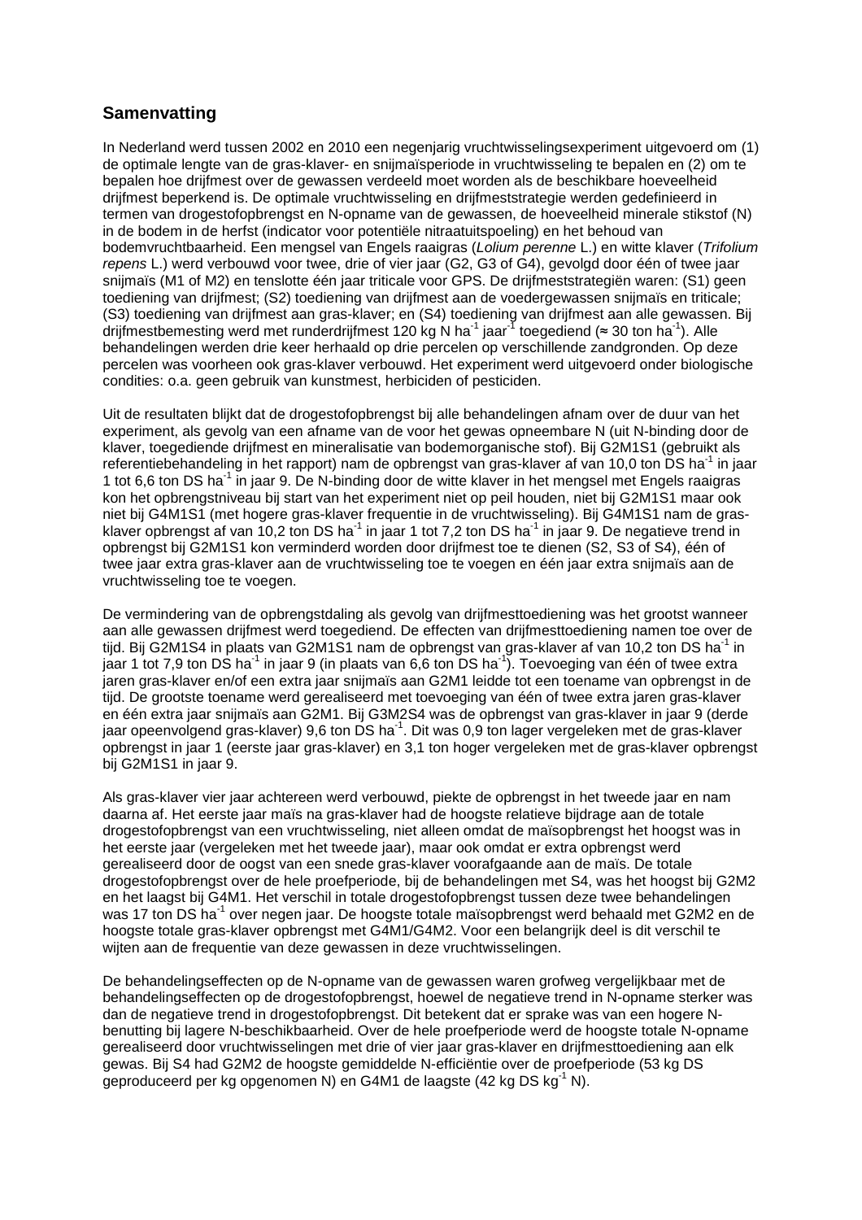## Samenvatting

In Nederland werd tussen 2002 en 2010 een negenjarig vruchtwisselingsexperiment uitgevoerd om (1) de optimale lengte van de gras-klaver- en snijmaïsperiode in vruchtwisseling te bepalen en (2) om te bepalen hoe drijfmest over de gewassen verdeeld moet worden als de beschikbare hoeveelheid drijfmest beperkend is. De optimale vruchtwisseling en drijfmeststrategie werden gedefinieerd in termen van drogestofopbrengst en N-opname van de gewassen, de hoeveelheid minerale stikstof (N) in de bodem in de herfst (indicator voor potentiële nitraatuitspoeling) en het behoud van bodemvruchtbaarheid. Een mengsel van Engels raaigras (*Lolium perenne* L.) en witte klaver (*Trifolium repens* L.) werd verbouwd voor twee, drie of vier jaar (G2, G3 of G4), gevolgd door één of twee jaar snijmaïs (M1 of M2) en tenslotte één jaar triticale voor GPS. De drijfmeststrategiën waren: (S1) geen toediening van drijfmest; (S2) toediening van drijfmest aan de voedergewassen snijmaïs en triticale; (S3) toediening van drijfmest aan gras-klaver; en (S4) toediening van drijfmest aan alle gewassen. Bij drijfmestbemesting werd met runderdrijfmest 120 kg N $ha^{-1}$ $jaar^{-1}$ toegediend (≈ 30 ton $ha^{-1}$). Alle behandelingen werden drie keer herhaald op drie percelen op verschillende zandgronden. Op deze percelen was voorheen ook gras-klaver verbouwd. Het experiment werd uitgevoerd onder biologische condities: o.a. geen gebruik van kunstmest, herbiciden of pesticiden.

Uit de resultaten blijkt dat de drogestofopbrengst bij alle behandelingen afnam over de duur van het experiment, als gevolg van een afname van de voor het gewas opneembare N (uit N-binding door de klaver, toegediende drijfmest en mineralisatie van bodemorganische stof). Bij G2M1S1 (gebruikt als referentiebehandeling in het rapport) nam de opbrengst van gras-klaver af van 10,0 ton DS $ha^{-1}$ in jaar 1 tot 6,6 ton DS $ha^{-1}$ in jaar 9. De N-binding door de witte klaver in het mengsel met Engels raaigras kon het opbrengstniveau bij start van het experiment niet op peil houden, niet bij G2M1S1 maar ook niet bij G4M1S1 (met hogere gras-klaver frequentie in de vruchtwisseling). Bij G4M1S1 nam de gras-klaver opbrengst af van 10,2 ton DS $ha^{-1}$ in jaar 1 tot 7,2 ton DS $ha^{-1}$ in jaar 9. De negatieve trend in opbrengst bij G2M1S1 kon verminderd worden door drijfmest toe te dienen (S2, S3 of S4), één of twee jaar extra gras-klaver aan de vruchtwisseling toe te voegen en één jaar extra snijmaïs aan de vruchtwisseling toe te voegen.

De vermindering van de opbrengstdaling als gevolg van drijfmesttoediening was het grootst wanneer aan alle gewassen drijfmest werd toegediend. De effecten van drijfmesttoediening namen toe over de tijd. Bij G2M1S4 in plaats van G2M1S1 nam de opbrengst van gras-klaver af van 10,2 ton DS $ha^{-1}$ in jaar 1 tot 7,9 ton DS $ha^{-1}$ in jaar 9 (in plaats van 6,6 ton DS $ha^{-1}$). Toevoeging van één of twee extra jaren gras-klaver en/of een extra jaar snijmaïs aan G2M1 leidde tot een toename van opbrengst in de tijd. De grootste toename werd gerealiseerd met toevoeging van één of twee extra jaren gras-klaver en één extra jaar snijmaïs aan G2M1. Bij G3M2S4 was de opbrengst van gras-klaver in jaar 9 (derde jaar opeenvolgend gras-klaver) 9,6 ton DS $ha^{-1}$. Dit was 0,9 ton lager vergeleken met de gras-klaver opbrengst in jaar 1 (eerste jaar gras-klaver) en 3,1 ton hoger vergeleken met de gras-klaver opbrengst bij G2M1S1 in jaar 9.

Als gras-klaver vier jaar achtereen werd verbouwd, piekte de opbrengst in het tweede jaar en nam daarna af. Het eerste jaar maïs na gras-klaver had de hoogste relatieve bijdrage aan de totale drogestofopbrengst van een vruchtwisseling, niet alleen omdat de maïsopbrengst het hoogst was in het eerste jaar (vergeleken met het tweede jaar), maar ook omdat er extra opbrengst werd gerealiseerd door de oogst van een snede gras-klaver voorafgaande aan de maïs. De totale drogestofopbrengst over de hele proefperiode, bij de behandelingen met S4, was het hoogst bij G2M2 en het laagst bij G4M1. Het verschil in totale drogestofopbrengst tussen deze twee behandelingen was 17 ton DS $ha^{-1}$ over negen jaar. De hoogste totale maïsopbrengst werd behaald met G2M2 en de hoogste totale gras-klaver opbrengst met G4M1/G4M2. Voor een belangrijk deel is dit verschil te wijten aan de frequentie van deze gewassen in deze vruchtwisselingen.

De behandelingseffecten op de N-opname van de gewassen waren grofweg vergelijkbaar met de behandelingseffecten op de drogestofopbrengst, hoewel de negatieve trend in N-opname sterker was dan de negatieve trend in drogestofopbrengst. Dit betekent dat er sprake was van een hogere N-benutting bij lagere N-beschikbaarheid. Over de hele proefperiode werd de hoogste totale N-opname gerealiseerd door vruchtwisselingen met drie of vier jaar gras-klaver en drijfmesttoediening aan elk gewas. Bij S4 had G2M2 de hoogste gemiddelde N-efficiëntie over de proefperiode (53 kg DS geproduceerd per kg opgenomen N) en G4M1 de laagste (42 kg DS $kg^{-1}$ N).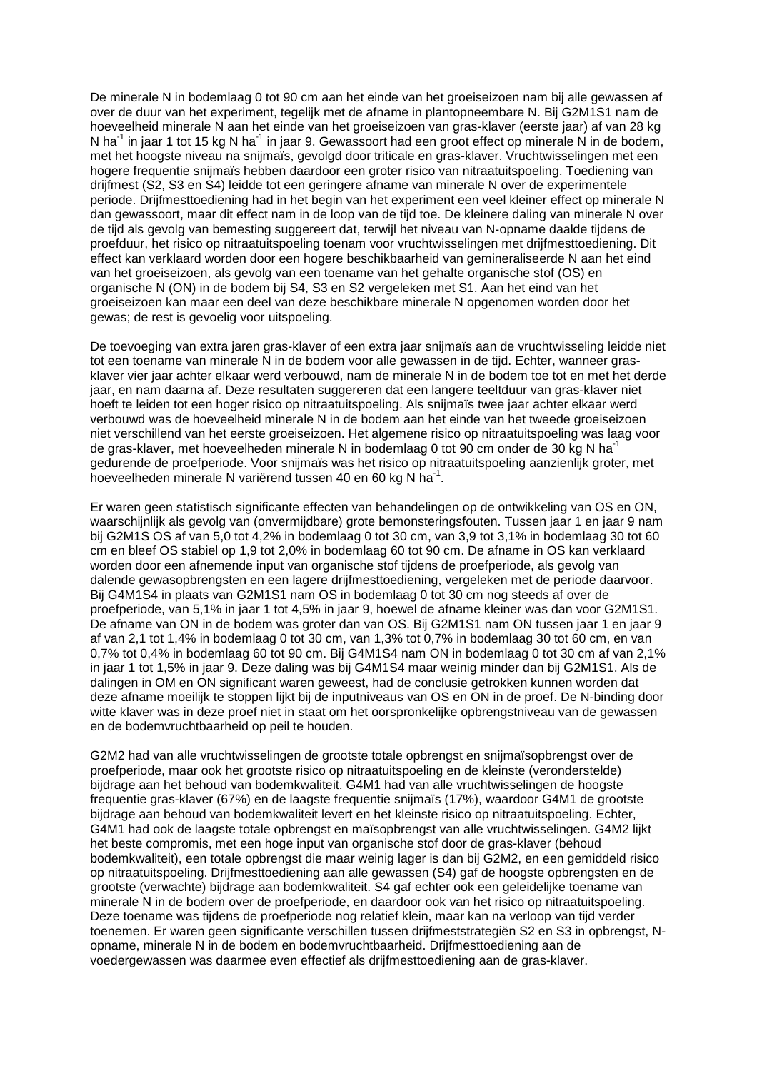De minerale N in bodemlaag 0 tot 90 cm aan het einde van het groeiseizoen nam bij alle gewassen af over de duur van het experiment, tegelijk met de afname in plantopneembare N. Bij G2M1S1 nam de hoeveelheid minerale N aan het einde van het groeiseizoen van gras-klaver (eerste jaar) af van 28 kg N $ha^{-1}$ in jaar 1 tot 15 kg N $ha^{-1}$ in jaar 9. Gewassoort had een groot effect op minerale N in de bodem, met het hoogste niveau na snijmaïs, gevolgd door triticale en gras-klaver. Vruchtwisselingen met een hogere frequentie snijmaïs hebben daardoor een groter risico van nitraatuitspoeling. Toediening van drijfmest (S2, S3 en S4) leidde tot een geringere afname van minerale N over de experimentele periode. Drijfmesttoediening had in het begin van het experiment een veel kleiner effect op minerale N dan gewassoort, maar dit effect nam in de loop van de tijd toe. De kleinere daling van minerale N over de tijd als gevolg van bemesting suggereert dat, terwijl het niveau van N-opname daalde tijdens de proefduur, het risico op nitraatuitspoeling toenam voor vruchtwisselingen met drijfmesttoediening. Dit effect kan verklaard worden door een hogere beschikbaarheid van gemineraliseerde N aan het eind van het groeiseizoen, als gevolg van een toename van het gehalte organische stof (OS) en organische N (ON) in de bodem bij S4, S3 en S2 vergeleken met S1. Aan het eind van het groeiseizoen kan maar een deel van deze beschikbare minerale N opgenomen worden door het gewas; de rest is gevoelig voor uitspoeling.

De toevoeging van extra jaren gras-klaver of een extra jaar snijmaïs aan de vruchtwisseling leidde niet tot een toename van minerale N in de bodem voor alle gewassen in de tijd. Echter, wanneer gras-klaver vier jaar achter elkaar werd verbouwd, nam de minerale N in de bodem toe tot en met het derde jaar, en nam daarna af. Deze resultaten suggereren dat een langere teeltduur van gras-klaver niet hoeft te leiden tot een hoger risico op nitraatuitspoeling. Als snijmaïs twee jaar achter elkaar werd verbouwd was de hoeveelheid minerale N in de bodem aan het einde van het tweede groeiseizoen niet verschillend van het eerste groeiseizoen. Het algemene risico op nitraatuitspoeling was laag voor de gras-klaver, met hoeveelheden minerale N in bodemlaag 0 tot 90 cm onder de 30 kg N $ha^{-1}$ gedurende de proefperiode. Voor snijmaïs was het risico op nitraatuitspoeling aanzienlijk groter, met hoeveelheden minerale N variërend tussen 40 en 60 kg N $ha^{-1}$.

Er waren geen statistisch significante effecten van behandelingen op de ontwikkeling van OS en ON, waarschijnlijk als gevolg van (onvermijdbare) grote bemonsteringsfouten. Tussen jaar 1 en jaar 9 nam bij G2M1S OS af van 5,0 tot 4,2% in bodemlaag 0 tot 30 cm, van 3,9 tot 3,1% in bodemlaag 30 tot 60 cm en bleef OS stabiel op 1,9 tot 2,0% in bodemlaag 60 tot 90 cm. De afname in OS kan verklaard worden door een afnemende input van organische stof tijdens de proefperiode, als gevolg van dalende gewasopbrengsten en een lagere drijfmesttoediening, vergeleken met de periode daarvoor. Bij G4M1S4 in plaats van G2M1S1 nam OS in bodemlaag 0 tot 30 cm nog steeds af over de proefperiode, van 5,1% in jaar 1 tot 4,5% in jaar 9, hoewel de afname kleiner was dan voor G2M1S1. De afname van ON in de bodem was groter dan van OS. Bij G2M1S1 nam ON tussen jaar 1 en jaar 9 af van 2,1 tot 1,4% in bodemlaag 0 tot 30 cm, van 1,3% tot 0,7% in bodemlaag 30 tot 60 cm, en van 0,7% tot 0,4% in bodemlaag 60 tot 90 cm. Bij G4M1S4 nam ON in bodemlaag 0 tot 30 cm af van 2,1% in jaar 1 tot 1,5% in jaar 9. Deze daling was bij G4M1S4 maar weinig minder dan bij G2M1S1. Als de dalingen in OM en ON significant waren geweest, had de conclusie getrokken kunnen worden dat deze afname moeilijk te stoppen lijkt bij de inputniveaus van OS en ON in de proef. De N-binding door witte klaver was in deze proef niet in staat om het oorspronkelijke opbrengstniveau van de gewassen en de bodemvruchtbaarheid op peil te houden.

G2M2 had van alle vruchtwisselingen de grootste totale opbrengst en snijmaïsopbrengst over de proefperiode, maar ook het grootste risico op nitraatuitspoeling en de kleinste (veronderstelde) bijdrage aan het behoud van bodemkwaliteit. G4M1 had van alle vruchtwisselingen de hoogste frequentie gras-klaver (67%) en de laagste frequentie snijmaïs (17%), waardoor G4M1 de grootste bijdrage aan behoud van bodemkwaliteit levert en het kleinste risico op nitraatuitspoeling. Echter, G4M1 had ook de laagste totale opbrengst en maïsopbrengst van alle vruchtwisselingen. G4M2 lijkt het beste compromis, met een hoge input van organische stof door de gras-klaver (behoud bodemkwaliteit), een totale opbrengst die maar weinig lager is dan bij G2M2, en een gemiddeld risico op nitraatuitspoeling. Drijfmesttoediening aan alle gewassen (S4) gaf de hoogste opbrengsten en de grootste (verwachte) bijdrage aan bodemkwaliteit. S4 gaf echter ook een geleidelijke toename van minerale N in de bodem over de proefperiode, en daardoor ook van het risico op nitraatuitspoeling. Deze toename was tijdens de proefperiode nog relatief klein, maar kan na verloop van tijd verder toenemen. Er waren geen significante verschillen tussen drijfmeststrategiën S2 en S3 in opbrengst, N-opname, minerale N in de bodem en bodemvruchtbaarheid. Drijfmesttoediening aan de voedergewassen was daarmee even effectief als drijfmesttoediening aan de gras-klaver.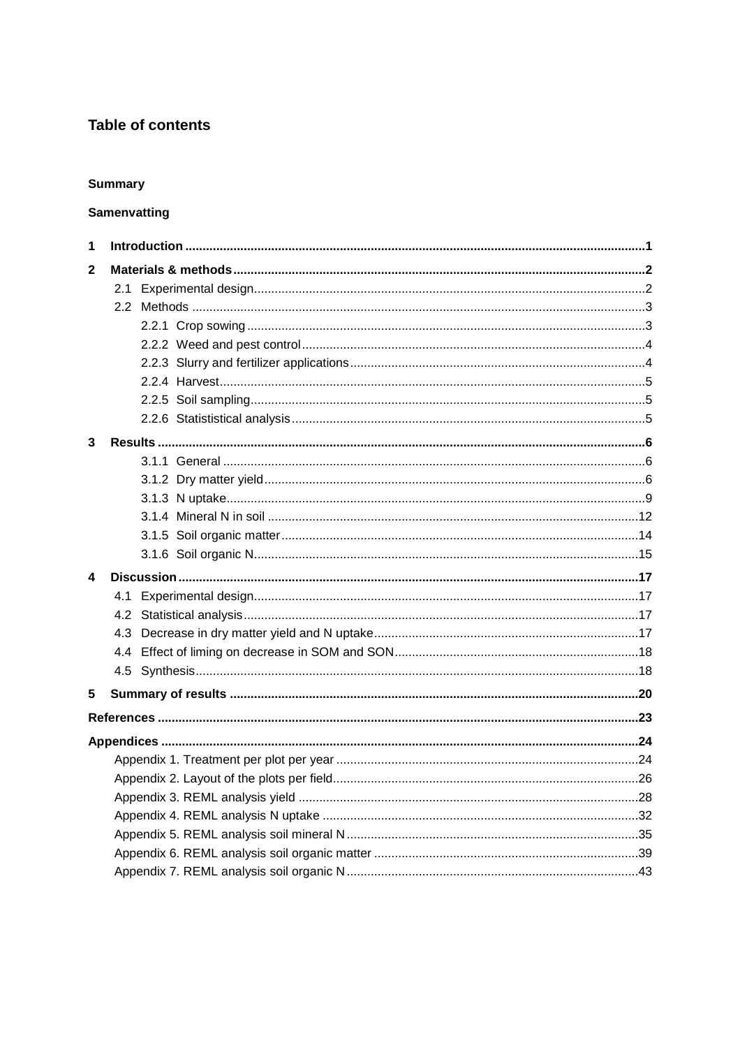## Table of contents

**Summary**

**Samenvatting**

| | | |
|---|---|---|
| **1** | **Introduction** | **1** |
| **2** | **Materials & methods** | **2** |
| | 2.1 Experimental design | 2 |
| | 2.2 Methods | 3 |
| | 2.2.1 Crop sowing | 3 |
| | 2.2.2 Weed and pest control | 4 |
| | 2.2.3 Slurry and fertilizer applications | 4 |
| | 2.2.4 Harvest | 5 |
| | 2.2.5 Soil sampling | 5 |
| | 2.2.6 Statististical analysis | 5 |
| **3** | **Results** | **6** |
| | 3.1.1 General | 6 |
| | 3.1.2 Dry matter yield | 6 |
| | 3.1.3 N uptake | 9 |
| | 3.1.4 Mineral N in soil | 12 |
| | 3.1.5 Soil organic matter | 14 |
| | 3.1.6 Soil organic N | 15 |
| **4** | **Discussion** | **17** |
| | 4.1 Experimental design | 17 |
| | 4.2 Statistical analysis | 17 |
| | 4.3 Decrease in dry matter yield and N uptake | 17 |
| | 4.4 Effect of liming on decrease in SOM and SON | 18 |
| | 4.5 Synthesis | 18 |
| **5** | **Summary of results** | **20** |
| | **References** | **23** |
| | **Appendices** | **24** |
| | Appendix 1. Treatment per plot per year | 24 |
| | Appendix 2. Layout of the plots per field | 26 |
| | Appendix 3. REML analysis yield | 28 |
| | Appendix 4. REML analysis N uptake | 32 |
| | Appendix 5. REML analysis soil mineral N | 35 |
| | Appendix 6. REML analysis soil organic matter | 39 |
| | Appendix 7. REML analysis soil organic N | 43 |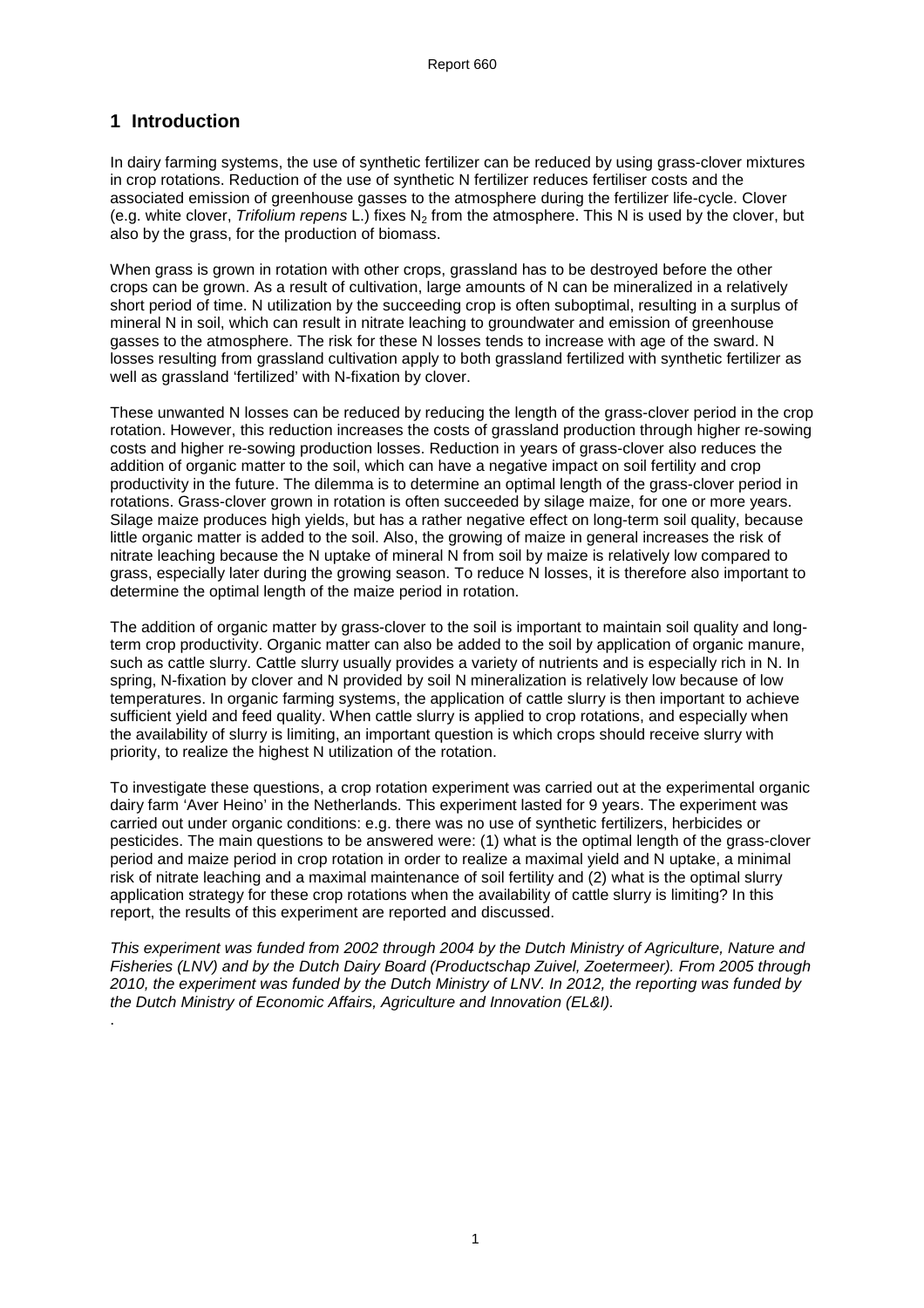# 1 Introduction

In dairy farming systems, the use of synthetic fertilizer can be reduced by using grass-clover mixtures in crop rotations. Reduction of the use of synthetic N fertilizer reduces fertiliser costs and the associated emission of greenhouse gasses to the atmosphere during the fertilizer life-cycle. Clover (e.g. white clover, *Trifolium repens* L.) fixes $N_2$ from the atmosphere. This N is used by the clover, but also by the grass, for the production of biomass.

When grass is grown in rotation with other crops, grassland has to be destroyed before the other crops can be grown. As a result of cultivation, large amounts of N can be mineralized in a relatively short period of time. N utilization by the succeeding crop is often suboptimal, resulting in a surplus of mineral N in soil, which can result in nitrate leaching to groundwater and emission of greenhouse gasses to the atmosphere. The risk for these N losses tends to increase with age of the sward. N losses resulting from grassland cultivation apply to both grassland fertilized with synthetic fertilizer as well as grassland 'fertilized' with N-fixation by clover.

These unwanted N losses can be reduced by reducing the length of the grass-clover period in the crop rotation. However, this reduction increases the costs of grassland production through higher re-sowing costs and higher re-sowing production losses. Reduction in years of grass-clover also reduces the addition of organic matter to the soil, which can have a negative impact on soil fertility and crop productivity in the future. The dilemma is to determine an optimal length of the grass-clover period in rotations. Grass-clover grown in rotation is often succeeded by silage maize, for one or more years. Silage maize produces high yields, but has a rather negative effect on long-term soil quality, because little organic matter is added to the soil. Also, the growing of maize in general increases the risk of nitrate leaching because the N uptake of mineral N from soil by maize is relatively low compared to grass, especially later during the growing season. To reduce N losses, it is therefore also important to determine the optimal length of the maize period in rotation.

The addition of organic matter by grass-clover to the soil is important to maintain soil quality and long-term crop productivity. Organic matter can also be added to the soil by application of organic manure, such as cattle slurry. Cattle slurry usually provides a variety of nutrients and is especially rich in N. In spring, N-fixation by clover and N provided by soil N mineralization is relatively low because of low temperatures. In organic farming systems, the application of cattle slurry is then important to achieve sufficient yield and feed quality. When cattle slurry is applied to crop rotations, and especially when the availability of slurry is limiting, an important question is which crops should receive slurry with priority, to realize the highest N utilization of the rotation.

To investigate these questions, a crop rotation experiment was carried out at the experimental organic dairy farm 'Aver Heino' in the Netherlands. This experiment lasted for 9 years. The experiment was carried out under organic conditions: e.g. there was no use of synthetic fertilizers, herbicides or pesticides. The main questions to be answered were: (1) what is the optimal length of the grass-clover period and maize period in crop rotation in order to realize a maximal yield and N uptake, a minimal risk of nitrate leaching and a maximal maintenance of soil fertility and (2) what is the optimal slurry application strategy for these crop rotations when the availability of cattle slurry is limiting? In this report, the results of this experiment are reported and discussed.

*This experiment was funded from 2002 through 2004 by the Dutch Ministry of Agriculture, Nature and Fisheries (LNV) and by the Dutch Dairy Board (Productschap Zuivel, Zoetermeer). From 2005 through 2010, the experiment was funded by the Dutch Ministry of LNV. In 2012, the reporting was funded by the Dutch Ministry of Economic Affairs, Agriculture and Innovation (EL&I).*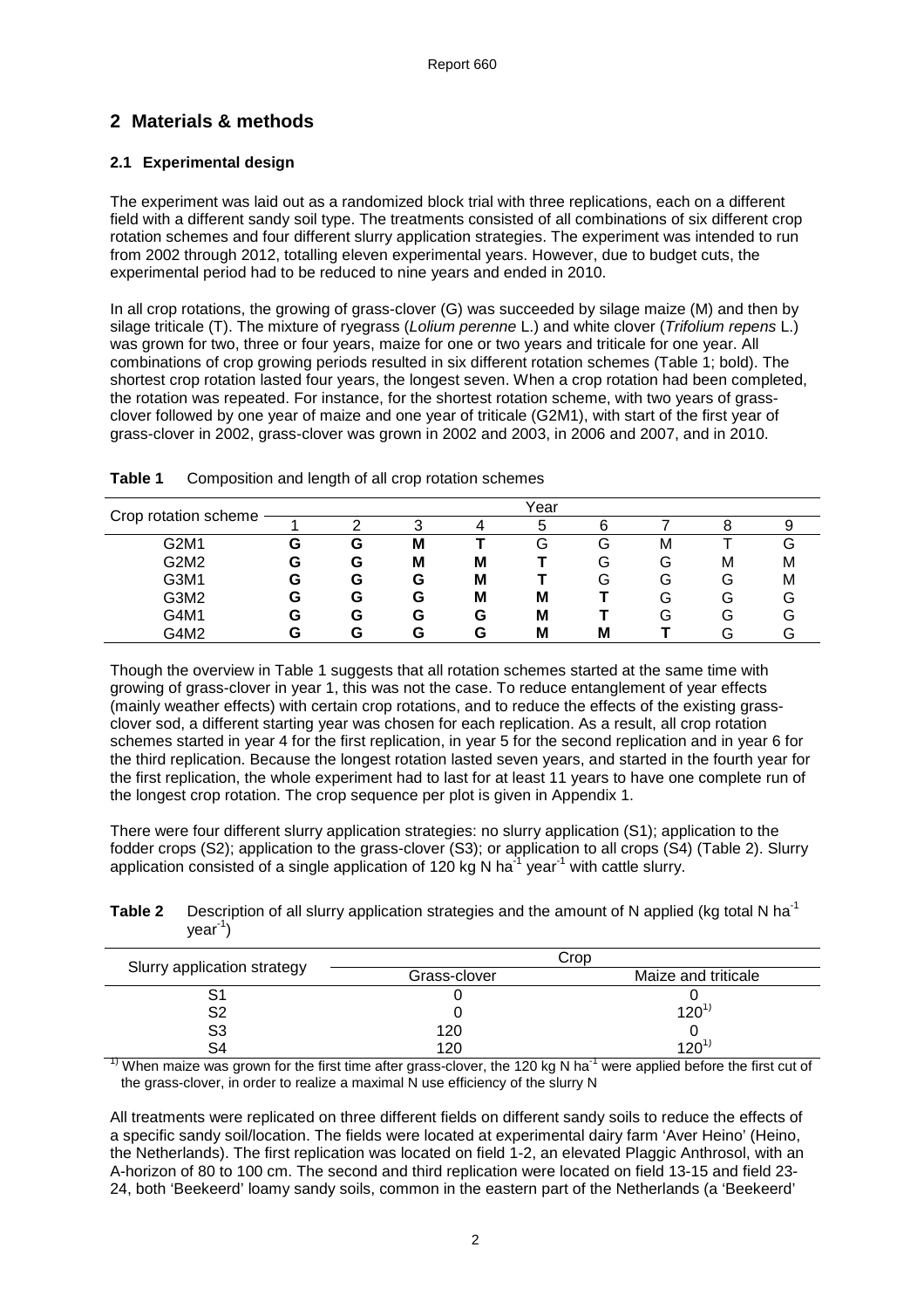## 2 Materials & methods

### 2.1 Experimental design

The experiment was laid out as a randomized block trial with three replications, each on a different field with a different sandy soil type. The treatments consisted of all combinations of six different crop rotation schemes and four different slurry application strategies. The experiment was intended to run from 2002 through 2012, totalling eleven experimental years. However, due to budget cuts, the experimental period had to be reduced to nine years and ended in 2010.

In all crop rotations, the growing of grass-clover (G) was succeeded by silage maize (M) and then by silage triticale (T). The mixture of ryegrass (*Lolium perenne* L.) and white clover (*Trifolium repens* L.) was grown for two, three or four years, maize for one or two years and triticale for one year. All combinations of crop growing periods resulted in six different rotation schemes (Table 1; bold). The shortest crop rotation lasted four years, the longest seven. When a crop rotation had been completed, the rotation was repeated. For instance, for the shortest rotation scheme, with two years of grass-clover followed by one year of maize and one year of triticale (G2M1), with start of the first year of grass-clover in 2002, grass-clover was grown in 2002 and 2003, in 2006 and 2007, and in 2010.

**Table 1** Composition and length of all crop rotation schemes

| Crop rotation scheme | Year | | | | | | | | |
|---|---|---|---|---|---|---|---|---|---|
| | 1 | 2 | 3 | 4 | 5 | 6 | 7 | 8 | 9 |
| G2M1 | **G** | **G** | **M** | **T** | G | G | M | T | G |
| G2M2 | **G** | **G** | **M** | **M** | **T** | G | G | M | M |
| G3M1 | **G** | **G** | **G** | **M** | **T** | G | G | G | M |
| G3M2 | **G** | **G** | **G** | **M** | **M** | **T** | G | G | G |
| G4M1 | **G** | **G** | **G** | **G** | **M** | **T** | G | G | G |
| G4M2 | **G** | **G** | **G** | **G** | **M** | **M** | **T** | G | G |

Though the overview in Table 1 suggests that all rotation schemes started at the same time with growing of grass-clover in year 1, this was not the case. To reduce entanglement of year effects (mainly weather effects) with certain crop rotations, and to reduce the effects of the existing grass-clover sod, a different starting year was chosen for each replication. As a result, all crop rotation schemes started in year 4 for the first replication, in year 5 for the second replication and in year 6 for the third replication. Because the longest rotation lasted seven years, and started in the fourth year for the first replication, the whole experiment had to last for at least 11 years to have one complete run of the longest crop rotation. The crop sequence per plot is given in Appendix 1.

There were four different slurry application strategies: no slurry application (S1); application to the fodder crops (S2); application to the grass-clover (S3); or application to all crops (S4) (Table 2). Slurry application consisted of a single application of 120 kg N ha$^{-1}$ year$^{-1}$ with cattle slurry.

**Table 2** Description of all slurry application strategies and the amount of N applied (kg total N ha$^{-1}$ year$^{-1}$)

| Slurry application strategy | Crop | |
|---|---|---|
| | Grass-clover | Maize and triticale |
| S1 | 0 | 0 |
| S2 | 0 | 120[1)] |
| S3 | 120 | 0 |
| S4 | 120 | 120[1)] |

[1)] When maize was grown for the first time after grass-clover, the 120 kg N ha$^{-1}$ were applied before the first cut of the grass-clover, in order to realize a maximal N use efficiency of the slurry N

All treatments were replicated on three different fields on different sandy soils to reduce the effects of a specific sandy soil/location. The fields were located at experimental dairy farm 'Aver Heino' (Heino, the Netherlands). The first replication was located on field 1-2, an elevated Plaggic Anthrosol, with an A-horizon of 80 to 100 cm. The second and third replication were located on field 13-15 and field 23-24, both 'Beekeerd' loamy sandy soils, common in the eastern part of the Netherlands (a 'Beekeerd'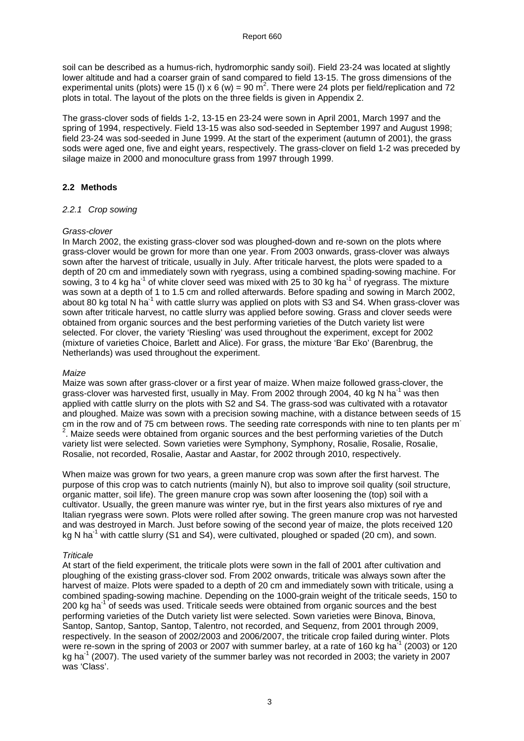soil can be described as a humus-rich, hydromorphic sandy soil). Field 23-24 was located at slightly lower altitude and had a coarser grain of sand compared to field 13-15. The gross dimensions of the experimental units (plots) were 15 (l) x 6 (w) = 90 $m^2$. There were 24 plots per field/replication and 72 plots in total. The layout of the plots on the three fields is given in Appendix 2.

The grass-clover sods of fields 1-2, 13-15 en 23-24 were sown in April 2001, March 1997 and the spring of 1994, respectively. Field 13-15 was also sod-seeded in September 1997 and August 1998; field 23-24 was sod-seeded in June 1999. At the start of the experiment (autumn of 2001), the grass sods were aged one, five and eight years, respectively. The grass-clover on field 1-2 was preceded by silage maize in 2000 and monoculture grass from 1997 through 1999.

## 2.2 Methods

### *2.2.1 Crop sowing*

*Grass-clover*

In March 2002, the existing grass-clover sod was ploughed-down and re-sown on the plots where grass-clover would be grown for more than one year. From 2003 onwards, grass-clover was always sown after the harvest of triticale, usually in July. After triticale harvest, the plots were spaded to a depth of 20 cm and immediately sown with ryegrass, using a combined spading-sowing machine. For sowing, 3 to 4 kg $ha^{-1}$ of white clover seed was mixed with 25 to 30 kg $ha^{-1}$ of ryegrass. The mixture was sown at a depth of 1 to 1.5 cm and rolled afterwards. Before spading and sowing in March 2002, about 80 kg total N $ha^{-1}$ with cattle slurry was applied on plots with S3 and S4. When grass-clover was sown after triticale harvest, no cattle slurry was applied before sowing. Grass and clover seeds were obtained from organic sources and the best performing varieties of the Dutch variety list were selected. For clover, the variety 'Riesling' was used throughout the experiment, except for 2002 (mixture of varieties Choice, Barlett and Alice). For grass, the mixture 'Bar Eko' (Barenbrug, the Netherlands) was used throughout the experiment.

*Maize*

Maize was sown after grass-clover or a first year of maize. When maize followed grass-clover, the grass-clover was harvested first, usually in May. From 2002 through 2004, 40 kg N $ha^{-1}$ was then applied with cattle slurry on the plots with S2 and S4. The grass-sod was cultivated with a rotavator and ploughed. Maize was sown with a precision sowing machine, with a distance between seeds of 15 cm in the row and of 75 cm between rows. The seeding rate corresponds with nine to ten plants per $m^{-2}$. Maize seeds were obtained from organic sources and the best performing varieties of the Dutch variety list were selected. Sown varieties were Symphony, Symphony, Rosalie, Rosalie, Rosalie, Rosalie, not recorded, Rosalie, Aastar and Aastar, for 2002 through 2010, respectively.

When maize was grown for two years, a green manure crop was sown after the first harvest. The purpose of this crop was to catch nutrients (mainly N), but also to improve soil quality (soil structure, organic matter, soil life). The green manure crop was sown after loosening the (top) soil with a cultivator. Usually, the green manure was winter rye, but in the first years also mixtures of rye and Italian ryegrass were sown. Plots were rolled after sowing. The green manure crop was not harvested and was destroyed in March. Just before sowing of the second year of maize, the plots received 120 kg N $ha^{-1}$ with cattle slurry (S1 and S4), were cultivated, ploughed or spaded (20 cm), and sown.

*Triticale*

At start of the field experiment, the triticale plots were sown in the fall of 2001 after cultivation and ploughing of the existing grass-clover sod. From 2002 onwards, triticale was always sown after the harvest of maize. Plots were spaded to a depth of 20 cm and immediately sown with triticale, using a combined spading-sowing machine. Depending on the 1000-grain weight of the triticale seeds, 150 to 200 kg $ha^{-1}$ of seeds was used. Triticale seeds were obtained from organic sources and the best performing varieties of the Dutch variety list were selected. Sown varieties were Binova, Binova, Santop, Santop, Santop, Santop, Talentro, not recorded, and Sequenz, from 2001 through 2009, respectively. In the season of 2002/2003 and 2006/2007, the triticale crop failed during winter. Plots were re-sown in the spring of 2003 or 2007 with summer barley, at a rate of 160 kg $ha^{-1}$ (2003) or 120 kg $ha^{-1}$ (2007). The used variety of the summer barley was not recorded in 2003; the variety in 2007 was 'Class'.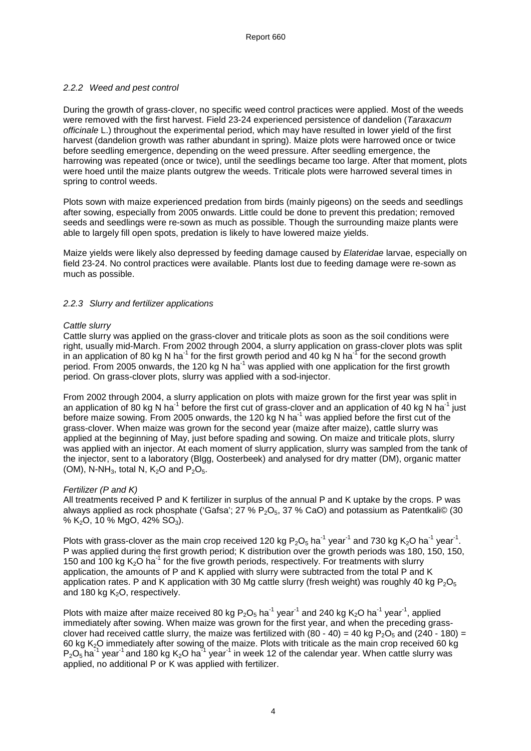### *2.2.2 Weed and pest control*

During the growth of grass-clover, no specific weed control practices were applied. Most of the weeds were removed with the first harvest. Field 23-24 experienced persistence of dandelion (*Taraxacum officinale* L.) throughout the experimental period, which may have resulted in lower yield of the first harvest (dandelion growth was rather abundant in spring). Maize plots were harrowed once or twice before seedling emergence, depending on the weed pressure. After seedling emergence, the harrowing was repeated (once or twice), until the seedlings became too large. After that moment, plots were hoed until the maize plants outgrew the weeds. Triticale plots were harrowed several times in spring to control weeds.

Plots sown with maize experienced predation from birds (mainly pigeons) on the seeds and seedlings after sowing, especially from 2005 onwards. Little could be done to prevent this predation; removed seeds and seedlings were re-sown as much as possible. Though the surrounding maize plants were able to largely fill open spots, predation is likely to have lowered maize yields.

Maize yields were likely also depressed by feeding damage caused by *Elateridae* larvae, especially on field 23-24. No control practices were available. Plants lost due to feeding damage were re-sown as much as possible.

### *2.2.3 Slurry and fertilizer applications*

*Cattle slurry*

Cattle slurry was applied on the grass-clover and triticale plots as soon as the soil conditions were right, usually mid-March. From 2002 through 2004, a slurry application on grass-clover plots was split in an application of 80 kg N $ha^{-1}$ for the first growth period and 40 kg N $ha^{-1}$ for the second growth period. From 2005 onwards, the 120 kg N $ha^{-1}$ was applied with one application for the first growth period. On grass-clover plots, slurry was applied with a sod-injector.

From 2002 through 2004, a slurry application on plots with maize grown for the first year was split in an application of 80 kg N $ha^{-1}$ before the first cut of grass-clover and an application of 40 kg N $ha^{-1}$ just before maize sowing. From 2005 onwards, the 120 kg N $ha^{-1}$ was applied before the first cut of the grass-clover. When maize was grown for the second year (maize after maize), cattle slurry was applied at the beginning of May, just before spading and sowing. On maize and triticale plots, slurry was applied with an injector. At each moment of slurry application, slurry was sampled from the tank of the injector, sent to a laboratory (Blgg, Oosterbeek) and analysed for dry matter (DM), organic matter (OM), N-$NH_3$, total N, $K_2O$ and $P_2O_5$.

*Fertilizer (P and K)*

All treatments received P and K fertilizer in surplus of the annual P and K uptake by the crops. P was always applied as rock phosphate ('Gafsa'; 27 % $P_2O_5$, 37 % CaO) and potassium as Patentkali© (30 % $K_2O$, 10 % MgO, 42% $SO_3$).

Plots with grass-clover as the main crop received 120 kg $P_2O_5$ $ha^{-1}$ $year^{-1}$ and 730 kg $K_2O$ $ha^{-1}$ $year^{-1}$. P was applied during the first growth period; K distribution over the growth periods was 180, 150, 150, 150 and 100 kg $K_2O$ $ha^{-1}$ for the five growth periods, respectively. For treatments with slurry application, the amounts of P and K applied with slurry were subtracted from the total P and K application rates. P and K application with 30 Mg cattle slurry (fresh weight) was roughly 40 kg $P_2O_5$ and 180 kg $K_2O$, respectively.

Plots with maize after maize received 80 kg $P_2O_5$ $ha^{-1}$ $year^{-1}$ and 240 kg $K_2O$ $ha^{-1}$ $year^{-1}$, applied immediately after sowing. When maize was grown for the first year, and when the preceding grass-clover had received cattle slurry, the maize was fertilized with (80 - 40) = 40 kg $P_2O_5$ and (240 - 180) = 60 kg $K_2O$ immediately after sowing of the maize. Plots with triticale as the main crop received 60 kg $P_2O_5$ $ha^{-1}$ $year^{-1}$ and 180 kg $K_2O$ $ha^{-1}$ $year^{-1}$ in week 12 of the calendar year. When cattle slurry was applied, no additional P or K was applied with fertilizer.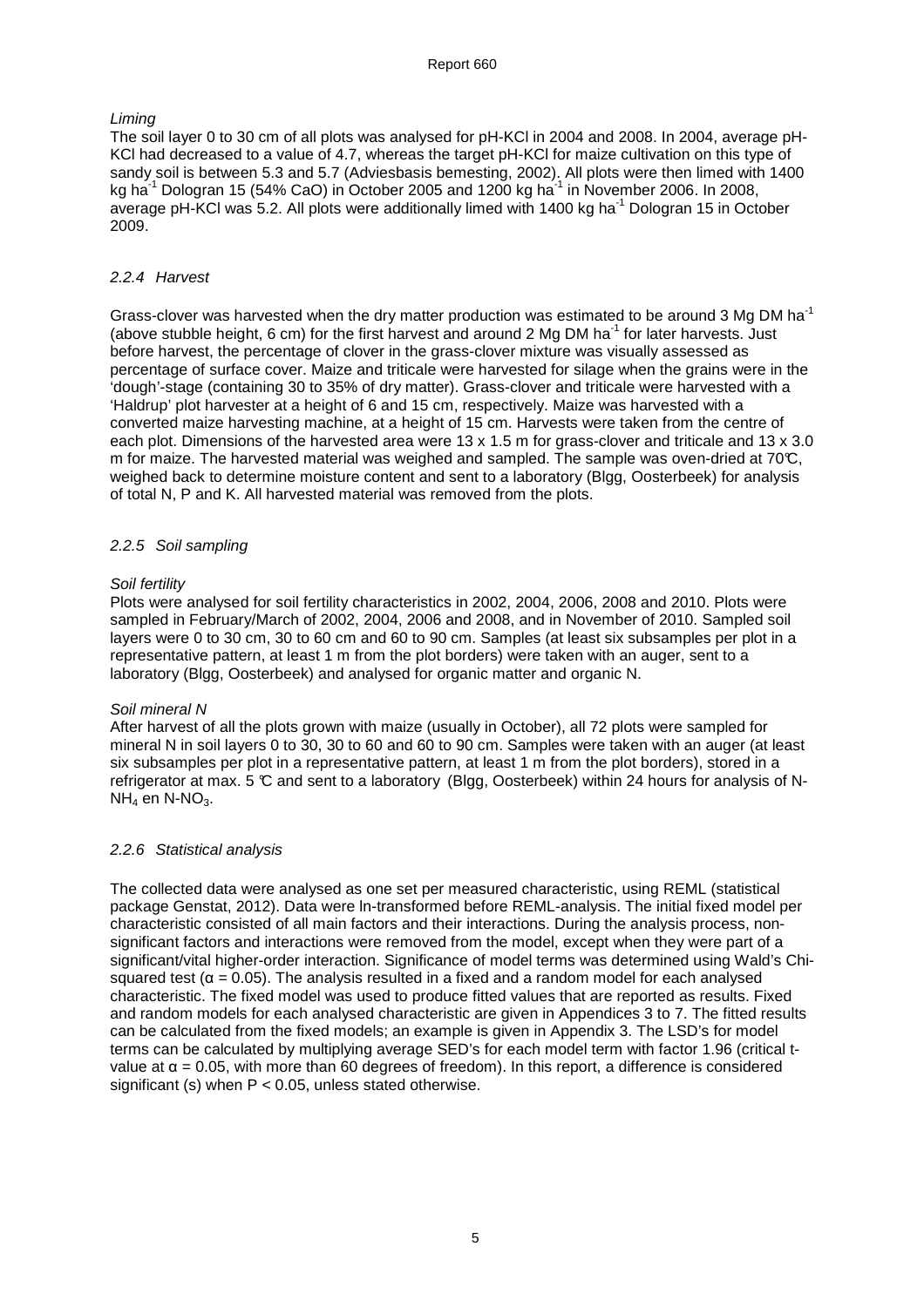*Liming*

The soil layer 0 to 30 cm of all plots was analysed for pH-KCl in 2004 and 2008. In 2004, average pH-KCl had decreased to a value of 4.7, whereas the target pH-KCl for maize cultivation on this type of sandy soil is between 5.3 and 5.7 (Adviesbasis bemesting, 2002). All plots were then limed with 1400 kg ha$^{-1}$ Dologran 15 (54% CaO) in October 2005 and 1200 kg ha$^{-1}$ in November 2006. In 2008, average pH-KCl was 5.2. All plots were additionally limed with 1400 kg ha$^{-1}$ Dologran 15 in October 2009.

### *2.2.4 Harvest*

Grass-clover was harvested when the dry matter production was estimated to be around 3 Mg DM ha$^{-1}$ (above stubble height, 6 cm) for the first harvest and around 2 Mg DM ha$^{-1}$ for later harvests. Just before harvest, the percentage of clover in the grass-clover mixture was visually assessed as percentage of surface cover. Maize and triticale were harvested for silage when the grains were in the 'dough'-stage (containing 30 to 35% of dry matter). Grass-clover and triticale were harvested with a 'Haldrup' plot harvester at a height of 6 and 15 cm, respectively. Maize was harvested with a converted maize harvesting machine, at a height of 15 cm. Harvests were taken from the centre of each plot. Dimensions of the harvested area were 13 x 1.5 m for grass-clover and triticale and 13 x 3.0 m for maize. The harvested material was weighed and sampled. The sample was oven-dried at 70℃, weighed back to determine moisture content and sent to a laboratory (Blgg, Oosterbeek) for analysis of total N, P and K. All harvested material was removed from the plots.

### *2.2.5 Soil sampling*

*Soil fertility*

Plots were analysed for soil fertility characteristics in 2002, 2004, 2006, 2008 and 2010. Plots were sampled in February/March of 2002, 2004, 2006 and 2008, and in November of 2010. Sampled soil layers were 0 to 30 cm, 30 to 60 cm and 60 to 90 cm. Samples (at least six subsamples per plot in a representative pattern, at least 1 m from the plot borders) were taken with an auger, sent to a laboratory (Blgg, Oosterbeek) and analysed for organic matter and organic N.

*Soil mineral N*

After harvest of all the plots grown with maize (usually in October), all 72 plots were sampled for mineral N in soil layers 0 to 30, 30 to 60 and 60 to 90 cm. Samples were taken with an auger (at least six subsamples per plot in a representative pattern, at least 1 m from the plot borders), stored in a refrigerator at max. 5 ℃ and sent to a laboratory (Blgg, Oosterbeek) within 24 hours for analysis of N-$NH_4$ en N-$NO_3$.

### *2.2.6 Statistical analysis*

The collected data were analysed as one set per measured characteristic, using REML (statistical package Genstat, 2012). Data were ln-transformed before REML-analysis. The initial fixed model per characteristic consisted of all main factors and their interactions. During the analysis process, non-significant factors and interactions were removed from the model, except when they were part of a significant/vital higher-order interaction. Significance of model terms was determined using Wald's Chi-squared test ($\alpha = 0.05$). The analysis resulted in a fixed and a random model for each analysed characteristic. The fixed model was used to produce fitted values that are reported as results. Fixed and random models for each analysed characteristic are given in Appendices 3 to 7. The fitted results can be calculated from the fixed models; an example is given in Appendix 3. The LSD's for model terms can be calculated by multiplying average SED's for each model term with factor 1.96 (critical t-value at $\alpha = 0.05$, with more than 60 degrees of freedom). In this report, a difference is considered significant (s) when $P < 0.05$, unless stated otherwise.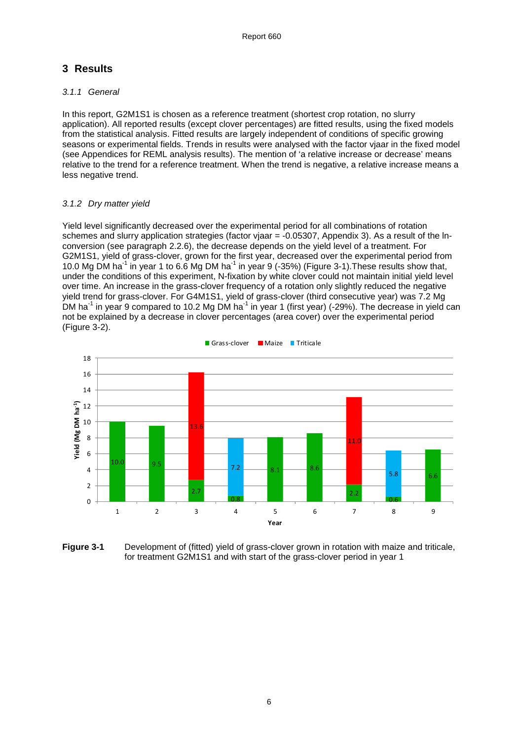# 3 Results

### *3.1.1 General*

In this report, G2M1S1 is chosen as a reference treatment (shortest crop rotation, no slurry application). All reported results (except clover percentages) are fitted results, using the fixed models from the statistical analysis. Fitted results are largely independent of conditions of specific growing seasons or experimental fields. Trends in results were analysed with the factor vjaar in the fixed model (see Appendices for REML analysis results). The mention of 'a relative increase or decrease' means relative to the trend for a reference treatment. When the trend is negative, a relative increase means a less negative trend.

### *3.1.2 Dry matter yield*

Yield level significantly decreased over the experimental period for all combinations of rotation schemes and slurry application strategies (factor vjaar = -0.05307, Appendix 3). As a result of the ln-conversion (see paragraph 2.2.6), the decrease depends on the yield level of a treatment. For G2M1S1, yield of grass-clover, grown for the first year, decreased over the experimental period from 10.0 Mg DM $ha^{-1}$ in year 1 to 6.6 Mg DM $ha^{-1}$ in year 9 (-35%) (Figure 3-1).These results show that, under the conditions of this experiment, N-fixation by white clover could not maintain initial yield level over time. An increase in the grass-clover frequency of a rotation only slightly reduced the negative yield trend for grass-clover. For G4M1S1, yield of grass-clover (third consecutive year) was 7.2 Mg DM $ha^{-1}$ in year 9 compared to 10.2 Mg DM $ha^{-1}$ in year 1 (first year) (-29%). The decrease in yield can not be explained by a decrease in clover percentages (area cover) over the experimental period (Figure 3-2).

**Figure 3-1** Development of (fitted) yield of grass-clover grown in rotation with maize and triticale, for treatment G2M1S1 and with start of the grass-clover period in year 1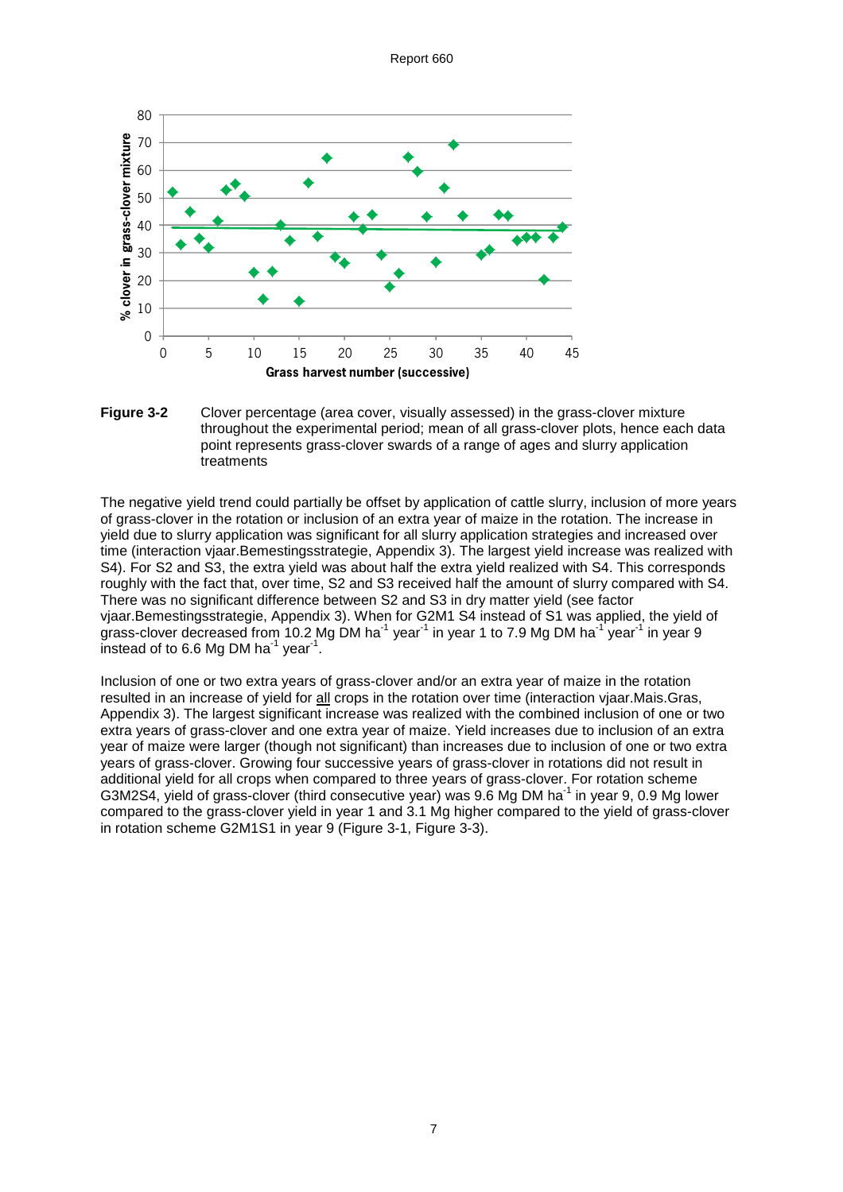**Figure 3-2** Clover percentage (area cover, visually assessed) in the grass-clover mixture throughout the experimental period; mean of all grass-clover plots, hence each data point represents grass-clover swards of a range of ages and slurry application treatments

The negative yield trend could partially be offset by application of cattle slurry, inclusion of more years of grass-clover in the rotation or inclusion of an extra year of maize in the rotation. The increase in yield due to slurry application was significant for all slurry application strategies and increased over time (interaction vjaar.Bemestingsstrategie, Appendix 3). The largest yield increase was realized with S4). For S2 and S3, the extra yield was about half the extra yield realized with S4. This corresponds roughly with the fact that, over time, S2 and S3 received half the amount of slurry compared with S4. There was no significant difference between S2 and S3 in dry matter yield (see factor vjaar.Bemestingsstrategie, Appendix 3). When for G2M1 S4 instead of S1 was applied, the yield of grass-clover decreased from 10.2 Mg DM ha$^{-1}$ year$^{-1}$ in year 1 to 7.9 Mg DM ha$^{-1}$ year$^{-1}$ in year 9 instead of to 6.6 Mg DM ha$^{-1}$ year$^{-1}$.

Inclusion of one or two extra years of grass-clover and/or an extra year of maize in the rotation resulted in an increase of yield for <u>all</u> crops in the rotation over time (interaction vjaar.Mais.Gras, Appendix 3). The largest significant increase was realized with the combined inclusion of one or two extra years of grass-clover and one extra year of maize. Yield increases due to inclusion of an extra year of maize were larger (though not significant) than increases due to inclusion of one or two extra years of grass-clover. Growing four successive years of grass-clover in rotations did not result in additional yield for all crops when compared to three years of grass-clover. For rotation scheme G3M2S4, yield of grass-clover (third consecutive year) was 9.6 Mg DM ha$^{-1}$ in year 9, 0.9 Mg lower compared to the grass-clover yield in year 1 and 3.1 Mg higher compared to the yield of grass-clover in rotation scheme G2M1S1 in year 9 (Figure 3-1, Figure 3-3).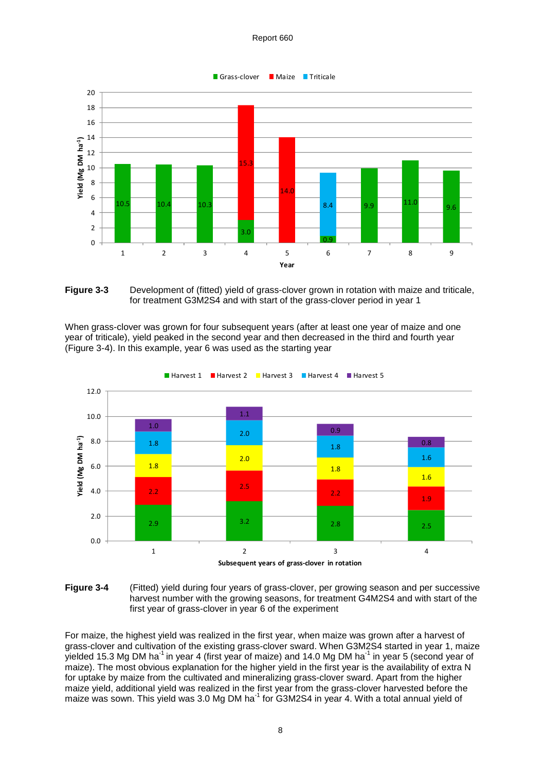**Figure 3-3** Development of (fitted) yield of grass-clover grown in rotation with maize and triticale, for treatment G3M2S4 and with start of the grass-clover period in year 1

When grass-clover was grown for four subsequent years (after at least one year of maize and one year of triticale), yield peaked in the second year and then decreased in the third and fourth year (Figure 3-4). In this example, year 6 was used as the starting year

**Figure 3-4** (Fitted) yield during four years of grass-clover, per growing season and per successive harvest number with the growing seasons, for treatment G4M2S4 and with start of the first year of grass-clover in year 6 of the experiment

For maize, the highest yield was realized in the first year, when maize was grown after a harvest of grass-clover and cultivation of the existing grass-clover sward. When G3M2S4 started in year 1, maize yielded 15.3 Mg DM ha$^{-1}$ in year 4 (first year of maize) and 14.0 Mg DM ha$^{-1}$ in year 5 (second year of maize). The most obvious explanation for the higher yield in the first year is the availability of extra N for uptake by maize from the cultivated and mineralizing grass-clover sward. Apart from the higher maize yield, additional yield was realized in the first year from the grass-clover harvested before the maize was sown. This yield was 3.0 Mg DM ha$^{-1}$ for G3M2S4 in year 4. With a total annual yield of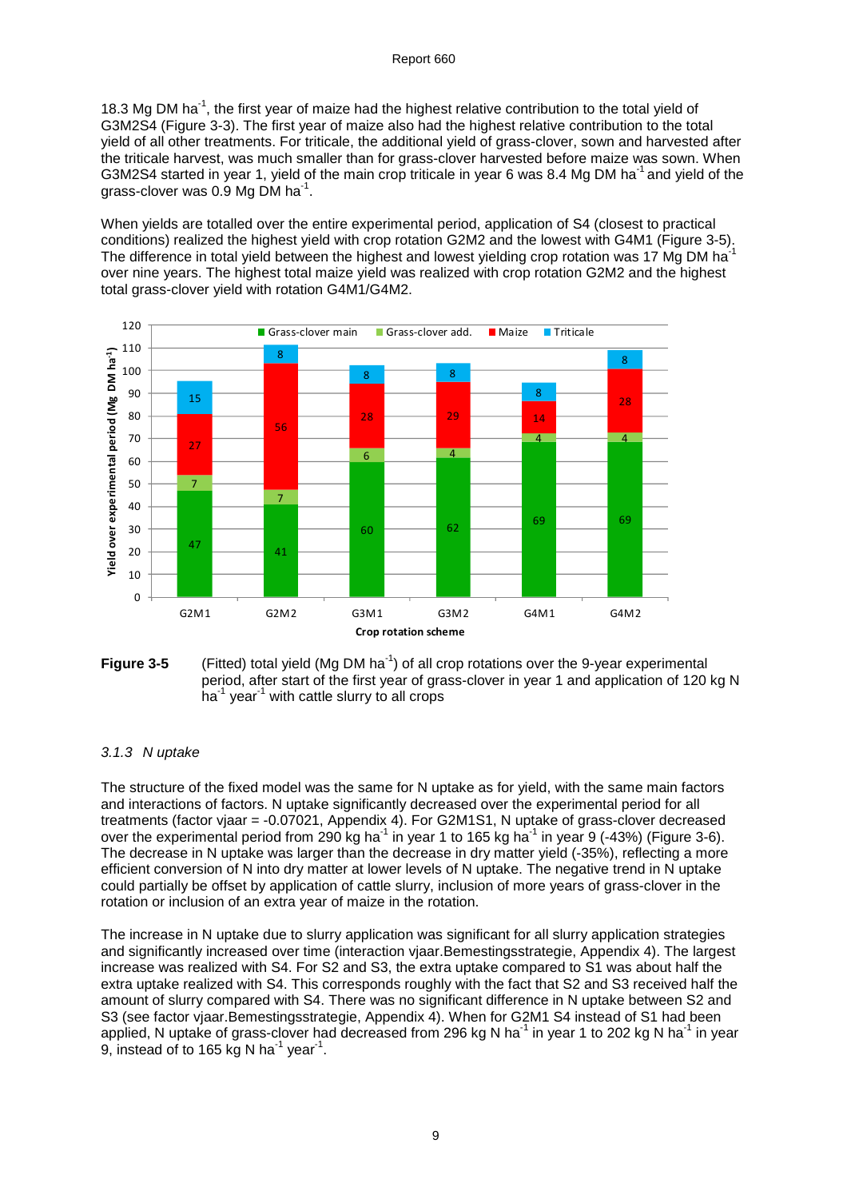18.3 Mg DM ha$^{-1}$, the first year of maize had the highest relative contribution to the total yield of G3M2S4 (Figure 3-3). The first year of maize also had the highest relative contribution to the total yield of all other treatments. For triticale, the additional yield of grass-clover, sown and harvested after the triticale harvest, was much smaller than for grass-clover harvested before maize was sown. When G3M2S4 started in year 1, yield of the main crop triticale in year 6 was 8.4 Mg DM ha$^{-1}$ and yield of the grass-clover was 0.9 Mg DM ha$^{-1}$.

When yields are totalled over the entire experimental period, application of S4 (closest to practical conditions) realized the highest yield with crop rotation G2M2 and the lowest with G4M1 (Figure 3-5). The difference in total yield between the highest and lowest yielding crop rotation was 17 Mg DM ha$^{-1}$ over nine years. The highest total maize yield was realized with crop rotation G2M2 and the highest total grass-clover yield with rotation G4M1/G4M2.

**Figure 3-5** (Fitted) total yield (Mg DM ha$^{-1}$) of all crop rotations over the 9-year experimental period, after start of the first year of grass-clover in year 1 and application of 120 kg N ha$^{-1}$ year$^{-1}$ with cattle slurry to all crops

### *3.1.3 N uptake*

The structure of the fixed model was the same for N uptake as for yield, with the same main factors and interactions of factors. N uptake significantly decreased over the experimental period for all treatments (factor vjaar = -0.07021, Appendix 4). For G2M1S1, N uptake of grass-clover decreased over the experimental period from 290 kg ha$^{-1}$ in year 1 to 165 kg ha$^{-1}$ in year 9 (-43%) (Figure 3-6). The decrease in N uptake was larger than the decrease in dry matter yield (-35%), reflecting a more efficient conversion of N into dry matter at lower levels of N uptake. The negative trend in N uptake could partially be offset by application of cattle slurry, inclusion of more years of grass-clover in the rotation or inclusion of an extra year of maize in the rotation.

The increase in N uptake due to slurry application was significant for all slurry application strategies and significantly increased over time (interaction vjaar.Bemestingsstrategie, Appendix 4). The largest increase was realized with S4. For S2 and S3, the extra uptake compared to S1 was about half the extra uptake realized with S4. This corresponds roughly with the fact that S2 and S3 received half the amount of slurry compared with S4. There was no significant difference in N uptake between S2 and S3 (see factor vjaar.Bemestingsstrategie, Appendix 4). When for G2M1 S4 instead of S1 had been applied, N uptake of grass-clover had decreased from 296 kg N ha$^{-1}$ in year 1 to 202 kg N ha$^{-1}$ in year 9, instead of to 165 kg N ha$^{-1}$ year$^{-1}$.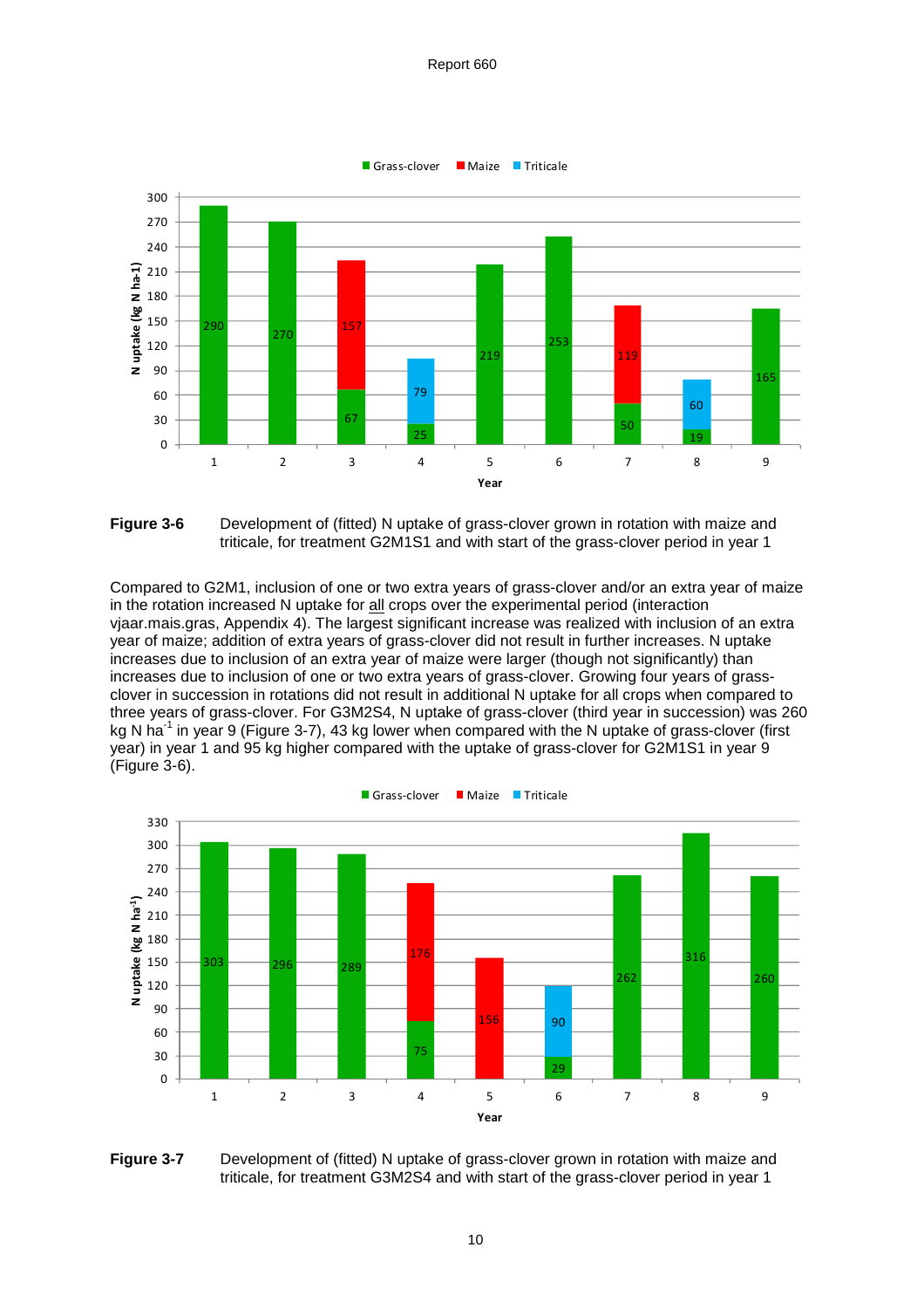**Figure 3-6** Development of (fitted) N uptake of grass-clover grown in rotation with maize and triticale, for treatment G2M1S1 and with start of the grass-clover period in year 1

Compared to G2M1, inclusion of one or two extra years of grass-clover and/or an extra year of maize in the rotation increased N uptake for all crops over the experimental period (interaction vjaar.mais.gras, Appendix 4). The largest significant increase was realized with inclusion of an extra year of maize; addition of extra years of grass-clover did not result in further increases. N uptake increases due to inclusion of an extra year of maize were larger (though not significantly) than increases due to inclusion of one or two extra years of grass-clover. Growing four years of grass-clover in succession in rotations did not result in additional N uptake for all crops when compared to three years of grass-clover. For G3M2S4, N uptake of grass-clover (third year in succession) was 260 kg N ha$^{-1}$ in year 9 (Figure 3-7), 43 kg lower when compared with the N uptake of grass-clover (first year) in year 1 and 95 kg higher compared with the uptake of grass-clover for G2M1S1 in year 9 (Figure 3-6).

**Figure 3-7** Development of (fitted) N uptake of grass-clover grown in rotation with maize and triticale, for treatment G3M2S4 and with start of the grass-clover period in year 1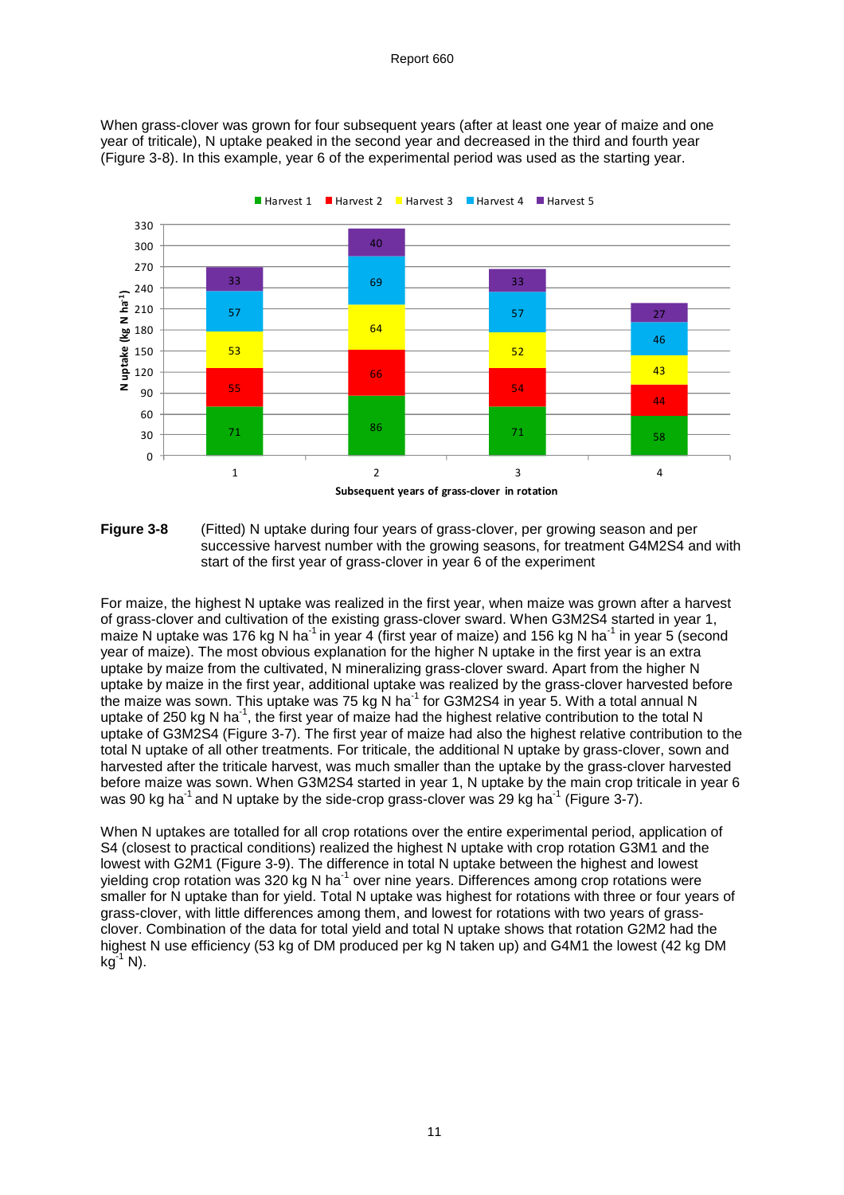When grass-clover was grown for four subsequent years (after at least one year of maize and one year of triticale), N uptake peaked in the second year and decreased in the third and fourth year (Figure 3-8). In this example, year 6 of the experimental period was used as the starting year.

**Figure 3-8** (Fitted) N uptake during four years of grass-clover, per growing season and per successive harvest number with the growing seasons, for treatment G4M2S4 and with start of the first year of grass-clover in year 6 of the experiment

For maize, the highest N uptake was realized in the first year, when maize was grown after a harvest of grass-clover and cultivation of the existing grass-clover sward. When G3M2S4 started in year 1, maize N uptake was 176 kg N ha$^{-1}$ in year 4 (first year of maize) and 156 kg N ha$^{-1}$ in year 5 (second year of maize). The most obvious explanation for the higher N uptake in the first year is an extra uptake by maize from the cultivated, N mineralizing grass-clover sward. Apart from the higher N uptake by maize in the first year, additional uptake was realized by the grass-clover harvested before the maize was sown. This uptake was 75 kg N ha$^{-1}$ for G3M2S4 in year 5. With a total annual N uptake of 250 kg N ha$^{-1}$, the first year of maize had the highest relative contribution to the total N uptake of G3M2S4 (Figure 3-7). The first year of maize had also the highest relative contribution to the total N uptake of all other treatments. For triticale, the additional N uptake by grass-clover, sown and harvested after the triticale harvest, was much smaller than the uptake by the grass-clover harvested before maize was sown. When G3M2S4 started in year 1, N uptake by the main crop triticale in year 6 was 90 kg ha$^{-1}$ and N uptake by the side-crop grass-clover was 29 kg ha$^{-1}$ (Figure 3-7).

When N uptakes are totalled for all crop rotations over the entire experimental period, application of S4 (closest to practical conditions) realized the highest N uptake with crop rotation G3M1 and the lowest with G2M1 (Figure 3-9). The difference in total N uptake between the highest and lowest yielding crop rotation was 320 kg N ha$^{-1}$ over nine years. Differences among crop rotations were smaller for N uptake than for yield. Total N uptake was highest for rotations with three or four years of grass-clover, with little differences among them, and lowest for rotations with two years of grass-clover. Combination of the data for total yield and total N uptake shows that rotation G2M2 had the highest N use efficiency (53 kg of DM produced per kg N taken up) and G4M1 the lowest (42 kg DM kg$^{-1}$ N).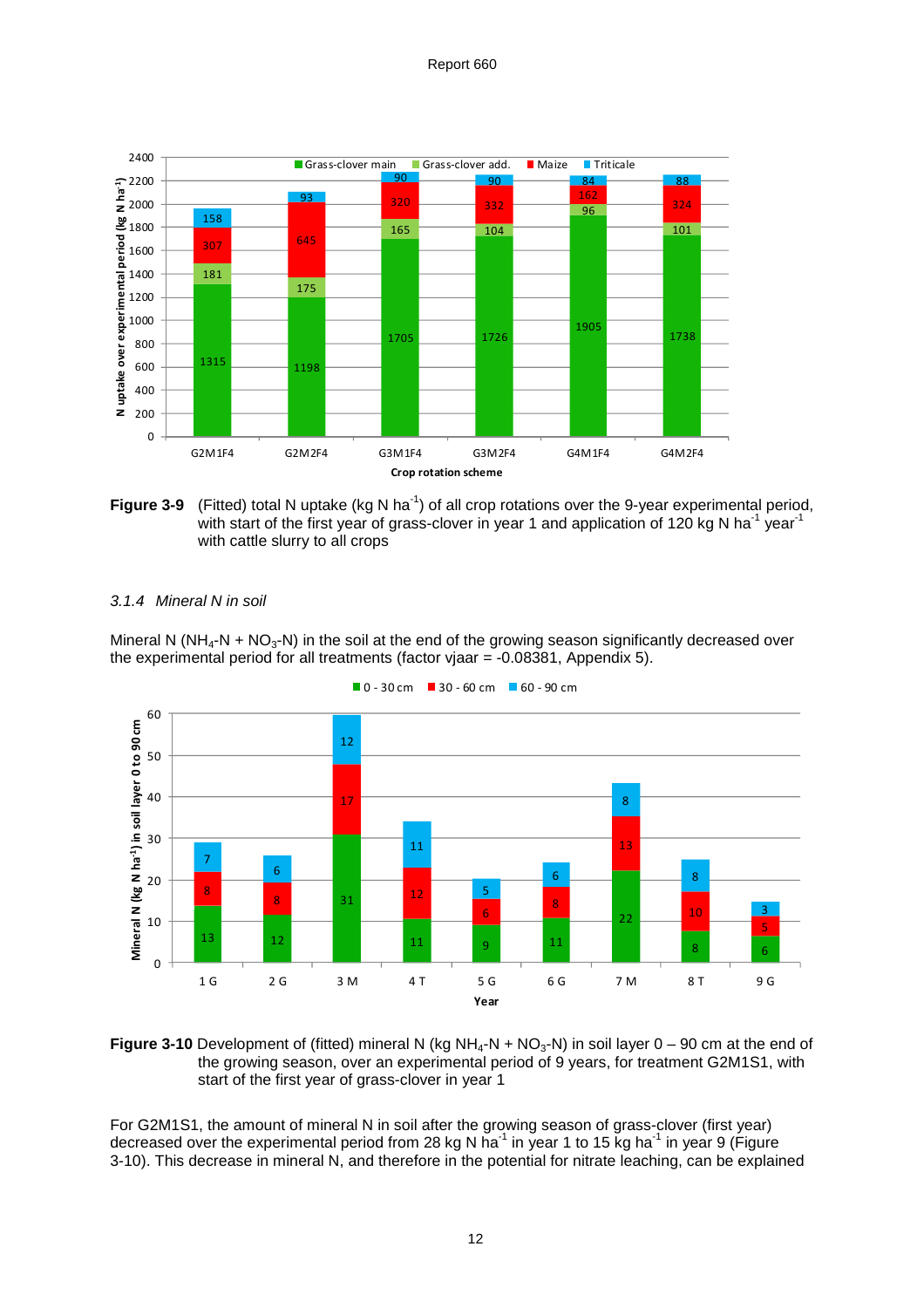**Figure 3-9** (Fitted) total N uptake (kg N ha$^{-1}$) of all crop rotations over the 9-year experimental period, with start of the first year of grass-clover in year 1 and application of 120 kg N ha$^{-1}$ year$^{-1}$ with cattle slurry to all crops

### *3.1.4 Mineral N in soil*

Mineral N ($NH_4$-N + $NO_3$-N) in the soil at the end of the growing season significantly decreased over the experimental period for all treatments (factor vjaar = -0.08381, Appendix 5).

**Figure 3-10** Development of (fitted) mineral N (kg $NH_4$-N + $NO_3$-N) in soil layer 0 – 90 cm at the end of the growing season, over an experimental period of 9 years, for treatment G2M1S1, with start of the first year of grass-clover in year 1

For G2M1S1, the amount of mineral N in soil after the growing season of grass-clover (first year) decreased over the experimental period from 28 kg N ha$^{-1}$ in year 1 to 15 kg ha$^{-1}$ in year 9 (Figure 3-10). This decrease in mineral N, and therefore in the potential for nitrate leaching, can be explained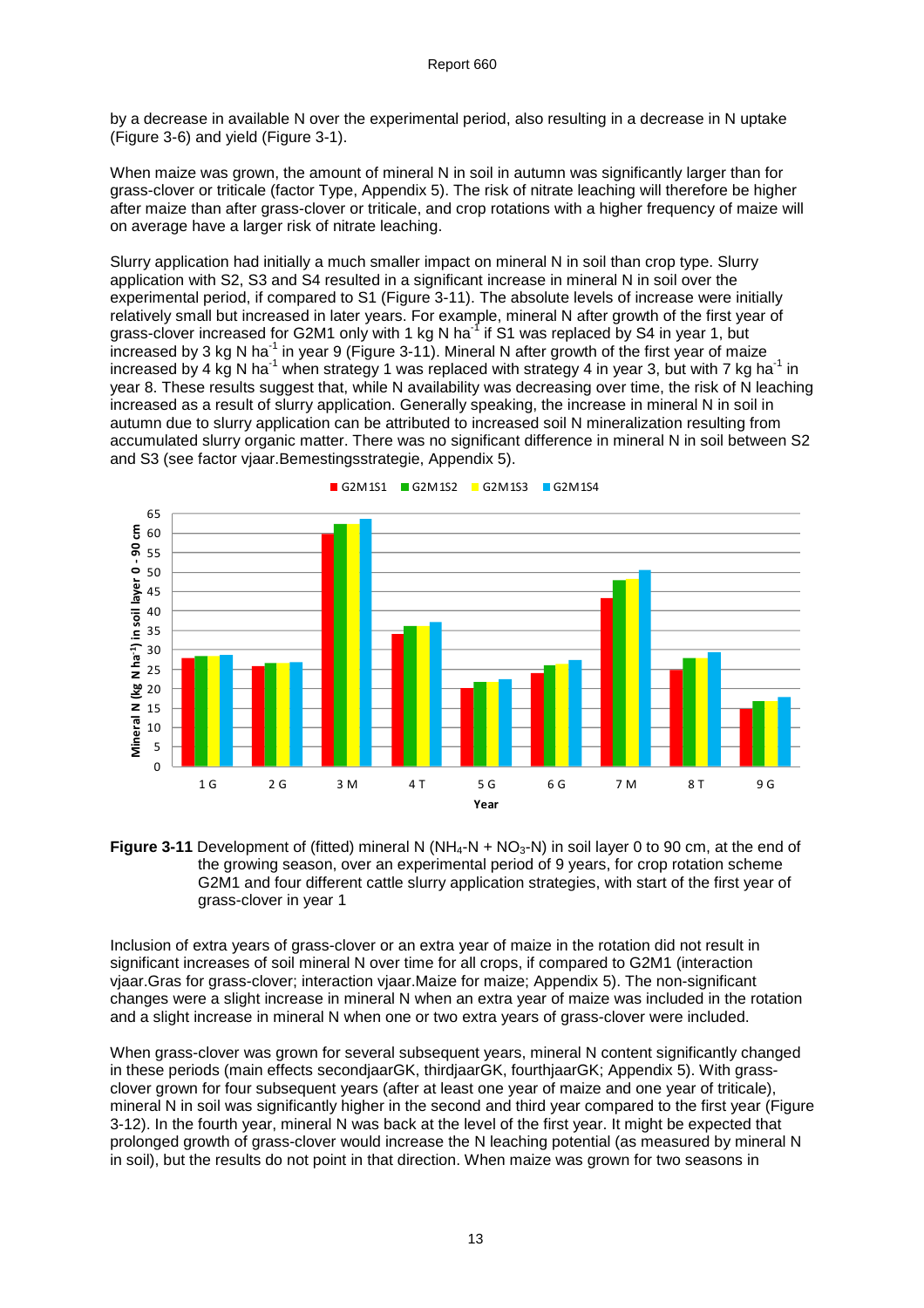by a decrease in available N over the experimental period, also resulting in a decrease in N uptake (Figure 3-6) and yield (Figure 3-1).

When maize was grown, the amount of mineral N in soil in autumn was significantly larger than for grass-clover or triticale (factor Type, Appendix 5). The risk of nitrate leaching will therefore be higher after maize than after grass-clover or triticale, and crop rotations with a higher frequency of maize will on average have a larger risk of nitrate leaching.

Slurry application had initially a much smaller impact on mineral N in soil than crop type. Slurry application with S2, S3 and S4 resulted in a significant increase in mineral N in soil over the experimental period, if compared to S1 (Figure 3-11). The absolute levels of increase were initially relatively small but increased in later years. For example, mineral N after growth of the first year of grass-clover increased for G2M1 only with 1 kg N $ha^{-1}$ if S1 was replaced by S4 in year 1, but increased by 3 kg N $ha^{-1}$ in year 9 (Figure 3-11). Mineral N after growth of the first year of maize increased by 4 kg N $ha^{-1}$ when strategy 1 was replaced with strategy 4 in year 3, but with 7 kg $ha^{-1}$ in year 8. These results suggest that, while N availability was decreasing over time, the risk of N leaching increased as a result of slurry application. Generally speaking, the increase in mineral N in soil in autumn due to slurry application can be attributed to increased soil N mineralization resulting from accumulated slurry organic matter. There was no significant difference in mineral N in soil between S2 and S3 (see factor vjaar.Bemestingsstrategie, Appendix 5).

**Figure 3-11** Development of (fitted) mineral N ($NH_4$-N + $NO_3$-N) in soil layer 0 to 90 cm, at the end of the growing season, over an experimental period of 9 years, for crop rotation scheme G2M1 and four different cattle slurry application strategies, with start of the first year of grass-clover in year 1

Inclusion of extra years of grass-clover or an extra year of maize in the rotation did not result in significant increases of soil mineral N over time for all crops, if compared to G2M1 (interaction vjaar.Gras for grass-clover; interaction vjaar.Maize for maize; Appendix 5). The non-significant changes were a slight increase in mineral N when an extra year of maize was included in the rotation and a slight increase in mineral N when one or two extra years of grass-clover were included.

When grass-clover was grown for several subsequent years, mineral N content significantly changed in these periods (main effects secondjaarGK, thirdjaarGK, fourthjaarGK; Appendix 5). With grass-clover grown for four subsequent years (after at least one year of maize and one year of triticale), mineral N in soil was significantly higher in the second and third year compared to the first year (Figure 3-12). In the fourth year, mineral N was back at the level of the first year. It might be expected that prolonged growth of grass-clover would increase the N leaching potential (as measured by mineral N in soil), but the results do not point in that direction. When maize was grown for two seasons in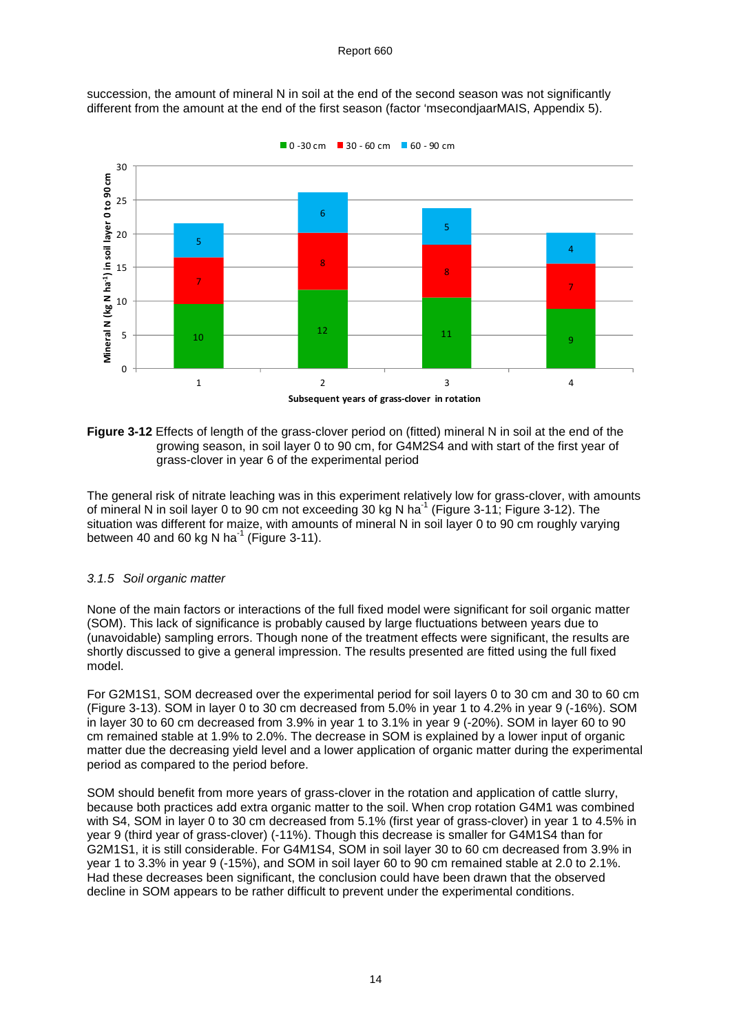succession, the amount of mineral N in soil at the end of the second season was not significantly different from the amount at the end of the first season (factor 'msecondjaarMAIS, Appendix 5).

**Figure 3-12** Effects of length of the grass-clover period on (fitted) mineral N in soil at the end of the growing season, in soil layer 0 to 90 cm, for G4M2S4 and with start of the first year of grass-clover in year 6 of the experimental period

The general risk of nitrate leaching was in this experiment relatively low for grass-clover, with amounts of mineral N in soil layer 0 to 90 cm not exceeding 30 kg N ha$^{-1}$ (Figure 3-11; Figure 3-12). The situation was different for maize, with amounts of mineral N in soil layer 0 to 90 cm roughly varying between 40 and 60 kg N ha$^{-1}$ (Figure 3-11).

### *3.1.5 Soil organic matter*

None of the main factors or interactions of the full fixed model were significant for soil organic matter (SOM). This lack of significance is probably caused by large fluctuations between years due to (unavoidable) sampling errors. Though none of the treatment effects were significant, the results are shortly discussed to give a general impression. The results presented are fitted using the full fixed model.

For G2M1S1, SOM decreased over the experimental period for soil layers 0 to 30 cm and 30 to 60 cm (Figure 3-13). SOM in layer 0 to 30 cm decreased from 5.0% in year 1 to 4.2% in year 9 (-16%). SOM in layer 30 to 60 cm decreased from 3.9% in year 1 to 3.1% in year 9 (-20%). SOM in layer 60 to 90 cm remained stable at 1.9% to 2.0%. The decrease in SOM is explained by a lower input of organic matter due the decreasing yield level and a lower application of organic matter during the experimental period as compared to the period before.

SOM should benefit from more years of grass-clover in the rotation and application of cattle slurry, because both practices add extra organic matter to the soil. When crop rotation G4M1 was combined with S4, SOM in layer 0 to 30 cm decreased from 5.1% (first year of grass-clover) in year 1 to 4.5% in year 9 (third year of grass-clover) (-11%). Though this decrease is smaller for G4M1S4 than for G2M1S1, it is still considerable. For G4M1S4, SOM in soil layer 30 to 60 cm decreased from 3.9% in year 1 to 3.3% in year 9 (-15%), and SOM in soil layer 60 to 90 cm remained stable at 2.0 to 2.1%. Had these decreases been significant, the conclusion could have been drawn that the observed decline in SOM appears to be rather difficult to prevent under the experimental conditions.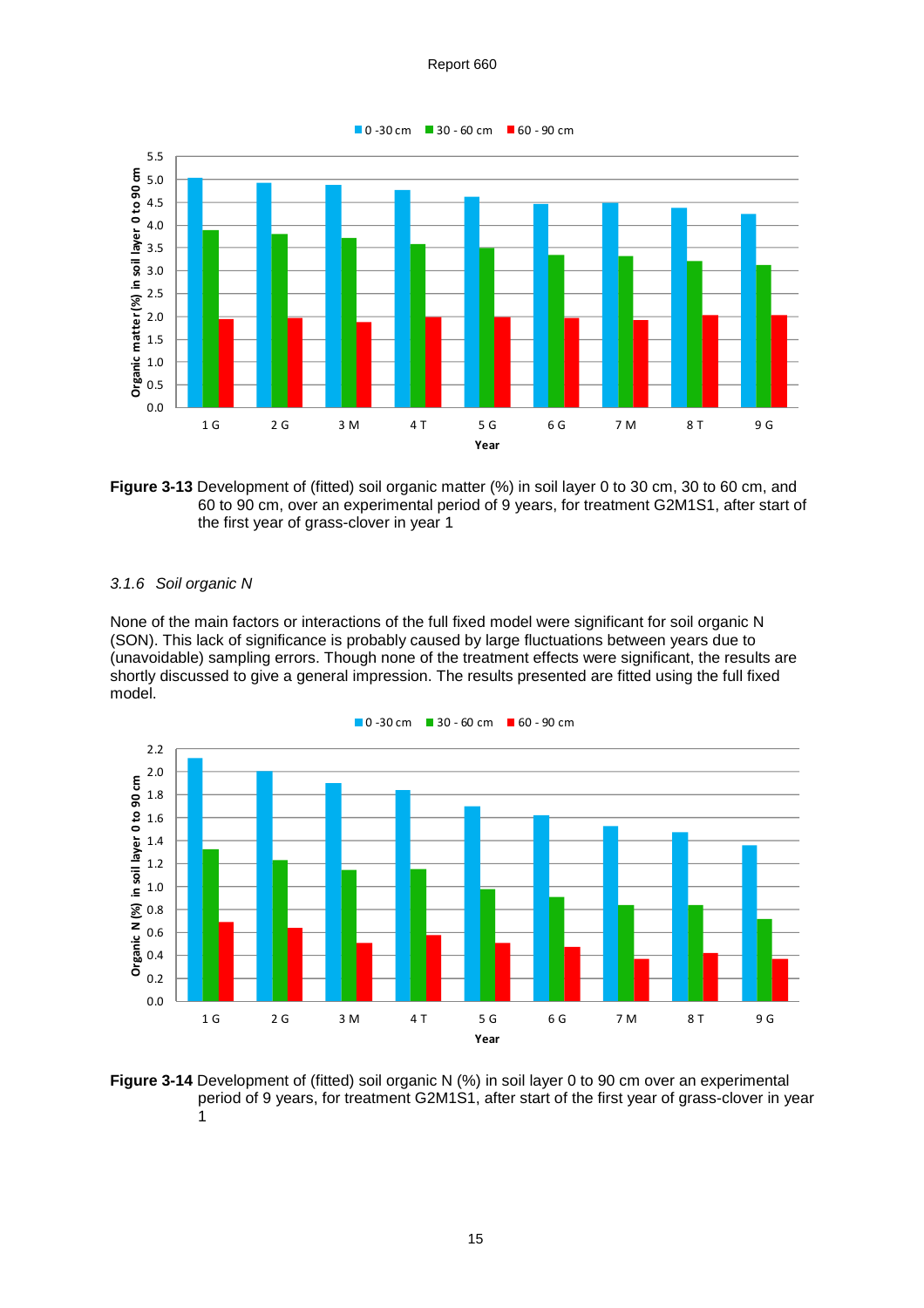**Figure 3-13** Development of (fitted) soil organic matter (%) in soil layer 0 to 30 cm, 30 to 60 cm, and 60 to 90 cm, over an experimental period of 9 years, for treatment G2M1S1, after start of the first year of grass-clover in year 1

### *3.1.6 Soil organic N*

None of the main factors or interactions of the full fixed model were significant for soil organic N (SON). This lack of significance is probably caused by large fluctuations between years due to (unavoidable) sampling errors. Though none of the treatment effects were significant, the results are shortly discussed to give a general impression. The results presented are fitted using the full fixed model.

**Figure 3-14** Development of (fitted) soil organic N (%) in soil layer 0 to 90 cm over an experimental period of 9 years, for treatment G2M1S1, after start of the first year of grass-clover in year 1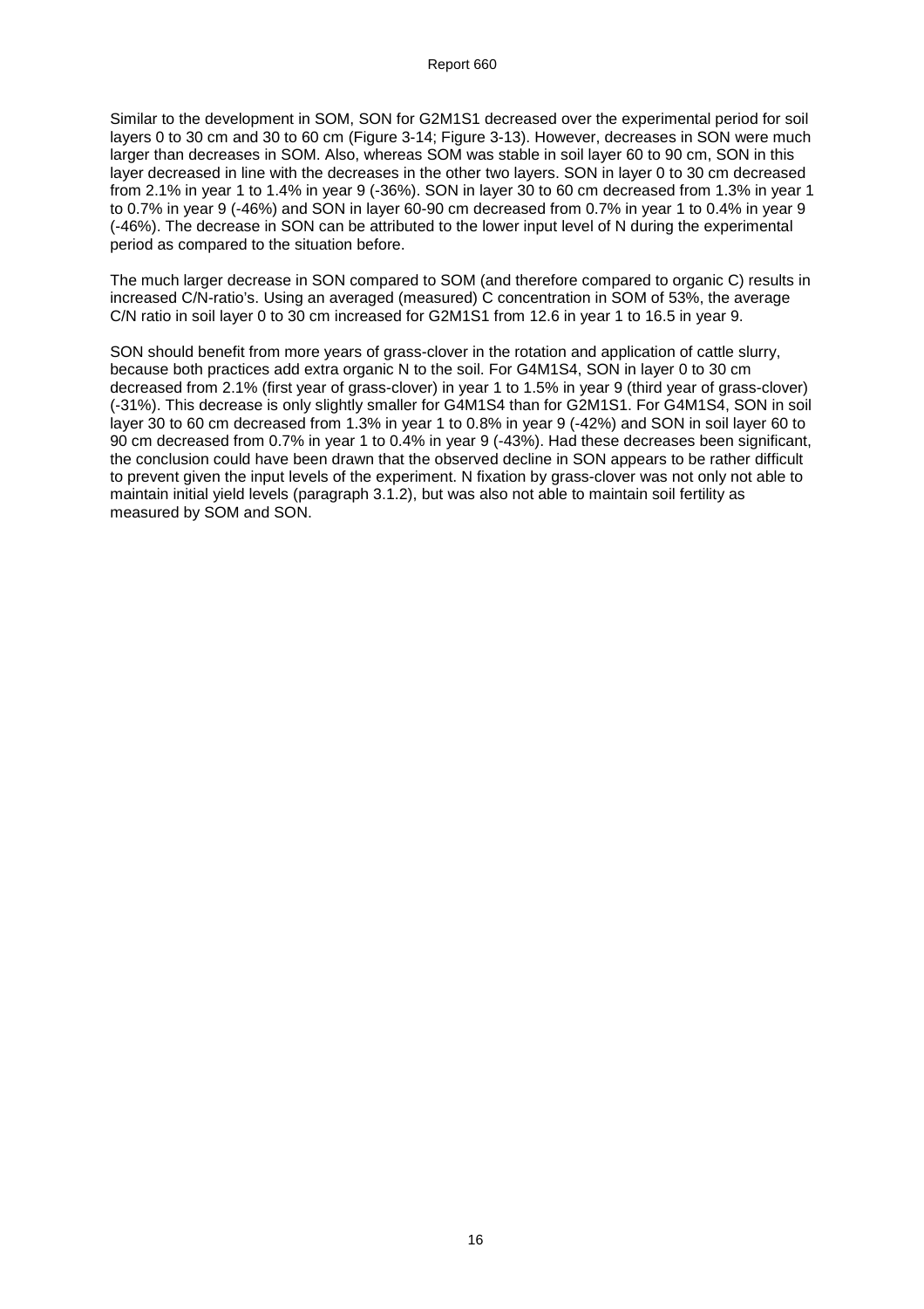Similar to the development in SOM, SON for G2M1S1 decreased over the experimental period for soil layers 0 to 30 cm and 30 to 60 cm (Figure 3-14; Figure 3-13). However, decreases in SON were much larger than decreases in SOM. Also, whereas SOM was stable in soil layer 60 to 90 cm, SON in this layer decreased in line with the decreases in the other two layers. SON in layer 0 to 30 cm decreased from 2.1% in year 1 to 1.4% in year 9 (-36%). SON in layer 30 to 60 cm decreased from 1.3% in year 1 to 0.7% in year 9 (-46%) and SON in layer 60-90 cm decreased from 0.7% in year 1 to 0.4% in year 9 (-46%). The decrease in SON can be attributed to the lower input level of N during the experimental period as compared to the situation before.

The much larger decrease in SON compared to SOM (and therefore compared to organic C) results in increased C/N-ratio's. Using an averaged (measured) C concentration in SOM of 53%, the average C/N ratio in soil layer 0 to 30 cm increased for G2M1S1 from 12.6 in year 1 to 16.5 in year 9.

SON should benefit from more years of grass-clover in the rotation and application of cattle slurry, because both practices add extra organic N to the soil. For G4M1S4, SON in layer 0 to 30 cm decreased from 2.1% (first year of grass-clover) in year 1 to 1.5% in year 9 (third year of grass-clover) (-31%). This decrease is only slightly smaller for G4M1S4 than for G2M1S1. For G4M1S4, SON in soil layer 30 to 60 cm decreased from 1.3% in year 1 to 0.8% in year 9 (-42%) and SON in soil layer 60 to 90 cm decreased from 0.7% in year 1 to 0.4% in year 9 (-43%). Had these decreases been significant, the conclusion could have been drawn that the observed decline in SON appears to be rather difficult to prevent given the input levels of the experiment. N fixation by grass-clover was not only not able to maintain initial yield levels (paragraph 3.1.2), but was also not able to maintain soil fertility as measured by SOM and SON.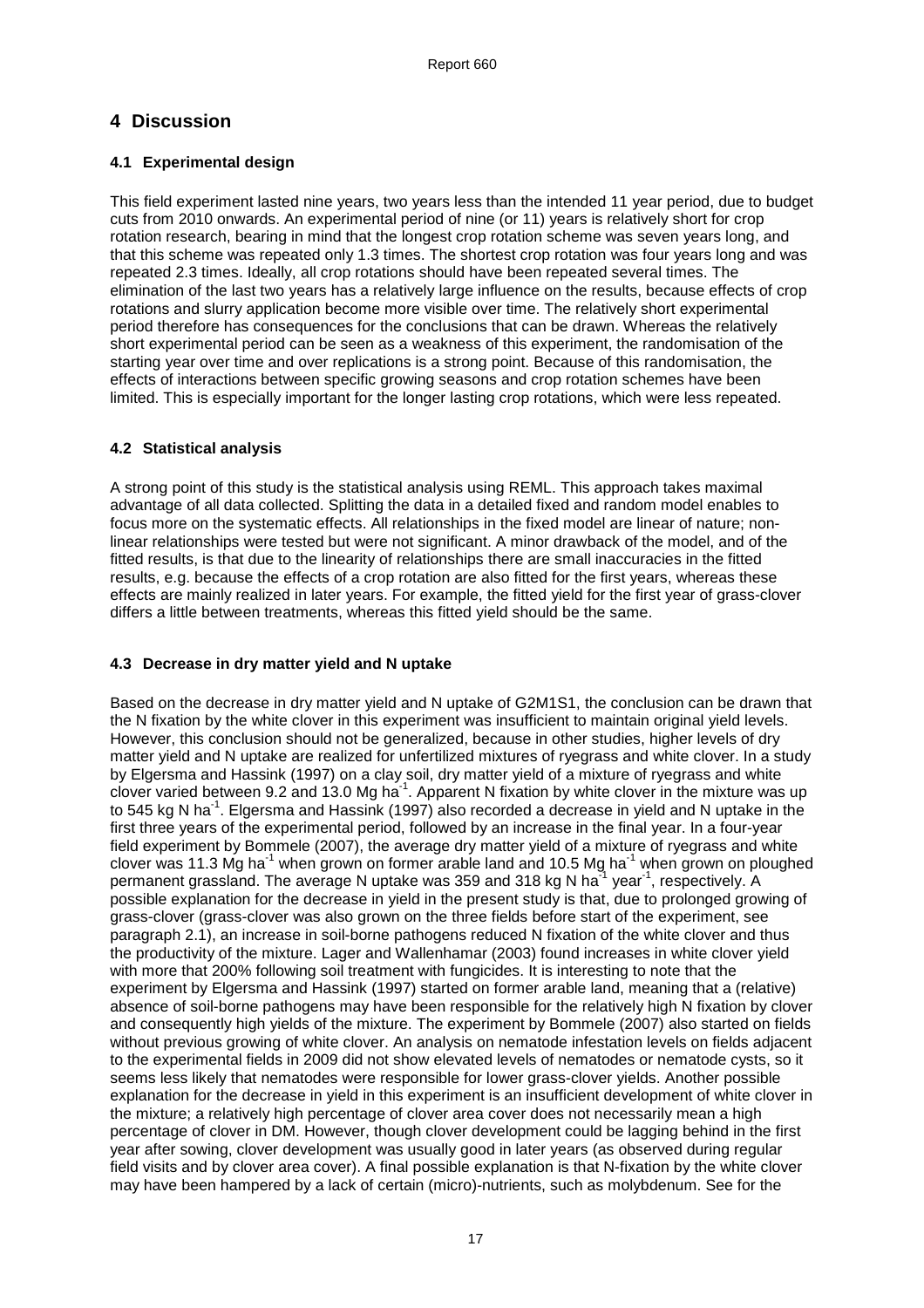# 4 Discussion

## 4.1 Experimental design

This field experiment lasted nine years, two years less than the intended 11 year period, due to budget cuts from 2010 onwards. An experimental period of nine (or 11) years is relatively short for crop rotation research, bearing in mind that the longest crop rotation scheme was seven years long, and that this scheme was repeated only 1.3 times. The shortest crop rotation was four years long and was repeated 2.3 times. Ideally, all crop rotations should have been repeated several times. The elimination of the last two years has a relatively large influence on the results, because effects of crop rotations and slurry application become more visible over time. The relatively short experimental period therefore has consequences for the conclusions that can be drawn. Whereas the relatively short experimental period can be seen as a weakness of this experiment, the randomisation of the starting year over time and over replications is a strong point. Because of this randomisation, the effects of interactions between specific growing seasons and crop rotation schemes have been limited. This is especially important for the longer lasting crop rotations, which were less repeated.

## 4.2 Statistical analysis

A strong point of this study is the statistical analysis using REML. This approach takes maximal advantage of all data collected. Splitting the data in a detailed fixed and random model enables to focus more on the systematic effects. All relationships in the fixed model are linear of nature; non-linear relationships were tested but were not significant. A minor drawback of the model, and of the fitted results, is that due to the linearity of relationships there are small inaccuracies in the fitted results, e.g. because the effects of a crop rotation are also fitted for the first years, whereas these effects are mainly realized in later years. For example, the fitted yield for the first year of grass-clover differs a little between treatments, whereas this fitted yield should be the same.

## 4.3 Decrease in dry matter yield and N uptake

Based on the decrease in dry matter yield and N uptake of G2M1S1, the conclusion can be drawn that the N fixation by the white clover in this experiment was insufficient to maintain original yield levels. However, this conclusion should not be generalized, because in other studies, higher levels of dry matter yield and N uptake are realized for unfertilized mixtures of ryegrass and white clover. In a study by Elgersma and Hassink (1997) on a clay soil, dry matter yield of a mixture of ryegrass and white clover varied between 9.2 and 13.0 Mg ha$^{-1}$. Apparent N fixation by white clover in the mixture was up to 545 kg N ha$^{-1}$. Elgersma and Hassink (1997) also recorded a decrease in yield and N uptake in the first three years of the experimental period, followed by an increase in the final year. In a four-year field experiment by Bommele (2007), the average dry matter yield of a mixture of ryegrass and white clover was 11.3 Mg ha$^{-1}$ when grown on former arable land and 10.5 Mg ha$^{-1}$ when grown on ploughed permanent grassland. The average N uptake was 359 and 318 kg N ha$^{-1}$ year$^{-1}$, respectively. A possible explanation for the decrease in yield in the present study is that, due to prolonged growing of grass-clover (grass-clover was also grown on the three fields before start of the experiment, see paragraph 2.1), an increase in soil-borne pathogens reduced N fixation of the white clover and thus the productivity of the mixture. Lager and Wallenhamar (2003) found increases in white clover yield with more that 200% following soil treatment with fungicides. It is interesting to note that the experiment by Elgersma and Hassink (1997) started on former arable land, meaning that a (relative) absence of soil-borne pathogens may have been responsible for the relatively high N fixation by clover and consequently high yields of the mixture. The experiment by Bommele (2007) also started on fields without previous growing of white clover. An analysis on nematode infestation levels on fields adjacent to the experimental fields in 2009 did not show elevated levels of nematodes or nematode cysts, so it seems less likely that nematodes were responsible for lower grass-clover yields. Another possible explanation for the decrease in yield in this experiment is an insufficient development of white clover in the mixture; a relatively high percentage of clover area cover does not necessarily mean a high percentage of clover in DM. However, though clover development could be lagging behind in the first year after sowing, clover development was usually good in later years (as observed during regular field visits and by clover area cover). A final possible explanation is that N-fixation by the white clover may have been hampered by a lack of certain (micro)-nutrients, such as molybdenum. See for the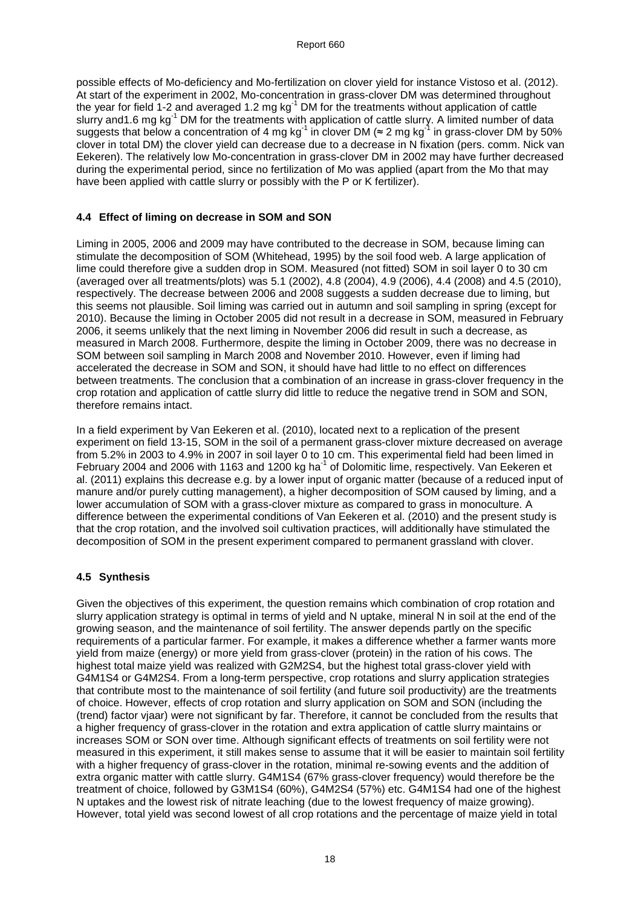possible effects of Mo-deficiency and Mo-fertilization on clover yield for instance Vistoso et al. (2012). At start of the experiment in 2002, Mo-concentration in grass-clover DM was determined throughout the year for field 1-2 and averaged 1.2 mg kg$^{-1}$ DM for the treatments without application of cattle slurry and1.6 mg kg$^{-1}$ DM for the treatments with application of cattle slurry. A limited number of data suggests that below a concentration of 4 mg kg$^{-1}$ in clover DM (≈ 2 mg kg$^{-1}$ in grass-clover DM by 50% clover in total DM) the clover yield can decrease due to a decrease in N fixation (pers. comm. Nick van Eekeren). The relatively low Mo-concentration in grass-clover DM in 2002 may have further decreased during the experimental period, since no fertilization of Mo was applied (apart from the Mo that may have been applied with cattle slurry or possibly with the P or K fertilizer).

### 4.4 Effect of liming on decrease in SOM and SON

Liming in 2005, 2006 and 2009 may have contributed to the decrease in SOM, because liming can stimulate the decomposition of SOM (Whitehead, 1995) by the soil food web. A large application of lime could therefore give a sudden drop in SOM. Measured (not fitted) SOM in soil layer 0 to 30 cm (averaged over all treatments/plots) was 5.1 (2002), 4.8 (2004), 4.9 (2006), 4.4 (2008) and 4.5 (2010), respectively. The decrease between 2006 and 2008 suggests a sudden decrease due to liming, but this seems not plausible. Soil liming was carried out in autumn and soil sampling in spring (except for 2010). Because the liming in October 2005 did not result in a decrease in SOM, measured in February 2006, it seems unlikely that the next liming in November 2006 did result in such a decrease, as measured in March 2008. Furthermore, despite the liming in October 2009, there was no decrease in SOM between soil sampling in March 2008 and November 2010. However, even if liming had accelerated the decrease in SOM and SON, it should have had little to no effect on differences between treatments. The conclusion that a combination of an increase in grass-clover frequency in the crop rotation and application of cattle slurry did little to reduce the negative trend in SOM and SON, therefore remains intact.

In a field experiment by Van Eekeren et al. (2010), located next to a replication of the present experiment on field 13-15, SOM in the soil of a permanent grass-clover mixture decreased on average from 5.2% in 2003 to 4.9% in 2007 in soil layer 0 to 10 cm. This experimental field had been limed in February 2004 and 2006 with 1163 and 1200 kg ha$^{-1}$ of Dolomitic lime, respectively. Van Eekeren et al. (2011) explains this decrease e.g. by a lower input of organic matter (because of a reduced input of manure and/or purely cutting management), a higher decomposition of SOM caused by liming, and a lower accumulation of SOM with a grass-clover mixture as compared to grass in monoculture. A difference between the experimental conditions of Van Eekeren et al. (2010) and the present study is that the crop rotation, and the involved soil cultivation practices, will additionally have stimulated the decomposition of SOM in the present experiment compared to permanent grassland with clover.

### 4.5 Synthesis

Given the objectives of this experiment, the question remains which combination of crop rotation and slurry application strategy is optimal in terms of yield and N uptake, mineral N in soil at the end of the growing season, and the maintenance of soil fertility. The answer depends partly on the specific requirements of a particular farmer. For example, it makes a difference whether a farmer wants more yield from maize (energy) or more yield from grass-clover (protein) in the ration of his cows. The highest total maize yield was realized with G2M2S4, but the highest total grass-clover yield with G4M1S4 or G4M2S4. From a long-term perspective, crop rotations and slurry application strategies that contribute most to the maintenance of soil fertility (and future soil productivity) are the treatments of choice. However, effects of crop rotation and slurry application on SOM and SON (including the (trend) factor vjaar) were not significant by far. Therefore, it cannot be concluded from the results that a higher frequency of grass-clover in the rotation and extra application of cattle slurry maintains or increases SOM or SON over time. Although significant effects of treatments on soil fertility were not measured in this experiment, it still makes sense to assume that it will be easier to maintain soil fertility with a higher frequency of grass-clover in the rotation, minimal re-sowing events and the addition of extra organic matter with cattle slurry. G4M1S4 (67% grass-clover frequency) would therefore be the treatment of choice, followed by G3M1S4 (60%), G4M2S4 (57%) etc. G4M1S4 had one of the highest N uptakes and the lowest risk of nitrate leaching (due to the lowest frequency of maize growing). However, total yield was second lowest of all crop rotations and the percentage of maize yield in total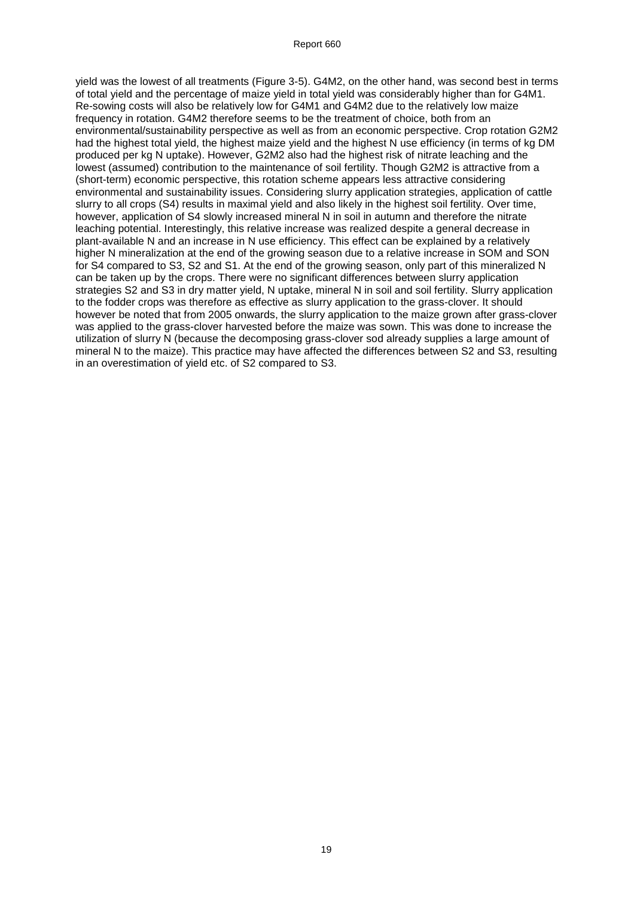yield was the lowest of all treatments (Figure 3-5). G4M2, on the other hand, was second best in terms of total yield and the percentage of maize yield in total yield was considerably higher than for G4M1. Re-sowing costs will also be relatively low for G4M1 and G4M2 due to the relatively low maize frequency in rotation. G4M2 therefore seems to be the treatment of choice, both from an environmental/sustainability perspective as well as from an economic perspective. Crop rotation G2M2 had the highest total yield, the highest maize yield and the highest N use efficiency (in terms of kg DM produced per kg N uptake). However, G2M2 also had the highest risk of nitrate leaching and the lowest (assumed) contribution to the maintenance of soil fertility. Though G2M2 is attractive from a (short-term) economic perspective, this rotation scheme appears less attractive considering environmental and sustainability issues. Considering slurry application strategies, application of cattle slurry to all crops (S4) results in maximal yield and also likely in the highest soil fertility. Over time, however, application of S4 slowly increased mineral N in soil in autumn and therefore the nitrate leaching potential. Interestingly, this relative increase was realized despite a general decrease in plant-available N and an increase in N use efficiency. This effect can be explained by a relatively higher N mineralization at the end of the growing season due to a relative increase in SOM and SON for S4 compared to S3, S2 and S1. At the end of the growing season, only part of this mineralized N can be taken up by the crops. There were no significant differences between slurry application strategies S2 and S3 in dry matter yield, N uptake, mineral N in soil and soil fertility. Slurry application to the fodder crops was therefore as effective as slurry application to the grass-clover. It should however be noted that from 2005 onwards, the slurry application to the maize grown after grass-clover was applied to the grass-clover harvested before the maize was sown. This was done to increase the utilization of slurry N (because the decomposing grass-clover sod already supplies a large amount of mineral N to the maize). This practice may have affected the differences between S2 and S3, resulting in an overestimation of yield etc. of S2 compared to S3.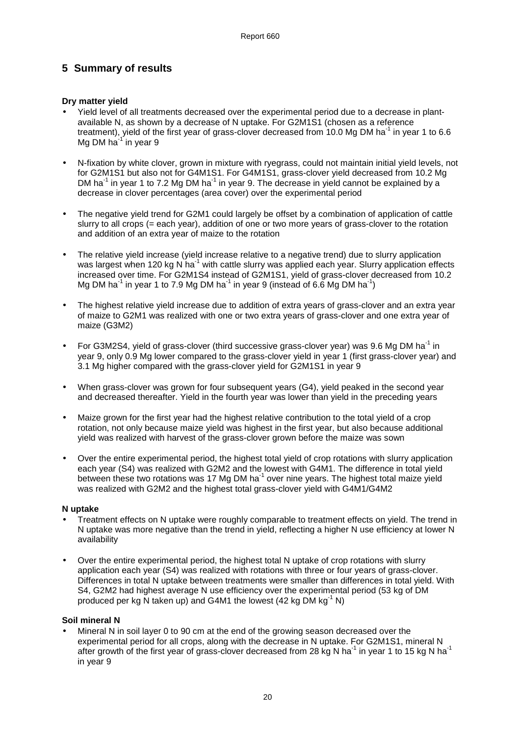# 5 Summary of results

**Dry matter yield**

- Yield level of all treatments decreased over the experimental period due to a decrease in plant-available N, as shown by a decrease of N uptake. For G2M1S1 (chosen as a reference treatment), yield of the first year of grass-clover decreased from 10.0 Mg DM ha$^{-1}$ in year 1 to 6.6 Mg DM ha$^{-1}$ in year 9
- N-fixation by white clover, grown in mixture with ryegrass, could not maintain initial yield levels, not for G2M1S1 but also not for G4M1S1. For G4M1S1, grass-clover yield decreased from 10.2 Mg DM ha$^{-1}$ in year 1 to 7.2 Mg DM ha$^{-1}$ in year 9. The decrease in yield cannot be explained by a decrease in clover percentages (area cover) over the experimental period
- The negative yield trend for G2M1 could largely be offset by a combination of application of cattle slurry to all crops (= each year), addition of one or two more years of grass-clover to the rotation and addition of an extra year of maize to the rotation
- The relative yield increase (yield increase relative to a negative trend) due to slurry application was largest when 120 kg N ha$^{-1}$ with cattle slurry was applied each year. Slurry application effects increased over time. For G2M1S4 instead of G2M1S1, yield of grass-clover decreased from 10.2 Mg DM ha$^{-1}$ in year 1 to 7.9 Mg DM ha$^{-1}$ in year 9 (instead of 6.6 Mg DM ha$^{-1}$)
- The highest relative yield increase due to addition of extra years of grass-clover and an extra year of maize to G2M1 was realized with one or two extra years of grass-clover and one extra year of maize (G3M2)
- For G3M2S4, yield of grass-clover (third successive grass-clover year) was 9.6 Mg DM ha$^{-1}$ in year 9, only 0.9 Mg lower compared to the grass-clover yield in year 1 (first grass-clover year) and 3.1 Mg higher compared with the grass-clover yield for G2M1S1 in year 9
- When grass-clover was grown for four subsequent years (G4), yield peaked in the second year and decreased thereafter. Yield in the fourth year was lower than yield in the preceding years
- Maize grown for the first year had the highest relative contribution to the total yield of a crop rotation, not only because maize yield was highest in the first year, but also because additional yield was realized with harvest of the grass-clover grown before the maize was sown
- Over the entire experimental period, the highest total yield of crop rotations with slurry application each year (S4) was realized with G2M2 and the lowest with G4M1. The difference in total yield between these two rotations was 17 Mg DM ha$^{-1}$ over nine years. The highest total maize yield was realized with G2M2 and the highest total grass-clover yield with G4M1/G4M2

**N uptake**

- Treatment effects on N uptake were roughly comparable to treatment effects on yield. The trend in N uptake was more negative than the trend in yield, reflecting a higher N use efficiency at lower N availability
- Over the entire experimental period, the highest total N uptake of crop rotations with slurry application each year (S4) was realized with rotations with three or four years of grass-clover. Differences in total N uptake between treatments were smaller than differences in total yield. With S4, G2M2 had highest average N use efficiency over the experimental period (53 kg of DM produced per kg N taken up) and G4M1 the lowest (42 kg DM kg$^{-1}$ N)

**Soil mineral N**

- Mineral N in soil layer 0 to 90 cm at the end of the growing season decreased over the experimental period for all crops, along with the decrease in N uptake. For G2M1S1, mineral N after growth of the first year of grass-clover decreased from 28 kg N ha$^{-1}$ in year 1 to 15 kg N ha$^{-1}$ in year 9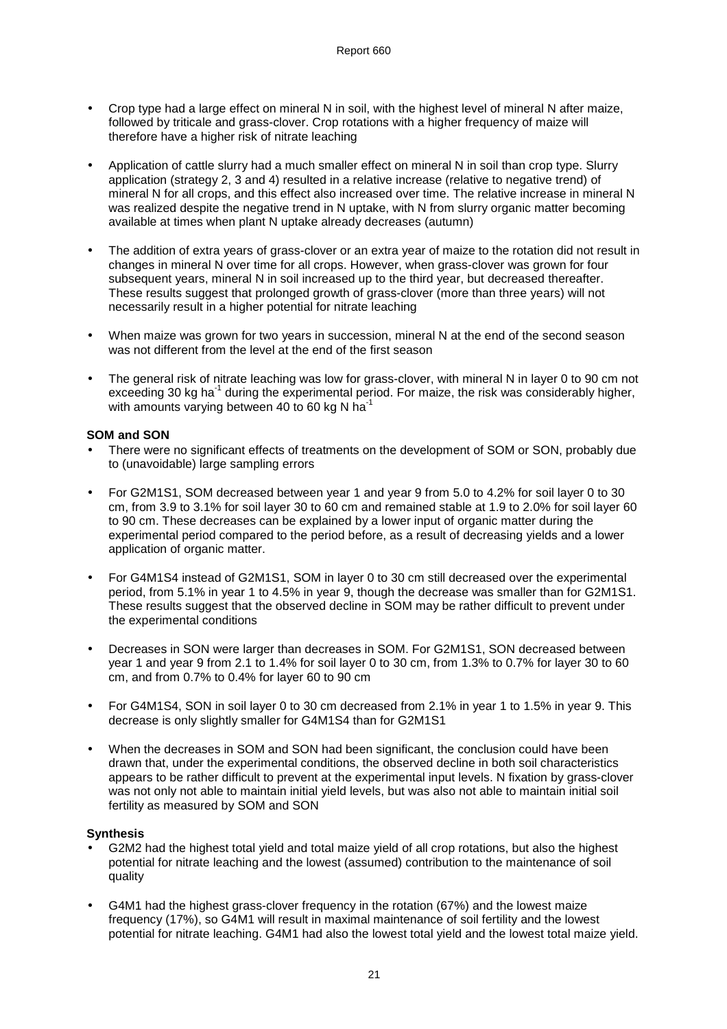- Crop type had a large effect on mineral N in soil, with the highest level of mineral N after maize, followed by triticale and grass-clover. Crop rotations with a higher frequency of maize will therefore have a higher risk of nitrate leaching

- Application of cattle slurry had a much smaller effect on mineral N in soil than crop type. Slurry application (strategy 2, 3 and 4) resulted in a relative increase (relative to negative trend) of mineral N for all crops, and this effect also increased over time. The relative increase in mineral N was realized despite the negative trend in N uptake, with N from slurry organic matter becoming available at times when plant N uptake already decreases (autumn)

- The addition of extra years of grass-clover or an extra year of maize to the rotation did not result in changes in mineral N over time for all crops. However, when grass-clover was grown for four subsequent years, mineral N in soil increased up to the third year, but decreased thereafter. These results suggest that prolonged growth of grass-clover (more than three years) will not necessarily result in a higher potential for nitrate leaching

- When maize was grown for two years in succession, mineral N at the end of the second season was not different from the level at the end of the first season

- The general risk of nitrate leaching was low for grass-clover, with mineral N in layer 0 to 90 cm not exceeding 30 kg ha$^{-1}$ during the experimental period. For maize, the risk was considerably higher, with amounts varying between 40 to 60 kg N ha$^{-1}$

**SOM and SON**

- There were no significant effects of treatments on the development of SOM or SON, probably due to (unavoidable) large sampling errors

- For G2M1S1, SOM decreased between year 1 and year 9 from 5.0 to 4.2% for soil layer 0 to 30 cm, from 3.9 to 3.1% for soil layer 30 to 60 cm and remained stable at 1.9 to 2.0% for soil layer 60 to 90 cm. These decreases can be explained by a lower input of organic matter during the experimental period compared to the period before, as a result of decreasing yields and a lower application of organic matter.

- For G4M1S4 instead of G2M1S1, SOM in layer 0 to 30 cm still decreased over the experimental period, from 5.1% in year 1 to 4.5% in year 9, though the decrease was smaller than for G2M1S1. These results suggest that the observed decline in SOM may be rather difficult to prevent under the experimental conditions

- Decreases in SON were larger than decreases in SOM. For G2M1S1, SON decreased between year 1 and year 9 from 2.1 to 1.4% for soil layer 0 to 30 cm, from 1.3% to 0.7% for layer 30 to 60 cm, and from 0.7% to 0.4% for layer 60 to 90 cm

- For G4M1S4, SON in soil layer 0 to 30 cm decreased from 2.1% in year 1 to 1.5% in year 9. This decrease is only slightly smaller for G4M1S4 than for G2M1S1

- When the decreases in SOM and SON had been significant, the conclusion could have been drawn that, under the experimental conditions, the observed decline in both soil characteristics appears to be rather difficult to prevent at the experimental input levels. N fixation by grass-clover was not only not able to maintain initial yield levels, but was also not able to maintain initial soil fertility as measured by SOM and SON

**Synthesis**

- G2M2 had the highest total yield and total maize yield of all crop rotations, but also the highest potential for nitrate leaching and the lowest (assumed) contribution to the maintenance of soil quality

- G4M1 had the highest grass-clover frequency in the rotation (67%) and the lowest maize frequency (17%), so G4M1 will result in maximal maintenance of soil fertility and the lowest potential for nitrate leaching. G4M1 had also the lowest total yield and the lowest total maize yield.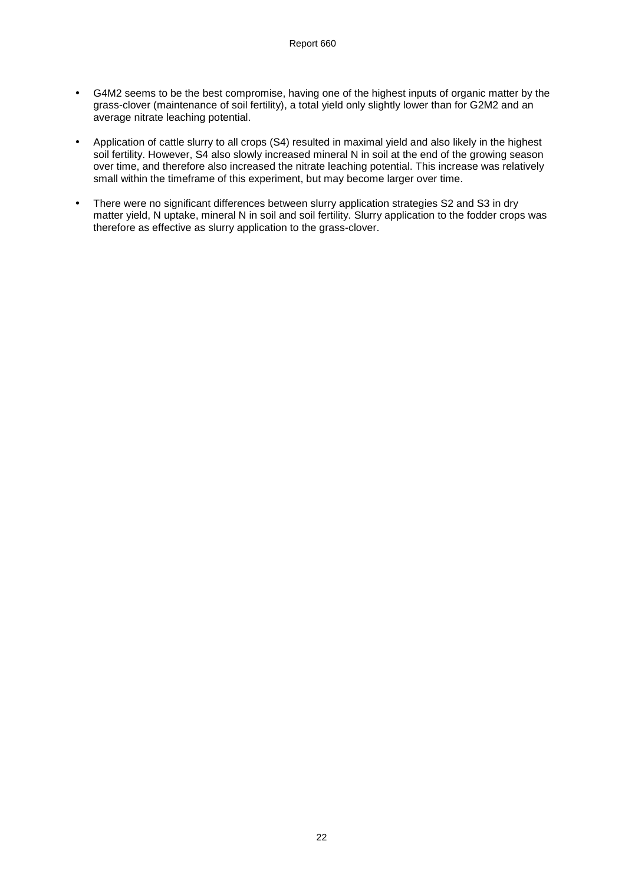- G4M2 seems to be the best compromise, having one of the highest inputs of organic matter by the grass-clover (maintenance of soil fertility), a total yield only slightly lower than for G2M2 and an average nitrate leaching potential.
- Application of cattle slurry to all crops (S4) resulted in maximal yield and also likely in the highest soil fertility. However, S4 also slowly increased mineral N in soil at the end of the growing season over time, and therefore also increased the nitrate leaching potential. This increase was relatively small within the timeframe of this experiment, but may become larger over time.
- There were no significant differences between slurry application strategies S2 and S3 in dry matter yield, N uptake, mineral N in soil and soil fertility. Slurry application to the fodder crops was therefore as effective as slurry application to the grass-clover.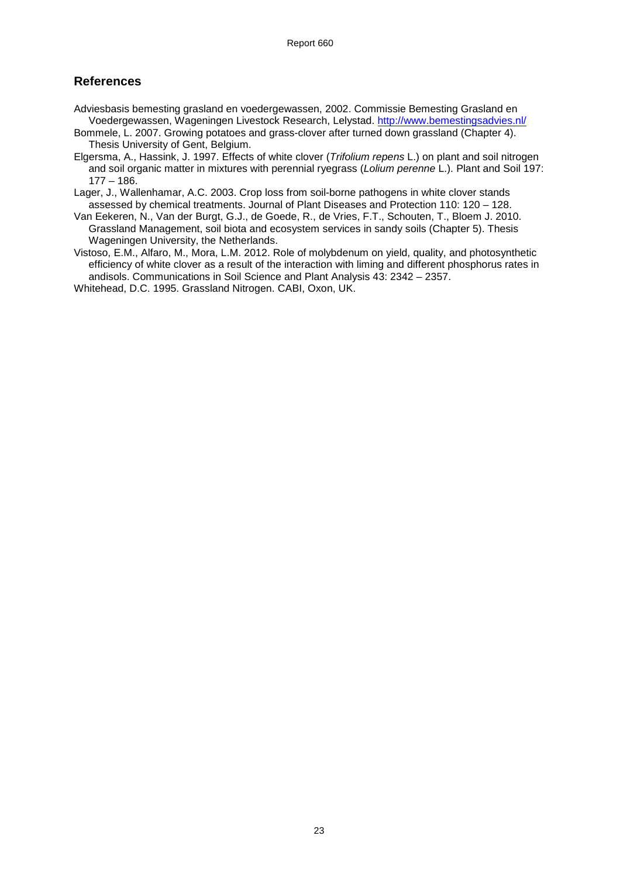## References

Adviesbasis bemesting grasland en voedergewassen, 2002. Commissie Bemesting Grasland en Voedergewassen, Wageningen Livestock Research, Lelystad. http://www.bemestingsadvies.nl/

Bommele, L. 2007. Growing potatoes and grass-clover after turned down grassland (Chapter 4). Thesis University of Gent, Belgium.

Elgersma, A., Hassink, J. 1997. Effects of white clover (*Trifolium repens* L.) on plant and soil nitrogen and soil organic matter in mixtures with perennial ryegrass (*Lolium perenne* L.). Plant and Soil 197: 177 – 186.

Lager, J., Wallenhamar, A.C. 2003. Crop loss from soil-borne pathogens in white clover stands assessed by chemical treatments. Journal of Plant Diseases and Protection 110: 120 – 128.

Van Eekeren, N., Van der Burgt, G.J., de Goede, R., de Vries, F.T., Schouten, T., Bloem J. 2010. Grassland Management, soil biota and ecosystem services in sandy soils (Chapter 5). Thesis Wageningen University, the Netherlands.

Vistoso, E.M., Alfaro, M., Mora, L.M. 2012. Role of molybdenum on yield, quality, and photosynthetic efficiency of white clover as a result of the interaction with liming and different phosphorus rates in andisols. Communications in Soil Science and Plant Analysis 43: 2342 – 2357.

Whitehead, D.C. 1995. Grassland Nitrogen. CABI, Oxon, UK.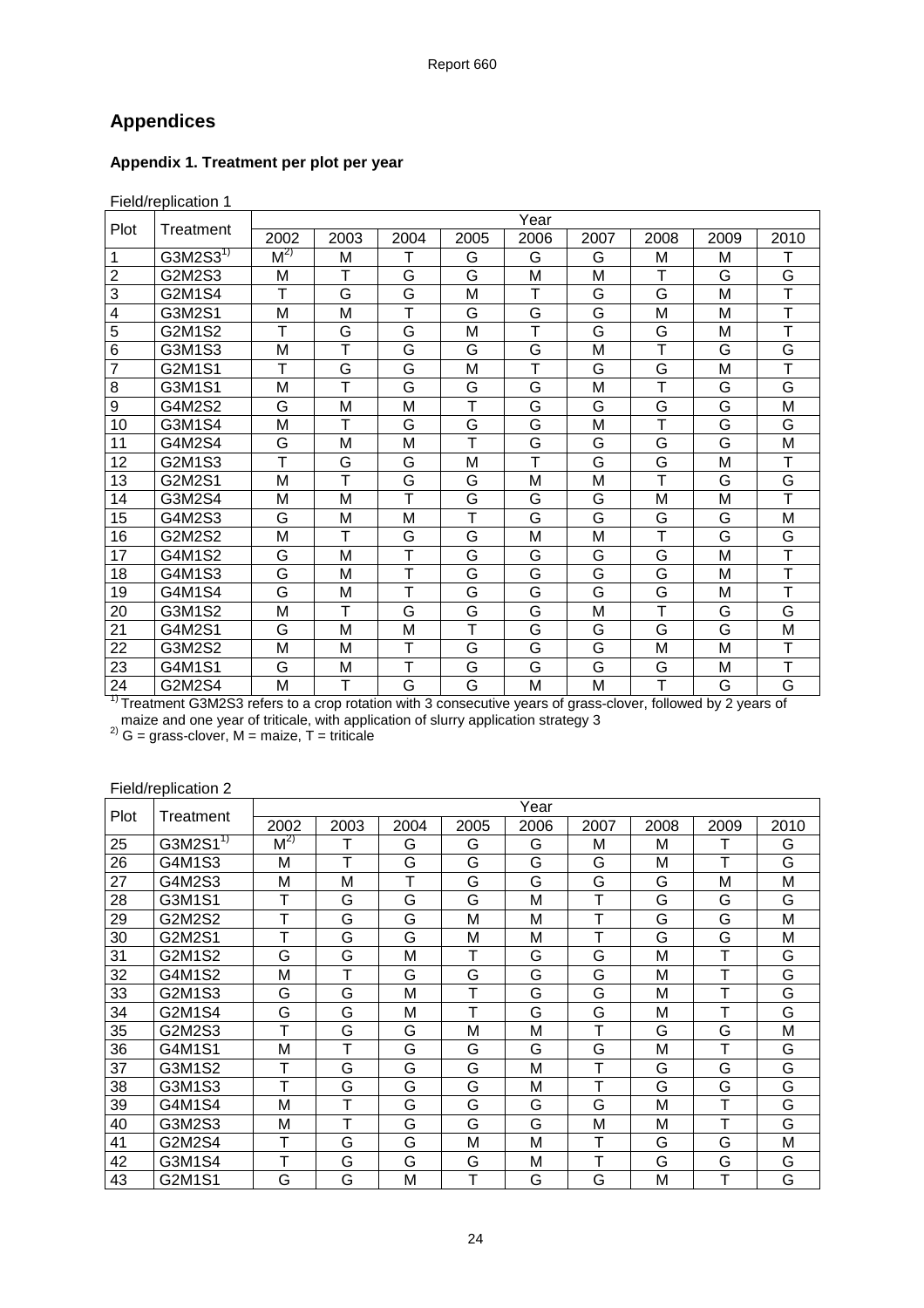## Appendices

### Appendix 1. Treatment per plot per year

Field/replication 1

| Plot | Treatment | Year | | | | | | | | |
|---|---|---|---|---|---|---|---|---|---|---|
| | | 2002 | 2003 | 2004 | 2005 | 2006 | 2007 | 2008 | 2009 | 2010 |
| 1 | G3M2S3[1)] | M[2)] | M | T | G | G | G | M | M | T |
| 2 | G2M2S3 | M | T | G | G | M | M | T | G | G |
| 3 | G2M1S4 | T | G | G | M | T | G | G | M | T |
| 4 | G3M2S1 | M | M | T | G | G | G | M | M | T |
| 5 | G2M1S2 | T | G | G | M | T | G | G | M | T |
| 6 | G3M1S3 | M | T | G | G | G | M | T | G | G |
| 7 | G2M1S1 | T | G | G | M | T | G | G | M | T |
| 8 | G3M1S1 | M | T | G | G | G | M | T | G | G |
| 9 | G4M2S2 | G | M | M | T | G | G | G | G | M |
| 10 | G3M1S4 | M | T | G | G | G | M | T | G | G |
| 11 | G4M2S4 | G | M | M | T | G | G | G | G | M |
| 12 | G2M1S3 | T | G | G | M | T | G | G | M | T |
| 13 | G2M2S1 | M | T | G | G | M | M | T | G | G |
| 14 | G3M2S4 | M | M | T | G | G | G | M | M | T |
| 15 | G4M2S3 | G | M | M | T | G | G | G | G | M |
| 16 | G2M2S2 | M | T | G | G | M | M | T | G | G |
| 17 | G4M1S2 | G | M | T | G | G | G | G | M | T |
| 18 | G4M1S3 | G | M | T | G | G | G | G | M | T |
| 19 | G4M1S4 | G | M | T | G | G | G | G | M | T |
| 20 | G3M1S2 | M | T | G | G | G | M | T | G | G |
| 21 | G4M2S1 | G | M | M | T | G | G | G | G | M |
| 22 | G3M2S2 | M | M | T | G | G | G | M | M | T |
| 23 | G4M1S1 | G | M | T | G | G | G | G | M | T |
| 24 | G2M2S4 | M | T | G | G | M | M | T | G | G |

[1)] Treatment G3M2S3 refers to a crop rotation with 3 consecutive years of grass-clover, followed by 2 years of maize and one year of triticale, with application of slurry application strategy 3

[2)] G = grass-clover, M = maize, T = triticale

Field/replication 2

| Plot | Treatment | Year | | | | | | | | |
|---|---|---|---|---|---|---|---|---|---|---|
| | | 2002 | 2003 | 2004 | 2005 | 2006 | 2007 | 2008 | 2009 | 2010 |
| 25 | G3M2S1[1)] | M[2)] | T | G | G | G | M | M | T | G |
| 26 | G4M1S3 | M | T | G | G | G | G | M | T | G |
| 27 | G4M2S3 | M | M | T | G | G | G | G | M | M |
| 28 | G3M1S1 | T | G | G | G | M | T | G | G | G |
| 29 | G2M2S2 | T | G | G | M | M | T | G | G | M |
| 30 | G2M2S1 | T | G | G | M | M | T | G | G | M |
| 31 | G2M1S2 | G | G | M | T | G | G | M | T | G |
| 32 | G4M1S2 | M | T | G | G | G | G | M | T | G |
| 33 | G2M1S3 | G | G | M | T | G | G | M | T | G |
| 34 | G2M1S4 | G | G | M | T | G | G | M | T | G |
| 35 | G2M2S3 | T | G | G | M | M | T | G | G | M |
| 36 | G4M1S1 | M | T | G | G | G | G | M | T | G |
| 37 | G3M1S2 | T | G | G | G | M | T | G | G | G |
| 38 | G3M1S3 | T | G | G | G | M | T | G | G | G |
| 39 | G4M1S4 | M | T | G | G | G | G | M | T | G |
| 40 | G3M2S3 | M | T | G | G | G | M | M | T | G |
| 41 | G2M2S4 | T | G | G | M | M | T | G | G | M |
| 42 | G3M1S4 | T | G | G | G | M | T | G | G | G |
| 43 | G2M1S1 | G | G | M | T | G | G | M | T | G |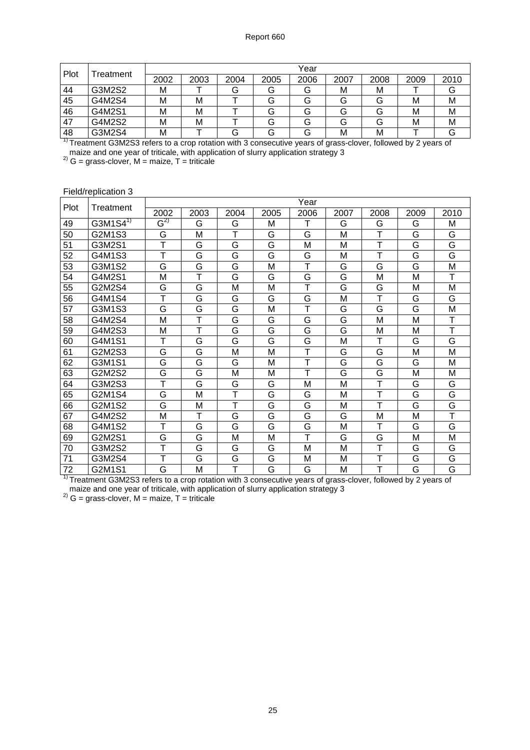| Plot | Treatment | Year | | | | | | | | |
|---|---|---|---|---|---|---|---|---|---|---|
| | | 2002 | 2003 | 2004 | 2005 | 2006 | 2007 | 2008 | 2009 | 2010 |
| 44 | G3M2S2 | M | T | G | G | G | M | M | T | G |
| 45 | G4M2S4 | M | M | T | G | G | G | G | M | M |
| 46 | G4M2S1 | M | M | T | G | G | G | G | M | M |
| 47 | G4M2S2 | M | M | T | G | G | G | G | M | M |
| 48 | G3M2S4 | M | T | G | G | G | M | M | T | G |

[1] Treatment G3M2S3 refers to a crop rotation with 3 consecutive years of grass-clover, followed by 2 years of maize and one year of triticale, with application of slurry application strategy 3
[2] G = grass-clover, M = maize, T = triticale

Field/replication 3

| Plot | Treatment | Year | | | | | | | | |
|---|---|---|---|---|---|---|---|---|---|---|
| | | 2002 | 2003 | 2004 | 2005 | 2006 | 2007 | 2008 | 2009 | 2010 |
| 49 | G3M1S4[1] | G[2] | G | G | M | T | G | G | G | M |
| 50 | G2M1S3 | G | M | T | G | G | M | T | G | G |
| 51 | G3M2S1 | T | G | G | G | M | M | T | G | G |
| 52 | G4M1S3 | T | G | G | G | G | M | T | G | G |
| 53 | G3M1S2 | G | G | G | M | T | G | G | G | M |
| 54 | G4M2S1 | M | T | G | G | G | G | M | M | T |
| 55 | G2M2S4 | G | G | M | M | T | G | G | M | M |
| 56 | G4M1S4 | T | G | G | G | G | M | T | G | G |
| 57 | G3M1S3 | G | G | G | M | T | G | G | G | M |
| 58 | G4M2S4 | M | T | G | G | G | G | M | M | T |
| 59 | G4M2S3 | M | T | G | G | G | G | M | M | T |
| 60 | G4M1S1 | T | G | G | G | G | M | T | G | G |
| 61 | G2M2S3 | G | G | M | M | T | G | G | M | M |
| 62 | G3M1S1 | G | G | G | M | T | G | G | G | M |
| 63 | G2M2S2 | G | G | M | M | T | G | G | M | M |
| 64 | G3M2S3 | T | G | G | G | M | M | T | G | G |
| 65 | G2M1S4 | G | M | T | G | G | M | T | G | G |
| 66 | G2M1S2 | G | M | T | G | G | M | T | G | G |
| 67 | G4M2S2 | M | T | G | G | G | G | M | M | T |
| 68 | G4M1S2 | T | G | G | G | G | M | T | G | G |
| 69 | G2M2S1 | G | G | M | M | T | G | G | M | M |
| 70 | G3M2S2 | T | G | G | G | M | M | T | G | G |
| 71 | G3M2S4 | T | G | G | G | M | M | T | G | G |
| 72 | G2M1S1 | G | M | T | G | G | M | T | G | G |

[1] Treatment G3M2S3 refers to a crop rotation with 3 consecutive years of grass-clover, followed by 2 years of maize and one year of triticale, with application of slurry application strategy 3
[2] G = grass-clover, M = maize, T = triticale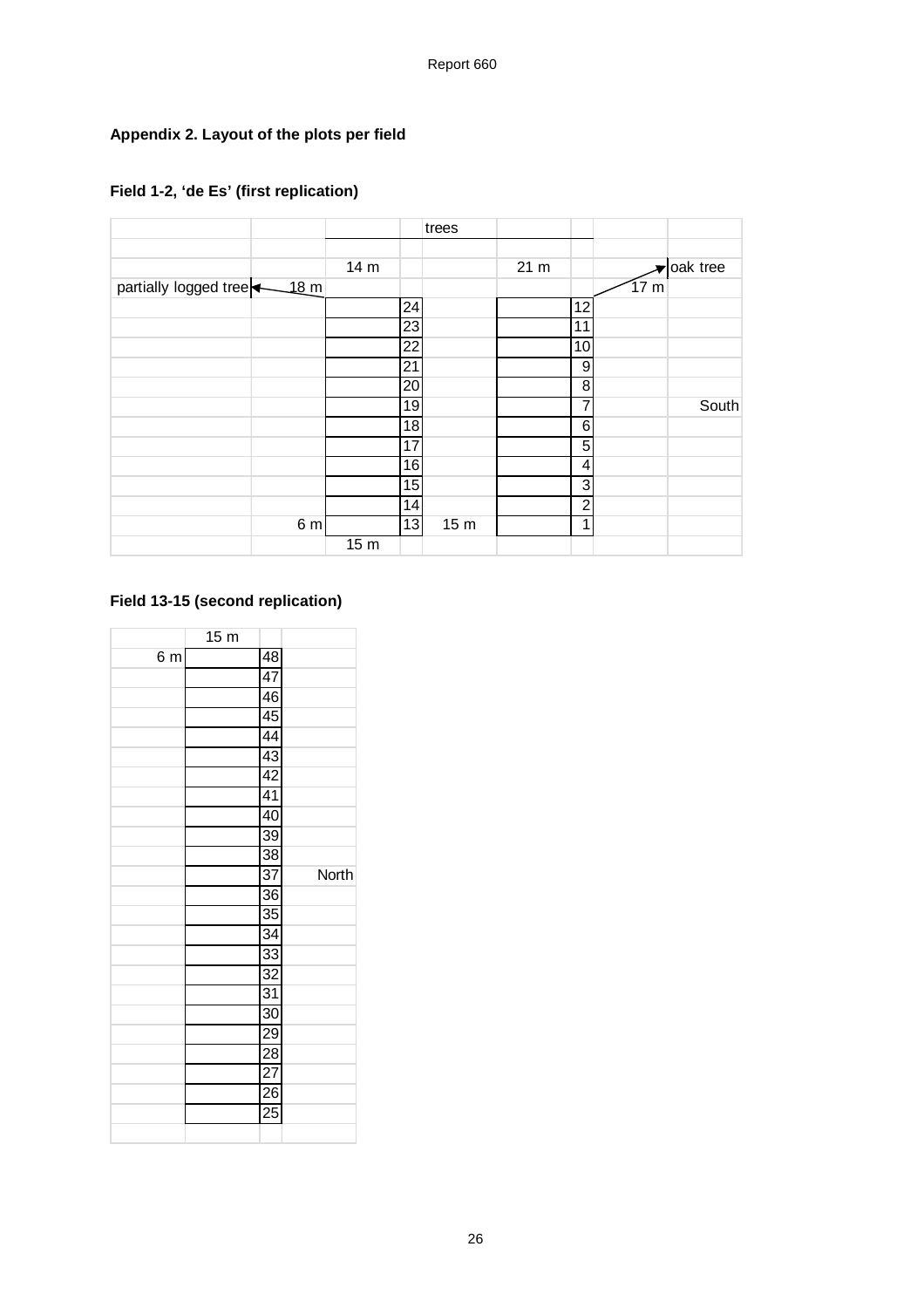## Appendix 2. Layout of the plots per field

### Field 1-2, 'de Es' (first replication)

| | | | | trees | | | | |
|---|---|---|---|---|---|---|---|---|
| | | | | | | | | |
| | | 14 m | | | 21 m | | | oak tree |
| partially logged tree | 18 m | | | | | | 17 m | |
| | | | 24 | | | 12 | | |
| | | | 23 | | | 11 | | |
| | | | 22 | | | 10 | | |
| | | | 21 | | | 9 | | |
| | | | 20 | | | 8 | | |
| | | | 19 | | | 7 | | South |
| | | | 18 | | | 6 | | |
| | | | 17 | | | 5 | | |
| | | | 16 | | | 4 | | |
| | | | 15 | | | 3 | | |
| | | | 14 | | | 2 | | |
| | 6 m | | 13 | 15 m | | 1 | | |
| | | 15 m | | | | | | |

### Field 13-15 (second replication)

| | 15 m | | |
|---|---|---|---|
| 6 m | | 48 | |
| | | 47 | |
| | | 46 | |
| | | 45 | |
| | | 44 | |
| | | 43 | |
| | | 42 | |
| | | 41 | |
| | | 40 | |
| | | 39 | |
| | | 38 | |
| | | 37 | North |
| | | 36 | |
| | | 35 | |
| | | 34 | |
| | | 33 | |
| | | 32 | |
| | | 31 | |
| | | 30 | |
| | | 29 | |
| | | 28 | |
| | | 27 | |
| | | 26 | |
| | | 25 | |
| | | | |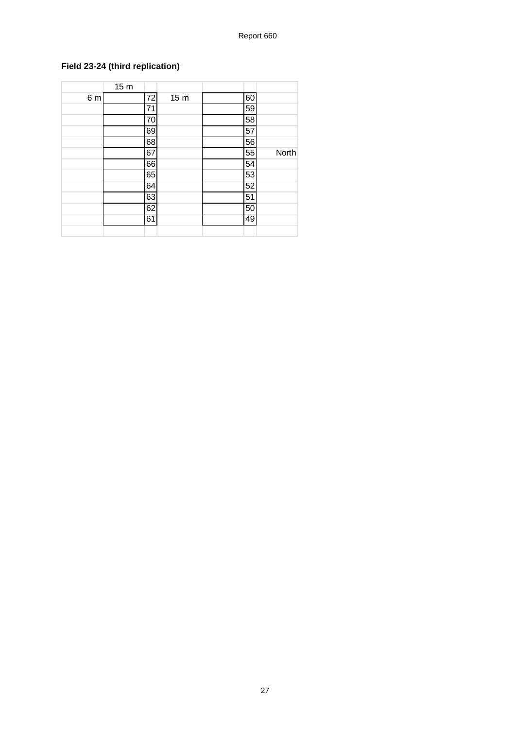**Field 23-24 (third replication)**

| | 15 m | | | | | |
|---|---|---|---|---|---|---|
| 6 m | | 72 | 15 m | | 60 | |
| | | 71 | | | 59 | |
| | | 70 | | | 58 | |
| | | 69 | | | 57 | |
| | | 68 | | | 56 | |
| | | 67 | | | 55 | North |
| | | 66 | | | 54 | |
| | | 65 | | | 53 | |
| | | 64 | | | 52 | |
| | | 63 | | | 51 | |
| | | 62 | | | 50 | |
| | | 61 | | | 49 | |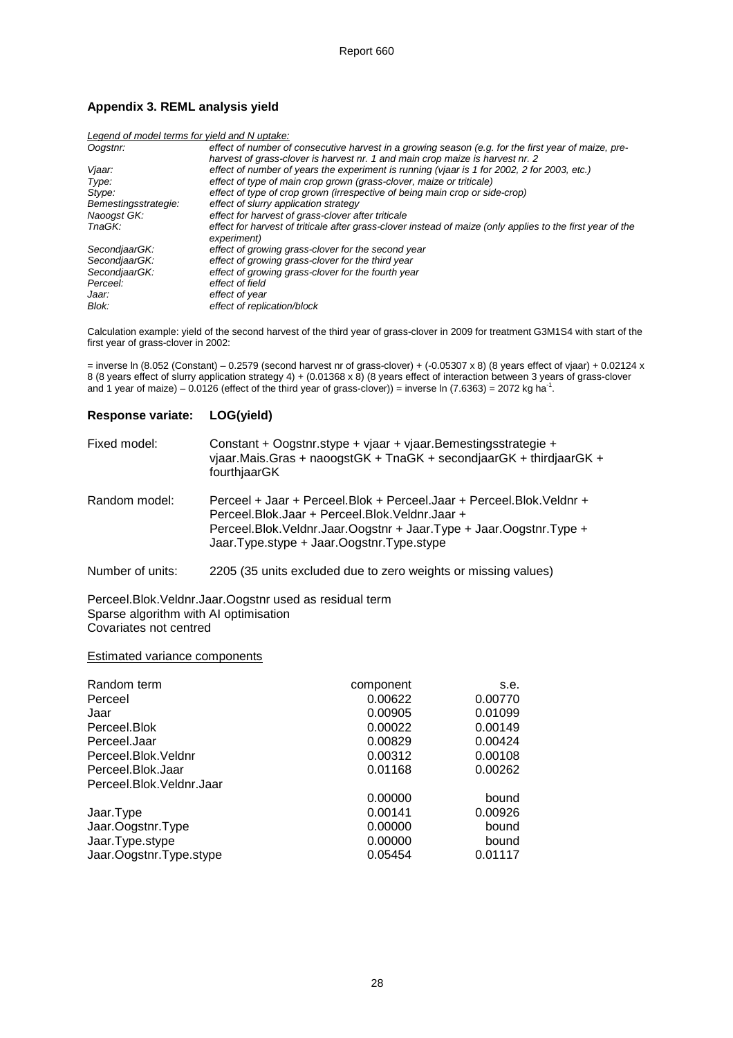## Appendix 3. REML analysis yield

*Legend of model terms for yield and N uptake:*

| | |
|---|---|
| *Oogstnr:* | *effect of number of consecutive harvest in a growing season (e.g. for the first year of maize, pre-harvest of grass-clover is harvest nr. 1 and main crop maize is harvest nr. 2* |
| *Vjaar:* | *effect of number of years the experiment is running (vjaar is 1 for 2002, 2 for 2003, etc.)* |
| *Type:* | *effect of type of main crop grown (grass-clover, maize or triticale)* |
| *Stype:* | *effect of type of crop grown (irrespective of being main crop or side-crop)* |
| *Bemestingsstrategie:* | *effect of slurry application strategy* |
| *Naoogst GK:* | *effect for harvest of grass-clover after triticale* |
| *TnaGK:* | *effect for harvest of triticale after grass-clover instead of maize (only applies to the first year of the experiment)* |
| *SecondjaarGK:* | *effect of growing grass-clover for the second year* |
| *SecondjaarGK:* | *effect of growing grass-clover for the third year* |
| *SecondjaarGK:* | *effect of growing grass-clover for the fourth year* |
| *Perceel:* | *effect of field* |
| *Jaar:* | *effect of year* |
| *Blok:* | *effect of replication/block* |

Calculation example: yield of the second harvest of the third year of grass-clover in 2009 for treatment G3M1S4 with start of the first year of grass-clover in 2002:

= inverse ln (8.052 (Constant) – 0.2579 (second harvest nr of grass-clover) + (-0.05307 x 8) (8 years effect of vjaar) + 0.02124 x 8 (8 years effect of slurry application strategy 4) + (0.01368 x 8) (8 years effect of interaction between 3 years of grass-clover and 1 year of maize) – 0.0126 (effect of the third year of grass-clover)) = inverse ln (7.6363) = 2072 kg ha$^{-1}$.

**Response variate: LOG(yield)**

Fixed model: Constant + Oogstnr.stype + vjaar + vjaar.Bemestingsstrategie + vjaar.Mais.Gras + naoogstGK + TnaGK + secondjaarGK + thirdjaarGK + fourthjaarGK

Random model: Perceel + Jaar + Perceel.Blok + Perceel.Jaar + Perceel.Blok.Veldnr + Perceel.Blok.Jaar + Perceel.Blok.Veldnr.Jaar + Perceel.Blok.Veldnr.Jaar.Oogstnr + Jaar.Type + Jaar.Oogstnr.Type + Jaar.Type.stype + Jaar.Oogstnr.Type.stype

Number of units: 2205 (35 units excluded due to zero weights or missing values)

Perceel.Blok.Veldnr.Jaar.Oogstnr used as residual term
Sparse algorithm with AI optimisation
Covariates not centred

<u>Estimated variance components</u>

| Random term | component | s.e. |
|---|---|---|
| Perceel | 0.00622 | 0.00770 |
| Jaar | 0.00905 | 0.01099 |
| Perceel.Blok | 0.00022 | 0.00149 |
| Perceel.Jaar | 0.00829 | 0.00424 |
| Perceel.Blok.Veldnr | 0.00312 | 0.00108 |
| Perceel.Blok.Jaar | 0.01168 | 0.00262 |
| Perceel.Blok.Veldnr.Jaar | 0.00000 | bound |
| Jaar.Type | 0.00141 | 0.00926 |
| Jaar.Oogstnr.Type | 0.00000 | bound |
| Jaar.Type.stype | 0.00000 | bound |
| Jaar.Oogstnr.Type.stype | 0.05454 | 0.01117 |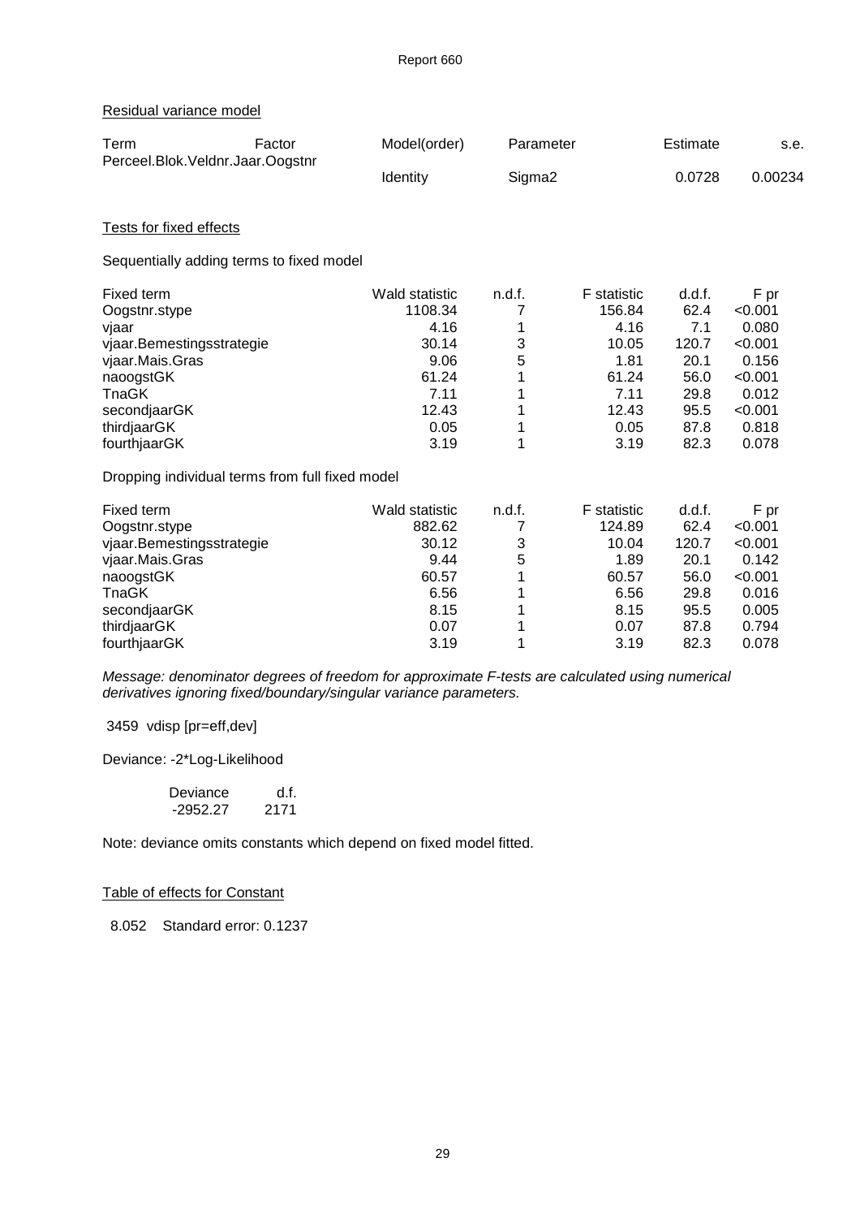Residual variance model

| Term | Factor | Model(order) | Parameter | Estimate | s.e. |
|---|---|---|---|---|---|
| Perceel.Blok.Veldnr.Jaar.Oogstnr | | | | | |
| | | Identity | Sigma2 | 0.0728 | 0.00234 |

Tests for fixed effects

Sequentially adding terms to fixed model

| Fixed term | Wald statistic | n.d.f. | F statistic | d.d.f. | F pr |
|---|---|---|---|---|---|
| Oogstnr.stype | 1108.34 | 7 | 156.84 | 62.4 | <0.001 |
| vjaar | 4.16 | 1 | 4.16 | 7.1 | 0.080 |
| vjaar.Bemestingsstrategie | 30.14 | 3 | 10.05 | 120.7 | <0.001 |
| vjaar.Mais.Gras | 9.06 | 5 | 1.81 | 20.1 | 0.156 |
| naoogstGK | 61.24 | 1 | 61.24 | 56.0 | <0.001 |
| TnaGK | 7.11 | 1 | 7.11 | 29.8 | 0.012 |
| secondjaarGK | 12.43 | 1 | 12.43 | 95.5 | <0.001 |
| thirdjaarGK | 0.05 | 1 | 0.05 | 87.8 | 0.818 |
| fourthjaarGK | 3.19 | 1 | 3.19 | 82.3 | 0.078 |

Dropping individual terms from full fixed model

| Fixed term | Wald statistic | n.d.f. | F statistic | d.d.f. | F pr |
|---|---|---|---|---|---|
| Oogstnr.stype | 882.62 | 7 | 124.89 | 62.4 | <0.001 |
| vjaar.Bemestingsstrategie | 30.12 | 3 | 10.04 | 120.7 | <0.001 |
| vjaar.Mais.Gras | 9.44 | 5 | 1.89 | 20.1 | 0.142 |
| naoogstGK | 60.57 | 1 | 60.57 | 56.0 | <0.001 |
| TnaGK | 6.56 | 1 | 6.56 | 29.8 | 0.016 |
| secondjaarGK | 8.15 | 1 | 8.15 | 95.5 | 0.005 |
| thirdjaarGK | 0.07 | 1 | 0.07 | 87.8 | 0.794 |
| fourthjaarGK | 3.19 | 1 | 3.19 | 82.3 | 0.078 |

*Message: denominator degrees of freedom for approximate F-tests are calculated using numerical derivatives ignoring fixed/boundary/singular variance parameters.*

3459 vdisp [pr=eff,dev]

Deviance: -2*Log-Likelihood

| Deviance | d.f. |
|---|---|
| -2952.27 | 2171 |

Note: deviance omits constants which depend on fixed model fitted.

Table of effects for Constant

8.052 Standard error: 0.1237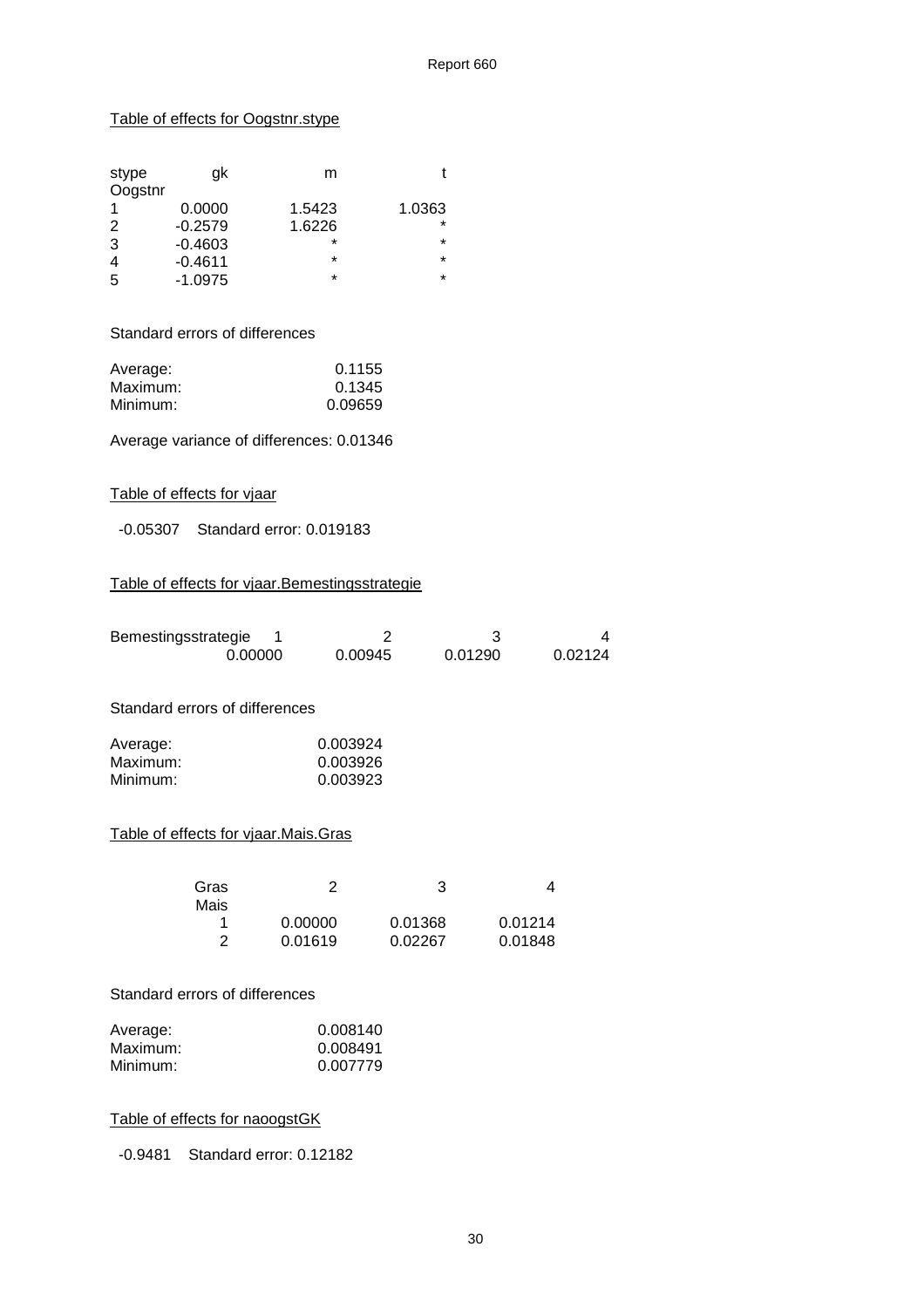Table of effects for Oogstnr.stype

| stype | gk | m | t |
|---|---|---|---|
| Oogstnr | | | |
| 1 | 0.0000 | 1.5423 | 1.0363 |
| 2 | -0.2579 | 1.6226 | * |
| 3 | -0.4603 | * | * |
| 4 | -0.4611 | * | * |
| 5 | -1.0975 | * | * |

Standard errors of differences

| | |
|---|---|
| Average: | 0.1155 |
| Maximum: | 0.1345 |
| Minimum: | 0.09659 |

Average variance of differences: 0.01346

Table of effects for vjaar

-0.05307 Standard error: 0.019183

Table of effects for vjaar.Bemestingsstrategie

| Bemestingsstrategie | 1 | 2 | 3 | 4 |
|---|---|---|---|---|
| | 0.00000 | 0.00945 | 0.01290 | 0.02124 |

Standard errors of differences

| | |
|---|---|
| Average: | 0.003924 |
| Maximum: | 0.003926 |
| Minimum: | 0.003923 |

Table of effects for vjaar.Mais.Gras

| Gras | 2 | 3 | 4 |
|---|---|---|---|
| Mais | | | |
| 1 | 0.00000 | 0.01368 | 0.01214 |
| 2 | 0.01619 | 0.02267 | 0.01848 |

Standard errors of differences

| | |
|---|---|
| Average: | 0.008140 |
| Maximum: | 0.008491 |
| Minimum: | 0.007779 |

Table of effects for naoogstGK

-0.9481 Standard error: 0.12182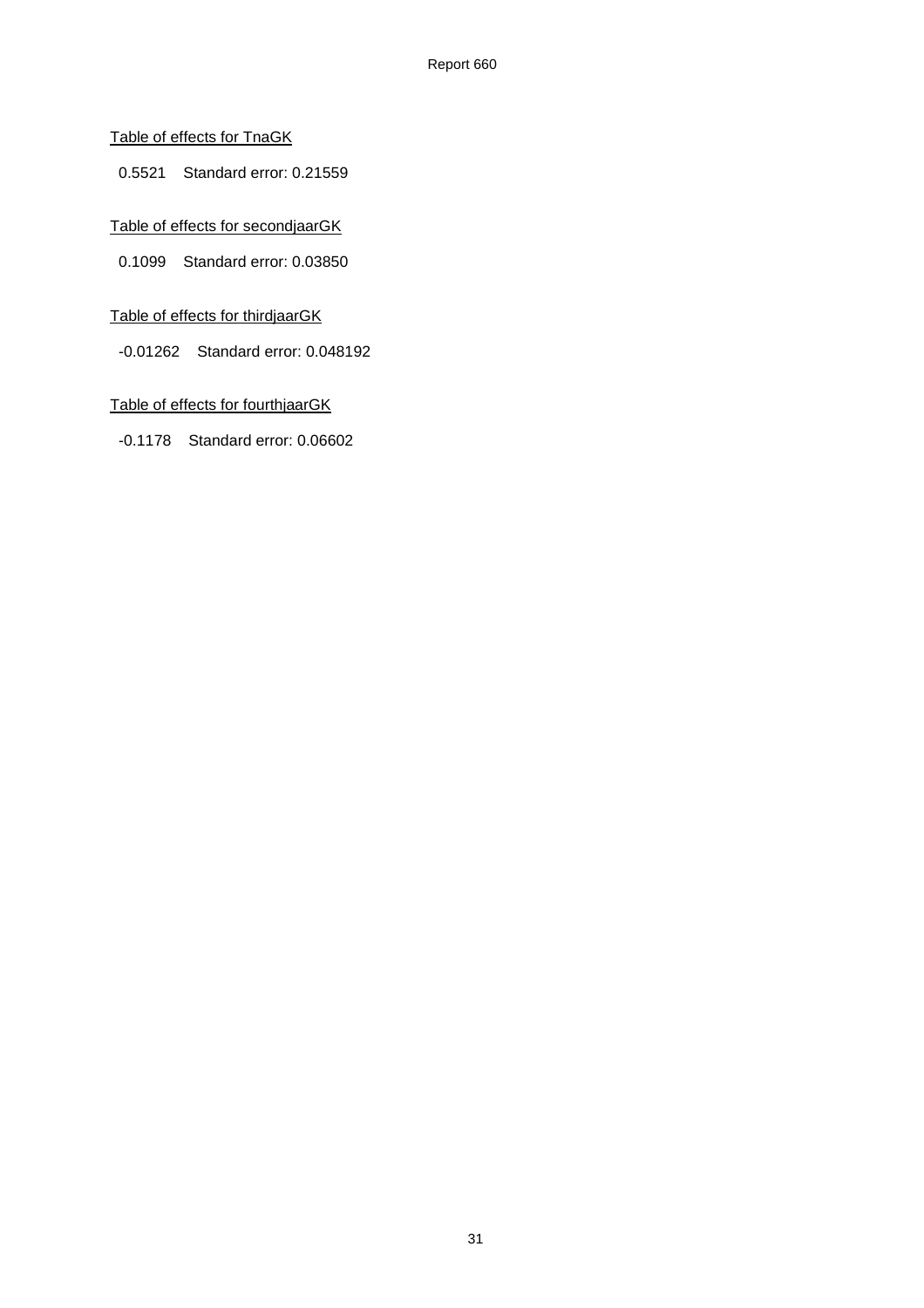<u>Table of effects for TnaGK</u>

0.5521    Standard error: 0.21559

<u>Table of effects for secondjaarGK</u>

0.1099    Standard error: 0.03850

<u>Table of effects for thirdjaarGK</u>

-0.01262    Standard error: 0.048192

<u>Table of effects for fourthjaarGK</u>

-0.1178    Standard error: 0.06602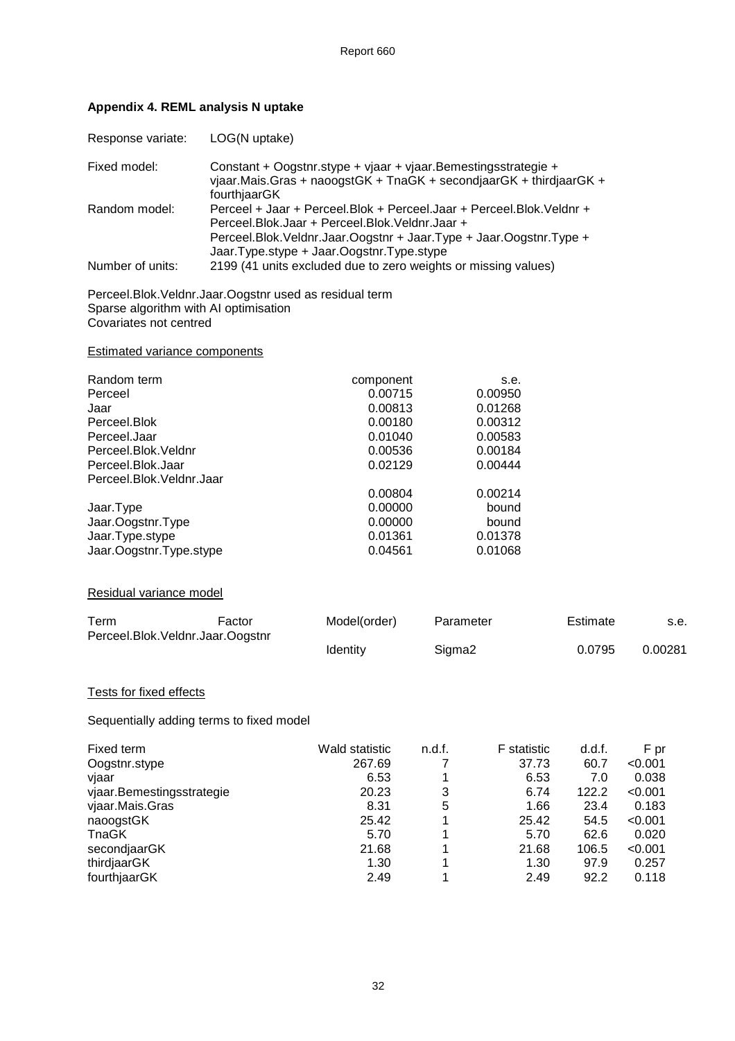## Appendix 4. REML analysis N uptake

| | |
|---|---|
| Response variate: | LOG(N uptake) |
| Fixed model: | Constant + Oogstnr.stype + vjaar + vjaar.Bemestingsstrategie + vjaar.Mais.Gras + naoogstGK + TnaGK + secondjaarGK + thirdjaarGK + fourthjaarGK |
| Random model: | Perceel + Jaar + Perceel.Blok + Perceel.Jaar + Perceel.Blok.Veldnr + Perceel.Blok.Jaar + Perceel.Blok.Veldnr.Jaar + Perceel.Blok.Veldnr.Jaar.Oogstnr + Jaar.Oogstnr.Type + Jaar.Type.stype + Jaar.Oogstnr.Type.stype |
| Number of units: | 2199 (41 units excluded due to zero weights or missing values) |

Perceel.Blok.Veldnr.Jaar.Oogstnr used as residual term
Sparse algorithm with AI optimisation
Covariates not centred

### Estimated variance components

| Random term | component | s.e. |
|---|---|---|
| Perceel | 0.00715 | 0.00950 |
| Jaar | 0.00813 | 0.01268 |
| Perceel.Blok | 0.00180 | 0.00312 |
| Perceel.Jaar | 0.01040 | 0.00583 |
| Perceel.Blok.Veldnr | 0.00536 | 0.00184 |
| Perceel.Blok.Jaar | 0.02129 | 0.00444 |
| Perceel.Blok.Veldnr.Jaar | 0.00804 | 0.00214 |
| Jaar.Type | 0.00000 | bound |
| Jaar.Oogstnr.Type | 0.00000 | bound |
| Jaar.Type.stype | 0.01361 | 0.01378 |
| Jaar.Oogstnr.Type.stype | 0.04561 | 0.01068 |

### Residual variance model

| Term | Factor | Model(order) | Parameter | Estimate | s.e. |
|---|---|---|---|---|---|
| Perceel.Blok.Veldnr.Jaar.Oogstnr | | Identity | Sigma2 | 0.0795 | 0.00281 |

### Tests for fixed effects

Sequentially adding terms to fixed model

| Fixed term | Wald statistic | n.d.f. | F statistic | d.d.f. | F pr |
|---|---|---|---|---|---|
| Oogstnr.stype | 267.69 | 7 | 37.73 | 60.7 | <0.001 |
| vjaar | 6.53 | 1 | 6.53 | 7.0 | 0.038 |
| vjaar.Bemestingsstrategie | 20.23 | 3 | 6.74 | 122.2 | <0.001 |
| vjaar.Mais.Gras | 8.31 | 5 | 1.66 | 23.4 | 0.183 |
| naoogstGK | 25.42 | 1 | 25.42 | 54.5 | <0.001 |
| TnaGK | 5.70 | 1 | 5.70 | 62.6 | 0.020 |
| secondjaarGK | 21.68 | 1 | 21.68 | 106.5 | <0.001 |
| thirdjaarGK | 1.30 | 1 | 1.30 | 97.9 | 0.257 |
| fourthjaarGK | 2.49 | 1 | 2.49 | 92.2 | 0.118 |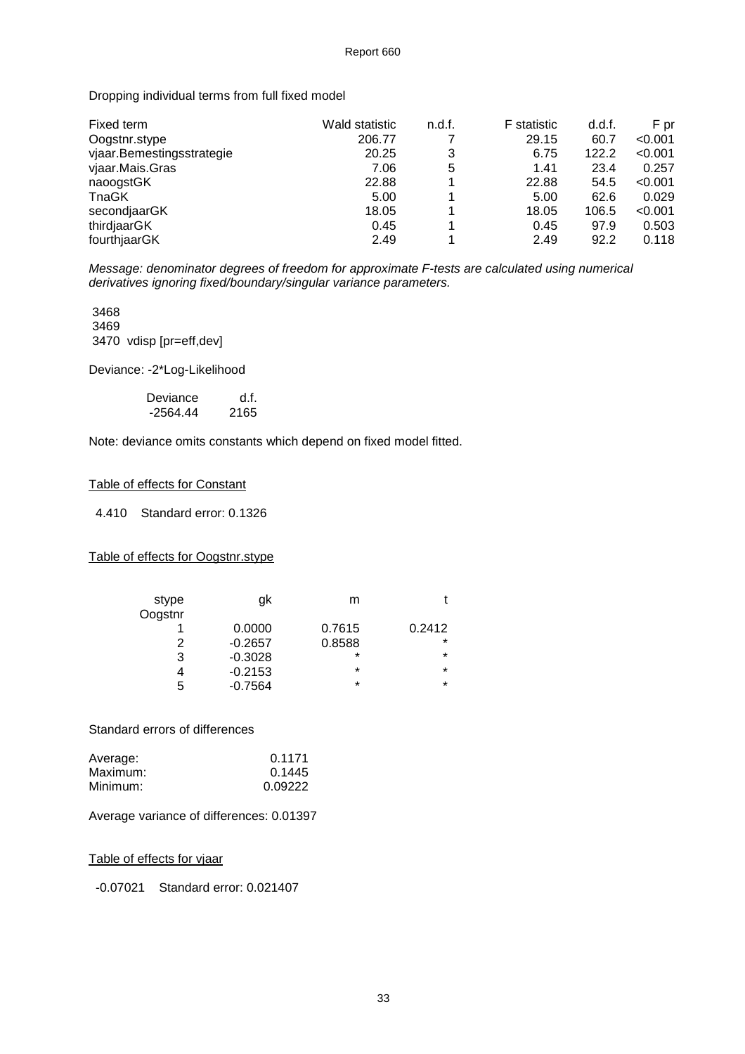Dropping individual terms from full fixed model

| Fixed term | Wald statistic | n.d.f. | F statistic | d.d.f. | F pr |
|---|---|---|---|---|---|
| Oogstnr.stype | 206.77 | 7 | 29.15 | 60.7 | <0.001 |
| vjaar.Bemestingsstrategie | 20.25 | 3 | 6.75 | 122.2 | <0.001 |
| vjaar.Mais.Gras | 7.06 | 5 | 1.41 | 23.4 | 0.257 |
| naoogstGK | 22.88 | 1 | 22.88 | 54.5 | <0.001 |
| TnaGK | 5.00 | 1 | 5.00 | 62.6 | 0.029 |
| secondjaarGK | 18.05 | 1 | 18.05 | 106.5 | <0.001 |
| thirdjaarGK | 0.45 | 1 | 0.45 | 97.9 | 0.503 |
| fourthjaarGK | 2.49 | 1 | 2.49 | 92.2 | 0.118 |

*Message: denominator degrees of freedom for approximate F-tests are calculated using numerical derivatives ignoring fixed/boundary/singular variance parameters.*

```
3468
3469
3470  vdisp [pr=eff,dev]
```

Deviance: -2*Log-Likelihood

| Deviance | d.f. |
|---|---|
| -2564.44 | 2165 |

Note: deviance omits constants which depend on fixed model fitted.

Table of effects for Constant

4.410 Standard error: 0.1326

Table of effects for Oogstnr.stype

| stype<br>Oogstnr | gk | m | t |
|---|---|---|---|
| 1 | 0.0000 | 0.7615 | 0.2412 |
| 2 | -0.2657 | 0.8588 | * |
| 3 | -0.3028 | * | * |
| 4 | -0.2153 | * | * |
| 5 | -0.7564 | * | * |

Standard errors of differences

| | |
|---|---|
| Average: | 0.1171 |
| Maximum: | 0.1445 |
| Minimum: | 0.09222 |

Average variance of differences: 0.01397

Table of effects for vjaar

-0.07021 Standard error: 0.021407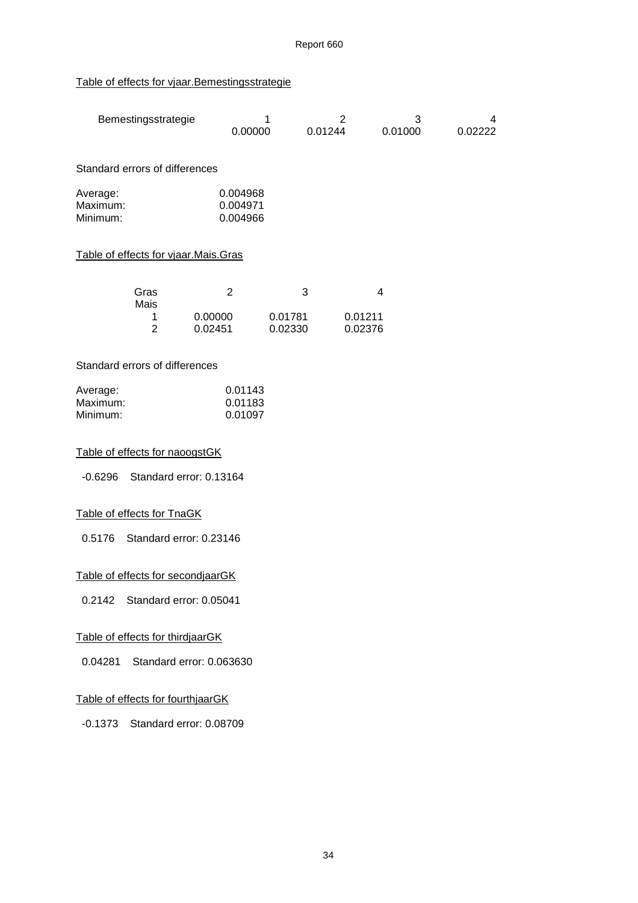Table of effects for vjaar.Bemestingsstrategie

| Bemestingsstrategie | 1 | 2 | 3 | 4 |
|---|---|---|---|---|
| | 0.00000 | 0.01244 | 0.01000 | 0.02222 |

Standard errors of differences

| | |
|---|---|
| Average: | 0.004968 |
| Maximum: | 0.004971 |
| Minimum: | 0.004966 |

Table of effects for vjaar.Mais.Gras

| Gras | 2 | 3 | 4 |
|---|---|---|---|
| Mais | | | |
| 1 | 0.00000 | 0.01781 | 0.01211 |
| 2 | 0.02451 | 0.02330 | 0.02376 |

Standard errors of differences

| | |
|---|---|
| Average: | 0.01143 |
| Maximum: | 0.01183 |
| Minimum: | 0.01097 |

Table of effects for naoogstGK

-0.6296 Standard error: 0.13164

Table of effects for TnaGK

0.5176 Standard error: 0.23146

Table of effects for secondjaarGK

0.2142 Standard error: 0.05041

Table of effects for thirdjaarGK

0.04281 Standard error: 0.063630

Table of effects for fourthjaarGK

-0.1373 Standard error: 0.08709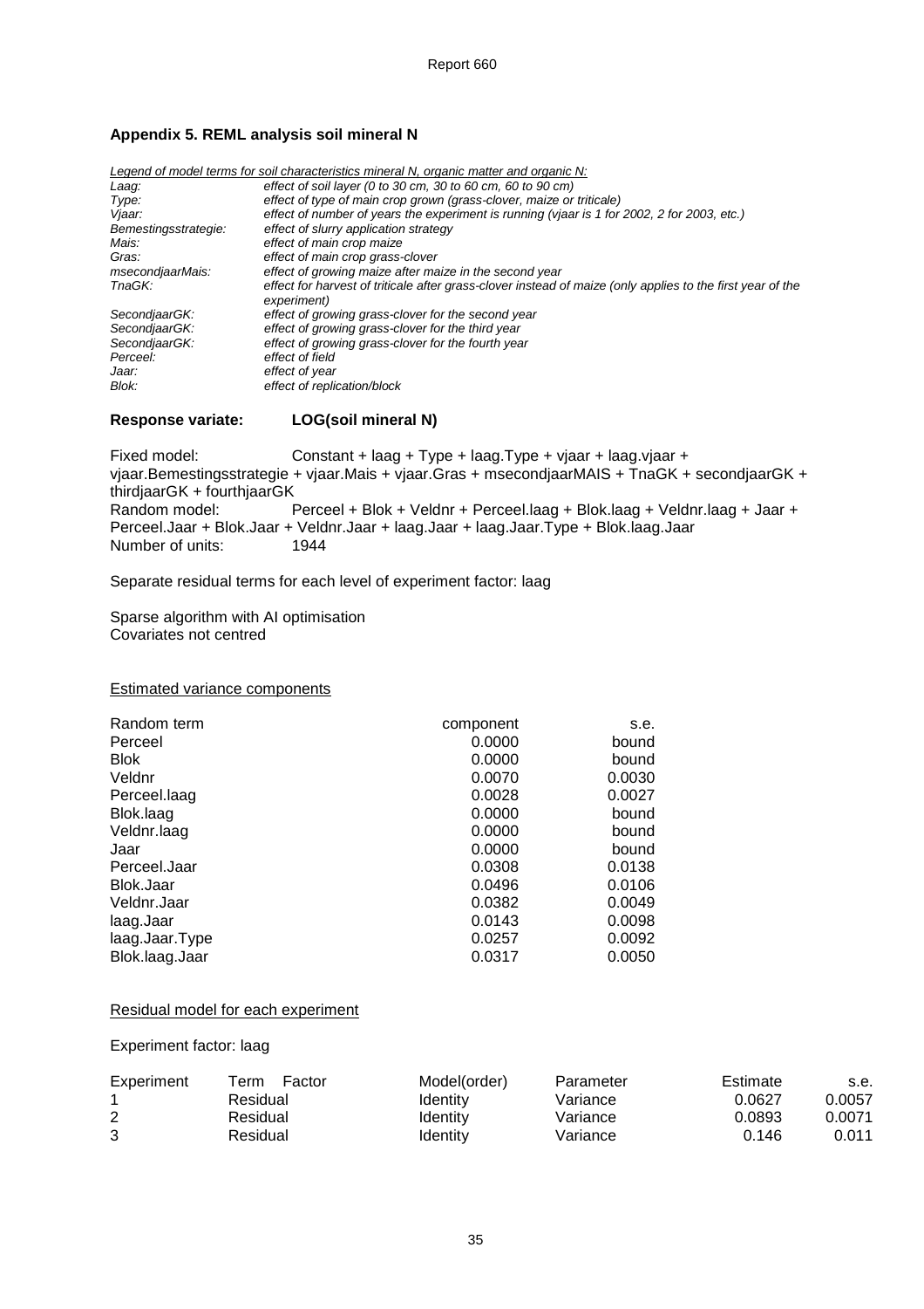## Appendix 5. REML analysis soil mineral N

*Legend of model terms for soil characteristics mineral N, organic matter and organic N:*

| | |
|---|---|
| *Laag:* | *effect of soil layer (0 to 30 cm, 30 to 60 cm, 60 to 90 cm)* |
| *Type:* | *effect of type of main crop grown (grass-clover, maize or triticale)* |
| *Vjaar:* | *effect of number of years the experiment is running (vjaar is 1 for 2002, 2 for 2003, etc.)* |
| *Bemestingsstrategie:* | *effect of slurry application strategy* |
| *Mais:* | *effect of main crop maize* |
| *Gras:* | *effect of main crop grass-clover* |
| *msecondjaarMais:* | *effect of growing maize after maize in the second year* |
| *TnaGK:* | *effect for harvest of triticale after grass-clover instead of maize (only applies to the first year of the experiment)* |
| *SecondjaarGK:* | *effect of growing grass-clover for the second year* |
| *SecondjaarGK:* | *effect of growing grass-clover for the third year* |
| *SecondjaarGK:* | *effect of growing grass-clover for the fourth year* |
| *Perceel:* | *effect of field* |
| *Jaar:* | *effect of year* |
| *Blok:* | *effect of replication/block* |

**Response variate: LOG(soil mineral N)**

Fixed model: Constant + laag + Type + laag.Type + vjaar + laag.vjaar + vjaar.Bemestingsstrategie + vjaar.Mais + vjaar.Gras + msecondjaarMAIS + TnaGK + secondjaarGK + thirdjaarGK + fourthjaarGK
Random model: Perceel + Blok + Veldnr + Perceel.laag + Blok.laag + Veldnr.laag + Jaar + Perceel.Jaar + Blok.Jaar + Veldnr.Jaar + laag.Jaar + laag.Jaar.Type + Blok.laag.Jaar
Number of units: 1944

Separate residual terms for each level of experiment factor: laag

Sparse algorithm with AI optimisation
Covariates not centred

Estimated variance components

| Random term | component | s.e. |
|---|---|---|
| Perceel | 0.0000 | bound |
| Blok | 0.0000 | bound |
| Veldnr | 0.0070 | 0.0030 |
| Perceel.laag | 0.0028 | 0.0027 |
| Blok.laag | 0.0000 | bound |
| Veldnr.laag | 0.0000 | bound |
| Jaar | 0.0000 | bound |
| Perceel.Jaar | 0.0308 | 0.0138 |
| Blok.Jaar | 0.0496 | 0.0106 |
| Veldnr.Jaar | 0.0382 | 0.0049 |
| laag.Jaar | 0.0143 | 0.0098 |
| laag.Jaar.Type | 0.0257 | 0.0092 |
| Blok.laag.Jaar | 0.0317 | 0.0050 |

Residual model for each experiment

Experiment factor: laag

| Experiment | Term Factor | Model(order) | Parameter | Estimate | s.e. |
|---|---|---|---|---|---|
| 1 | Residual | Identity | Variance | 0.0627 | 0.0057 |
| 2 | Residual | Identity | Variance | 0.0893 | 0.0071 |
| 3 | Residual | Identity | Variance | 0.146 | 0.011 |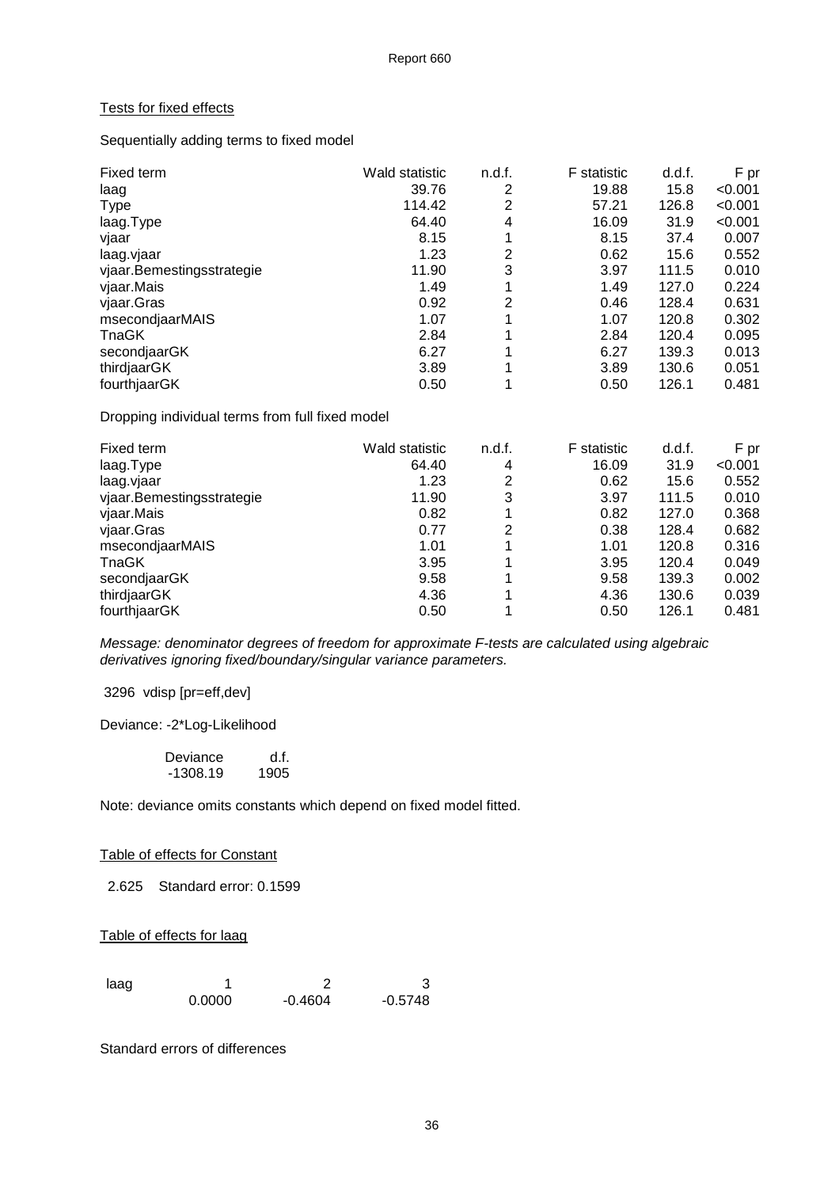Tests for fixed effects

Sequentially adding terms to fixed model

| Fixed term | Wald statistic | n.d.f. | F statistic | d.d.f. | F pr |
|---|---|---|---|---|---|
| laag | 39.76 | 2 | 19.88 | 15.8 | <0.001 |
| Type | 114.42 | 2 | 57.21 | 126.8 | <0.001 |
| laag.Type | 64.40 | 4 | 16.09 | 31.9 | <0.001 |
| vjaar | 8.15 | 1 | 8.15 | 37.4 | 0.007 |
| laag.vjaar | 1.23 | 2 | 0.62 | 15.6 | 0.552 |
| vjaar.Bemestingsstrategie | 11.90 | 3 | 3.97 | 111.5 | 0.010 |
| vjaar.Mais | 1.49 | 1 | 1.49 | 127.0 | 0.224 |
| vjaar.Gras | 0.92 | 2 | 0.46 | 128.4 | 0.631 |
| msecondjaarMAIS | 1.07 | 1 | 1.07 | 120.8 | 0.302 |
| TnaGK | 2.84 | 1 | 2.84 | 120.4 | 0.095 |
| secondjaarGK | 6.27 | 1 | 6.27 | 139.3 | 0.013 |
| thirdjaarGK | 3.89 | 1 | 3.89 | 130.6 | 0.051 |
| fourthjaarGK | 0.50 | 1 | 0.50 | 126.1 | 0.481 |

Dropping individual terms from full fixed model

| Fixed term | Wald statistic | n.d.f. | F statistic | d.d.f. | F pr |
|---|---|---|---|---|---|
| laag.Type | 64.40 | 4 | 16.09 | 31.9 | <0.001 |
| laag.vjaar | 1.23 | 2 | 0.62 | 15.6 | 0.552 |
| vjaar.Bemestingsstrategie | 11.90 | 3 | 3.97 | 111.5 | 0.010 |
| vjaar.Mais | 0.82 | 1 | 0.82 | 127.0 | 0.368 |
| vjaar.Gras | 0.77 | 2 | 0.38 | 128.4 | 0.682 |
| msecondjaarMAIS | 1.01 | 1 | 1.01 | 120.8 | 0.316 |
| TnaGK | 3.95 | 1 | 3.95 | 120.4 | 0.049 |
| secondjaarGK | 9.58 | 1 | 9.58 | 139.3 | 0.002 |
| thirdjaarGK | 4.36 | 1 | 4.36 | 130.6 | 0.039 |
| fourthjaarGK | 0.50 | 1 | 0.50 | 126.1 | 0.481 |

*Message: denominator degrees of freedom for approximate F-tests are calculated using algebraic derivatives ignoring fixed/boundary/singular variance parameters.*

3296 vdisp [pr=eff,dev]

Deviance: -2*Log-Likelihood

| Deviance | d.f. |
|---|---|
| -1308.19 | 1905 |

Note: deviance omits constants which depend on fixed model fitted.

Table of effects for Constant

2.625 Standard error: 0.1599

Table of effects for laag

| laag | 1 | 2 | 3 |
|---|---|---|---|
| | 0.0000 | -0.4604 | -0.5748 |

Standard errors of differences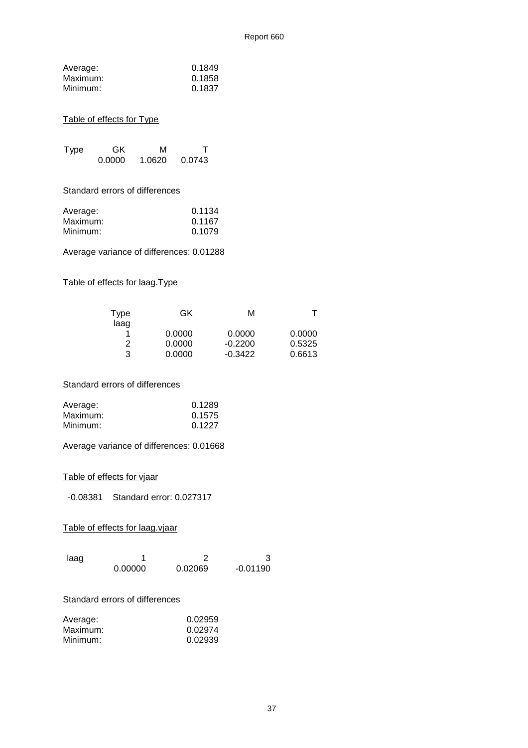| | |
|---|---|
| Average: | 0.1849 |
| Maximum: | 0.1858 |
| Minimum: | 0.1837 |

Table of effects for Type

| Type | GK | M | T |
|---|---|---|---|
| | 0.0000 | 1.0620 | 0.0743 |

Standard errors of differences

| | |
|---|---|
| Average: | 0.1134 |
| Maximum: | 0.1167 |
| Minimum: | 0.1079 |

Average variance of differences: 0.01288

Table of effects for laag.Type

| Type<br>laag | GK | M | T |
|---|---|---|---|
| 1 | 0.0000 | 0.0000 | 0.0000 |
| 2 | 0.0000 | -0.2200 | 0.5325 |
| 3 | 0.0000 | -0.3422 | 0.6613 |

Standard errors of differences

| | |
|---|---|
| Average: | 0.1289 |
| Maximum: | 0.1575 |
| Minimum: | 0.1227 |

Average variance of differences: 0.01668

Table of effects for vjaar

-0.08381 Standard error: 0.027317

Table of effects for laag.vjaar

| laag | 1 | 2 | 3 |
|---|---|---|---|
| | 0.00000 | 0.02069 | -0.01190 |

Standard errors of differences

| | |
|---|---|
| Average: | 0.02959 |
| Maximum: | 0.02974 |
| Minimum: | 0.02939 |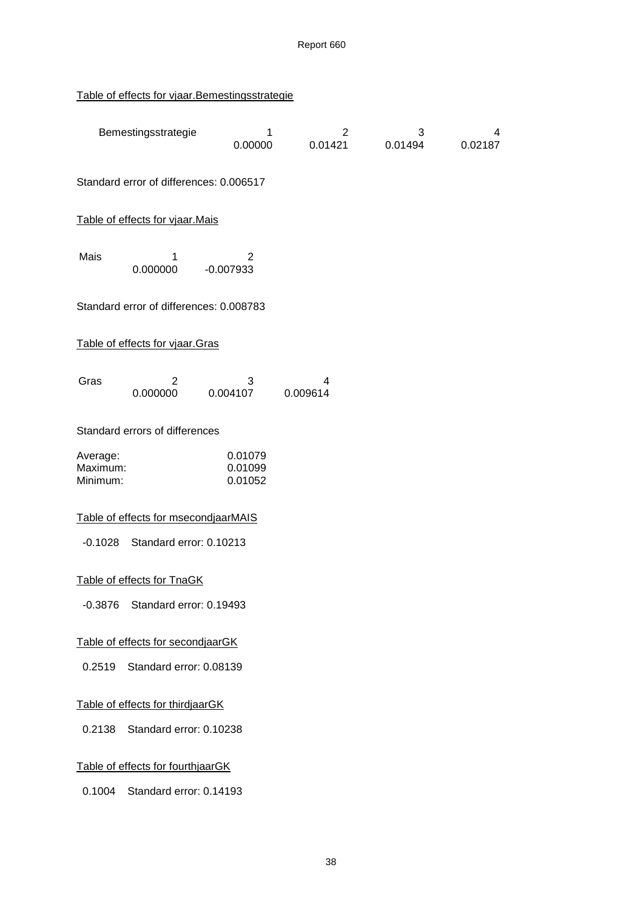Table of effects for vjaar.Bemestingsstrategie

| Bemestingsstrategie | 1 | 2 | 3 | 4 |
|---|---|---|---|---|
| | 0.00000 | 0.01421 | 0.01494 | 0.02187 |

Standard error of differences: 0.006517

Table of effects for vjaar.Mais

| Mais | 1 | 2 |
|---|---|---|
| | 0.000000 | -0.007933 |

Standard error of differences: 0.008783

Table of effects for vjaar.Gras

| Gras | 2 | 3 | 4 |
|---|---|---|---|
| | 0.000000 | 0.004107 | 0.009614 |

Standard errors of differences

| | |
|---|---|
| Average: | 0.01079 |
| Maximum: | 0.01099 |
| Minimum: | 0.01052 |

Table of effects for msecondjaarMAIS

-0.1028 Standard error: 0.10213

Table of effects for TnaGK

-0.3876 Standard error: 0.19493

Table of effects for secondjaarGK

0.2519 Standard error: 0.08139

Table of effects for thirdjaarGK

0.2138 Standard error: 0.10238

Table of effects for fourthjaarGK

0.1004 Standard error: 0.14193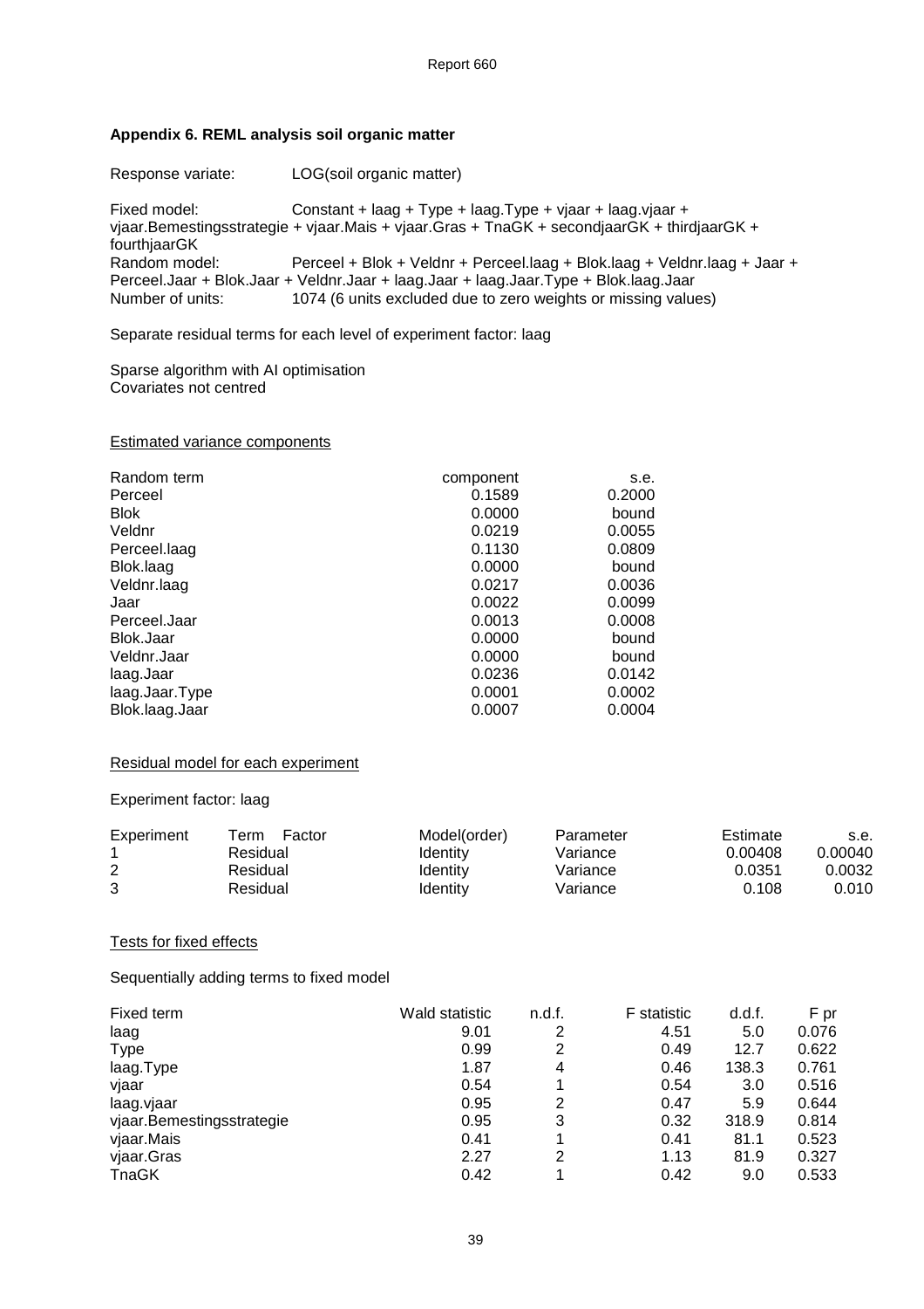### Appendix 6. REML analysis soil organic matter

Response variate: LOG(soil organic matter)

Fixed model: Constant + laag + Type + laag.Type + vjaar + laag.vjaar + vjaar.Bemestingsstrategie + vjaar.Mais + vjaar.Gras + TnaGK + secondjaarGK + thirdjaarGK + fourthjaarGK

Random model: Perceel + Blok + Veldnr + Perceel.laag + Blok.laag + Veldnr.laag + Jaar + Perceel.Jaar + Blok.Jaar + Veldnr.Jaar + laag.Jaar + laag.Jaar.Type + Blok.laag.Jaar

Number of units: 1074 (6 units excluded due to zero weights or missing values)

Separate residual terms for each level of experiment factor: laag

Sparse algorithm with AI optimisation
Covariates not centred

Estimated variance components

| Random term | component | s.e. |
|---|---|---|
| Perceel | 0.1589 | 0.2000 |
| Blok | 0.0000 | bound |
| Veldnr | 0.0219 | 0.0055 |
| Perceel.laag | 0.1130 | 0.0809 |
| Blok.laag | 0.0000 | bound |
| Veldnr.laag | 0.0217 | 0.0036 |
| Jaar | 0.0022 | 0.0099 |
| Perceel.Jaar | 0.0013 | 0.0008 |
| Blok.Jaar | 0.0000 | bound |
| Veldnr.Jaar | 0.0000 | bound |
| laag.Jaar | 0.0236 | 0.0142 |
| laag.Jaar.Type | 0.0001 | 0.0002 |
| Blok.laag.Jaar | 0.0007 | 0.0004 |

Residual model for each experiment

Experiment factor: laag

| Experiment | Term Factor | Model(order) | Parameter | Estimate | s.e. |
|---|---|---|---|---|---|
| 1 | Residual | Identity | Variance | 0.00408 | 0.00040 |
| 2 | Residual | Identity | Variance | 0.0351 | 0.0032 |
| 3 | Residual | Identity | Variance | 0.108 | 0.010 |

Tests for fixed effects

Sequentially adding terms to fixed model

| Fixed term | Wald statistic | n.d.f. | F statistic | d.d.f. | F pr |
|---|---|---|---|---|---|
| laag | 9.01 | 2 | 4.51 | 5.0 | 0.076 |
| Type | 0.99 | 2 | 0.49 | 12.7 | 0.622 |
| laag.Type | 1.87 | 4 | 0.46 | 138.3 | 0.761 |
| vjaar | 0.54 | 1 | 0.54 | 3.0 | 0.516 |
| laag.vjaar | 0.95 | 2 | 0.47 | 5.9 | 0.644 |
| vjaar.Bemestingsstrategie | 0.95 | 3 | 0.32 | 318.9 | 0.814 |
| vjaar.Mais | 0.41 | 1 | 0.41 | 81.1 | 0.523 |
| vjaar.Gras | 2.27 | 2 | 1.13 | 81.9 | 0.327 |
| TnaGK | 0.42 | 1 | 0.42 | 9.0 | 0.533 |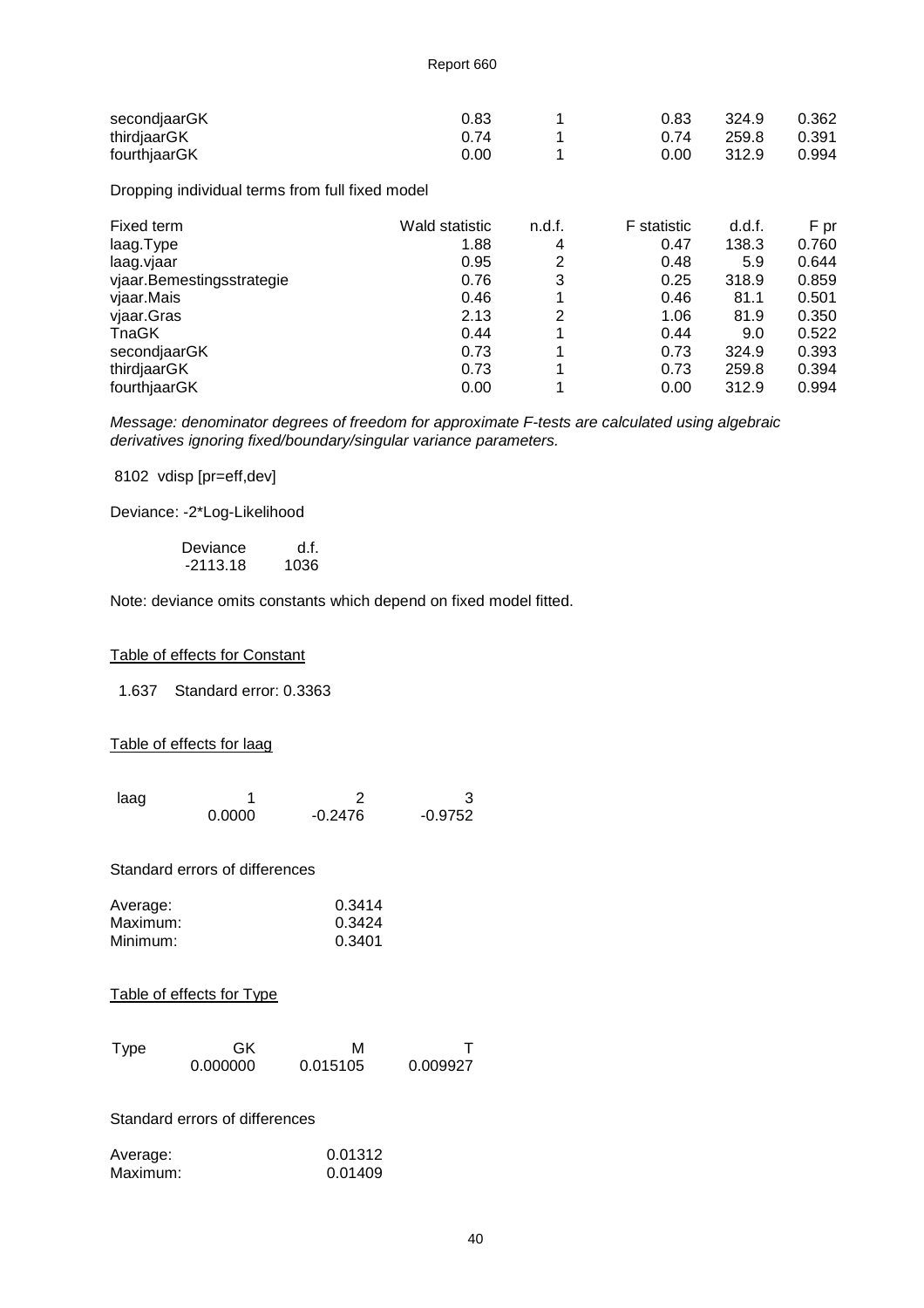| | | | | | |
|---|---|---|---|---|---|
| secondjaarGK | 0.83 | 1 | 0.83 | 324.9 | 0.362 |
| thirdjaarGK | 0.74 | 1 | 0.74 | 259.8 | 0.391 |
| fourthjaarGK | 0.00 | 1 | 0.00 | 312.9 | 0.994 |

Dropping individual terms from full fixed model

| Fixed term | Wald statistic | n.d.f. | F statistic | d.d.f. | F pr |
|---|---|---|---|---|---|
| laag.Type | 1.88 | 4 | 0.47 | 138.3 | 0.760 |
| laag.vjaar | 0.95 | 2 | 0.48 | 5.9 | 0.644 |
| vjaar.Bemestingsstrategie | 0.76 | 3 | 0.25 | 318.9 | 0.859 |
| vjaar.Mais | 0.46 | 1 | 0.46 | 81.1 | 0.501 |
| vjaar.Gras | 2.13 | 2 | 1.06 | 81.9 | 0.350 |
| TnaGK | 0.44 | 1 | 0.44 | 9.0 | 0.522 |
| secondjaarGK | 0.73 | 1 | 0.73 | 324.9 | 0.393 |
| thirdjaarGK | 0.73 | 1 | 0.73 | 259.8 | 0.394 |
| fourthjaarGK | 0.00 | 1 | 0.00 | 312.9 | 0.994 |

*Message: denominator degrees of freedom for approximate F-tests are calculated using algebraic derivatives ignoring fixed/boundary/singular variance parameters.*

8102 vdisp [pr=eff,dev]

Deviance: -2*Log-Likelihood

| Deviance | d.f. |
|---|---|
| -2113.18 | 1036 |

Note: deviance omits constants which depend on fixed model fitted.

Table of effects for Constant

1.637 Standard error: 0.3363

Table of effects for laag

| laag | 1 | 2 | 3 |
|---|---|---|---|
| | 0.0000 | -0.2476 | -0.9752 |

Standard errors of differences

| | |
|---|---|
| Average: | 0.3414 |
| Maximum: | 0.3424 |
| Minimum: | 0.3401 |

Table of effects for Type

| Type | GK | M | T |
|---|---|---|---|
| | 0.000000 | 0.015105 | 0.009927 |

Standard errors of differences

| | |
|---|---|
| Average: | 0.01312 |
| Maximum: | 0.01409 |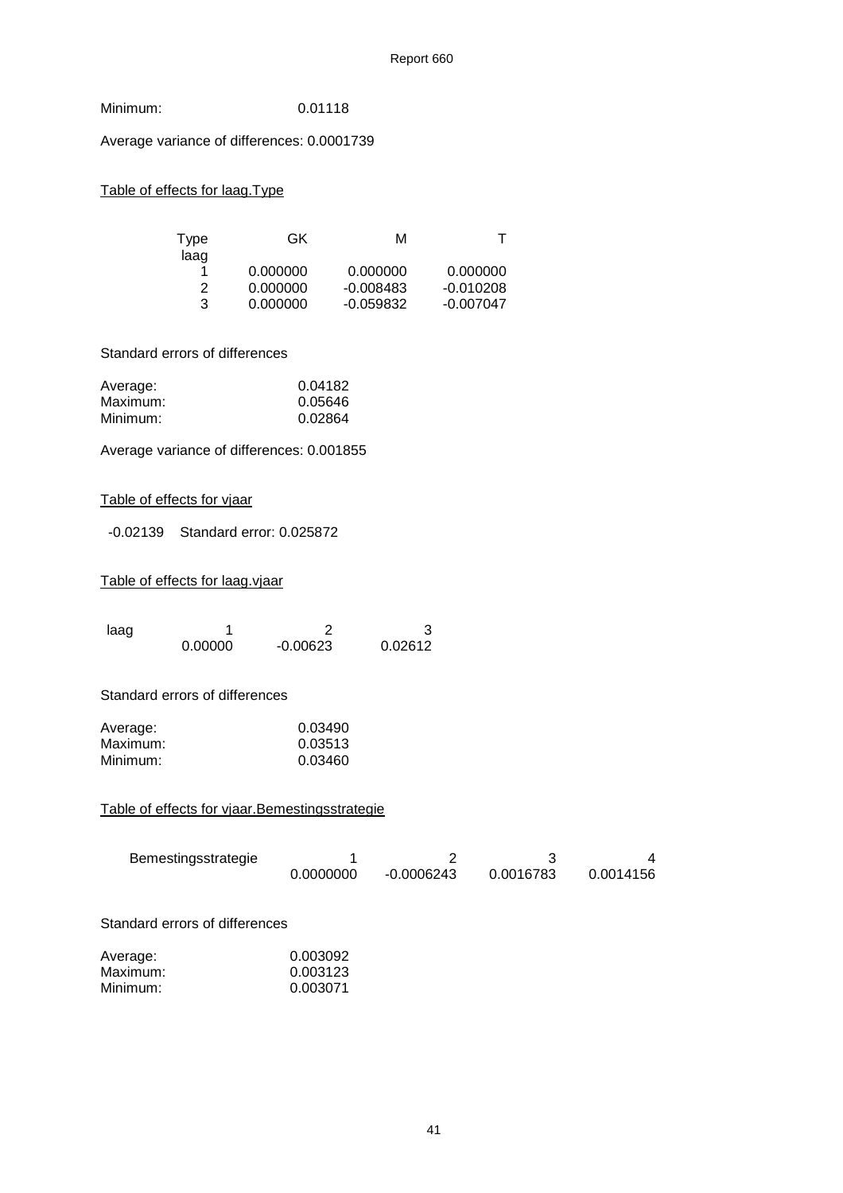Minimum: 0.01118

Average variance of differences: 0.0001739

Table of effects for laag.Type

| Type<br>laag | GK | M | T |
|---|---|---|---|
| 1 | 0.000000 | 0.000000 | 0.000000 |
| 2 | 0.000000 | -0.008483 | -0.010208 |
| 3 | 0.000000 | -0.059832 | -0.007047 |

Standard errors of differences

| | |
|---|---|
| Average: | 0.04182 |
| Maximum: | 0.05646 |
| Minimum: | 0.02864 |

Average variance of differences: 0.001855

Table of effects for vjaar

-0.02139 Standard error: 0.025872

Table of effects for laag.vjaar

| laag | 1 | 2 | 3 |
|---|---|---|---|
| | 0.00000 | -0.00623 | 0.02612 |

Standard errors of differences

| | |
|---|---|
| Average: | 0.03490 |
| Maximum: | 0.03513 |
| Minimum: | 0.03460 |

Table of effects for vjaar.Bemestingsstrategie

| Bemestingsstrategie | 1 | 2 | 3 | 4 |
|---|---|---|---|---|
| | 0.0000000 | -0.0006243 | 0.0016783 | 0.0014156 |

Standard errors of differences

| | |
|---|---|
| Average: | 0.003092 |
| Maximum: | 0.003123 |
| Minimum: | 0.003071 |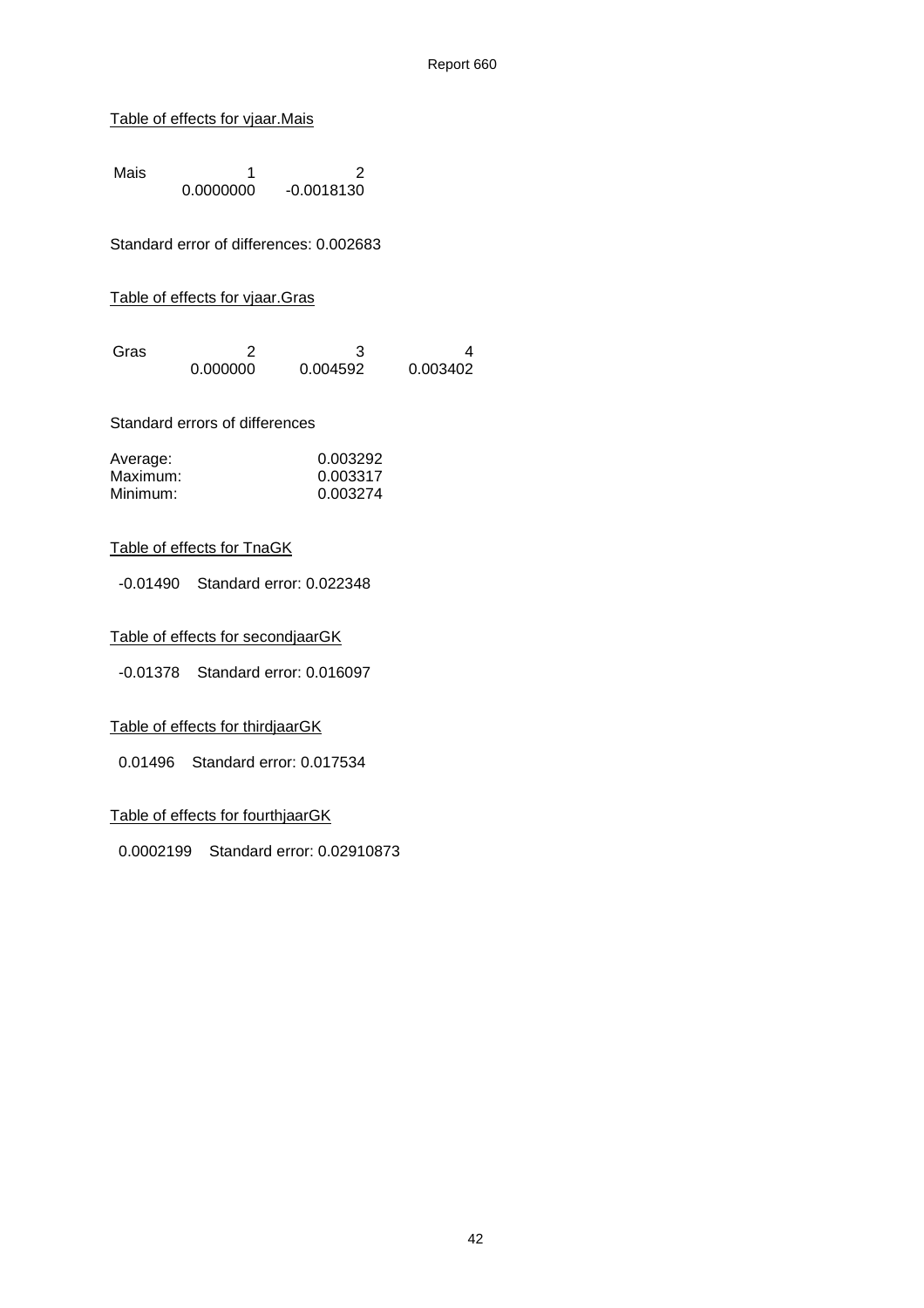<u>Table of effects for vjaar.Mais</u>

| Mais | 1 | 2 |
|---|---|---|
| | 0.0000000 | -0.0018130 |

Standard error of differences: 0.002683

<u>Table of effects for vjaar.Gras</u>

| Gras | 2 | 3 | 4 |
|---|---|---|---|
| | 0.000000 | 0.004592 | 0.003402 |

Standard errors of differences

| | |
|---|---|
| Average: | 0.003292 |
| Maximum: | 0.003317 |
| Minimum: | 0.003274 |

<u>Table of effects for TnaGK</u>

-0.01490 Standard error: 0.022348

<u>Table of effects for secondjaarGK</u>

-0.01378 Standard error: 0.016097

<u>Table of effects for thirdjaarGK</u>

0.01496 Standard error: 0.017534

<u>Table of effects for fourthjaarGK</u>

0.0002199 Standard error: 0.02910873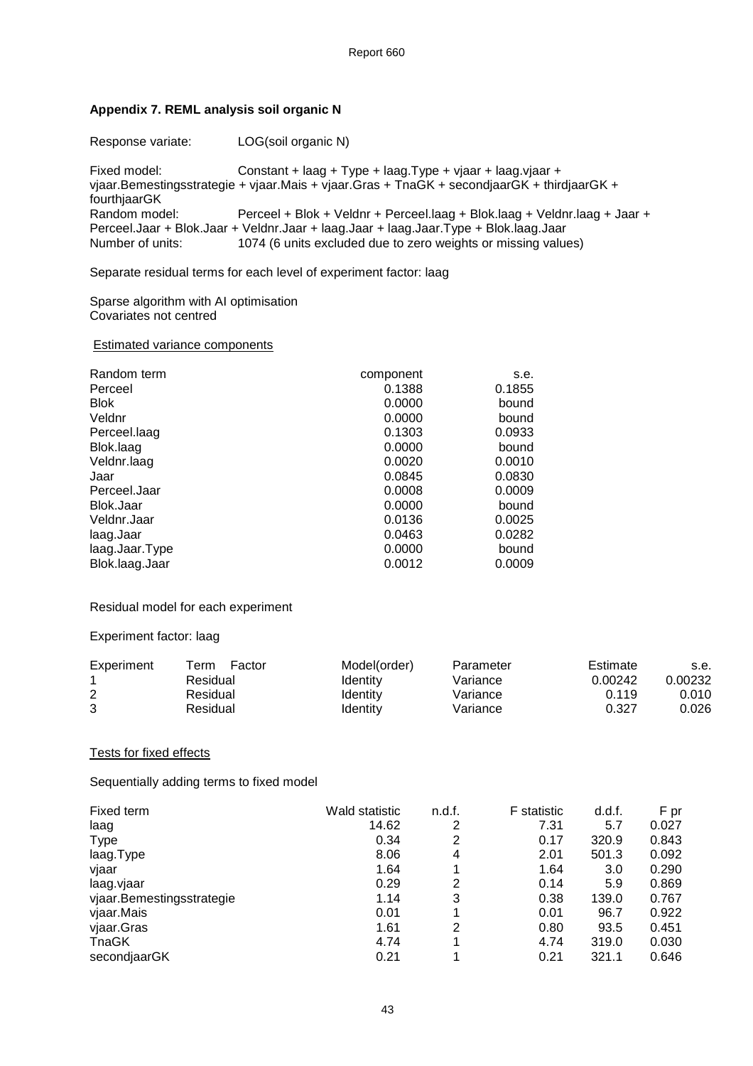## Appendix 7. REML analysis soil organic N

Response variate: LOG(soil organic N)

Fixed model: Constant + laag + Type + laag.Type + vjaar + laag.vjaar + vjaar.Bemestingsstrategie + vjaar.Mais + vjaar.Gras + TnaGK + secondjaarGK + thirdjaarGK + fourthjaarGK

Random model: Perceel + Blok + Veldnr + Perceel.laag + Blok.laag + Veldnr.laag + Jaar + Perceel.Jaar + Blok.Jaar + Veldnr.Jaar + laag.Jaar + laag.Jaar.Type + Blok.laag.Jaar

Number of units: 1074 (6 units excluded due to zero weights or missing values)

Separate residual terms for each level of experiment factor: laag

Sparse algorithm with AI optimisation
Covariates not centred

Estimated variance components

| Random term | component | s.e. |
|---|---|---|
| Perceel | 0.1388 | 0.1855 |
| Blok | 0.0000 | bound |
| Veldnr | 0.0000 | bound |
| Perceel.laag | 0.1303 | 0.0933 |
| Blok.laag | 0.0000 | bound |
| Veldnr.laag | 0.0020 | 0.0010 |
| Jaar | 0.0845 | 0.0830 |
| Perceel.Jaar | 0.0008 | 0.0009 |
| Blok.Jaar | 0.0000 | bound |
| Veldnr.Jaar | 0.0136 | 0.0025 |
| laag.Jaar | 0.0463 | 0.0282 |
| laag.Jaar.Type | 0.0000 | bound |
| Blok.laag.Jaar | 0.0012 | 0.0009 |

Residual model for each experiment

Experiment factor: laag

| Experiment | Term Factor | Model(order) | Parameter | Estimate | s.e. |
|---|---|---|---|---|---|
| 1 | Residual | Identity | Variance | 0.00242 | 0.00232 |
| 2 | Residual | Identity | Variance | 0.119 | 0.010 |
| 3 | Residual | Identity | Variance | 0.327 | 0.026 |

Tests for fixed effects

Sequentially adding terms to fixed model

| Fixed term | Wald statistic | n.d.f. | F statistic | d.d.f. | F pr |
|---|---|---|---|---|---|
| laag | 14.62 | 2 | 7.31 | 5.7 | 0.027 |
| Type | 0.34 | 2 | 0.17 | 320.9 | 0.843 |
| laag.Type | 8.06 | 4 | 2.01 | 501.3 | 0.092 |
| vjaar | 1.64 | 1 | 1.64 | 3.0 | 0.290 |
| laag.vjaar | 0.29 | 2 | 0.14 | 5.9 | 0.869 |
| vjaar.Bemestingsstrategie | 1.14 | 3 | 0.38 | 139.0 | 0.767 |
| vjaar.Mais | 0.01 | 1 | 0.01 | 96.7 | 0.922 |
| vjaar.Gras | 1.61 | 2 | 0.80 | 93.5 | 0.451 |
| TnaGK | 4.74 | 1 | 4.74 | 319.0 | 0.030 |
| secondjaarGK | 0.21 | 1 | 0.21 | 321.1 | 0.646 |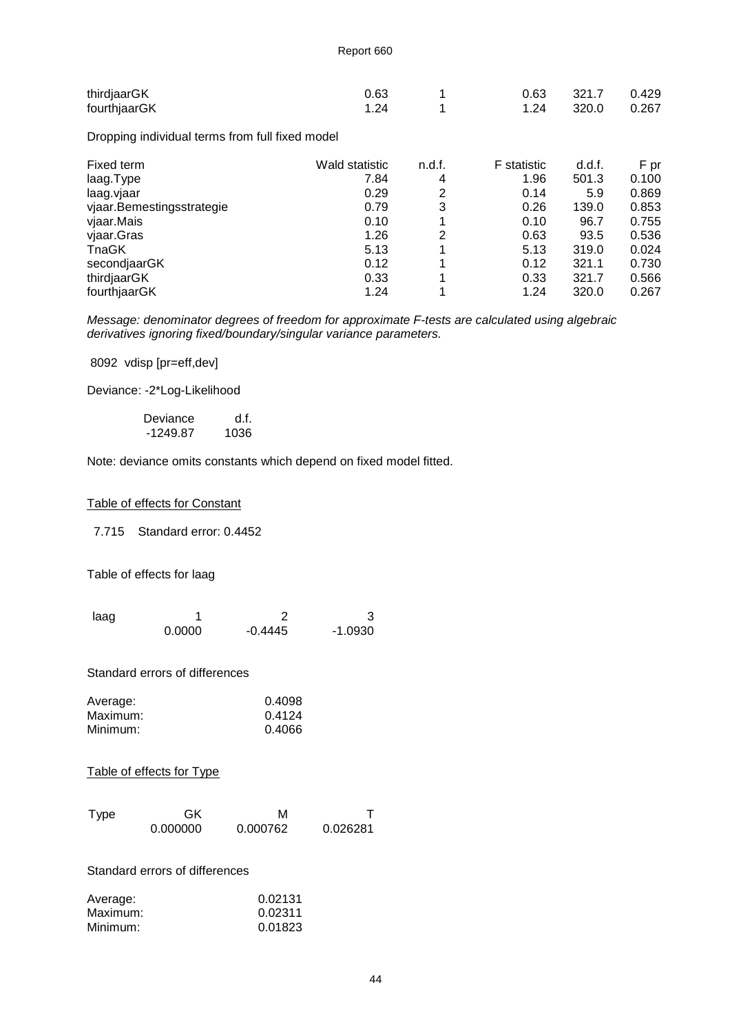| | | | | | |
|---|---|---|---|---|---|
| thirdjaarGK | 0.63 | 1 | 0.63 | 321.7 | 0.429 |
| fourthjaarGK | 1.24 | 1 | 1.24 | 320.0 | 0.267 |

Dropping individual terms from full fixed model

| Fixed term | Wald statistic | n.d.f. | F statistic | d.d.f. | F pr |
|---|---|---|---|---|---|
| laag.Type | 7.84 | 4 | 1.96 | 501.3 | 0.100 |
| laag.vjaar | 0.29 | 2 | 0.14 | 5.9 | 0.869 |
| vjaar.Bemestingsstrategie | 0.79 | 3 | 0.26 | 139.0 | 0.853 |
| vjaar.Mais | 0.10 | 1 | 0.10 | 96.7 | 0.755 |
| vjaar.Gras | 1.26 | 2 | 0.63 | 93.5 | 0.536 |
| TnaGK | 5.13 | 1 | 5.13 | 319.0 | 0.024 |
| secondjaarGK | 0.12 | 1 | 0.12 | 321.1 | 0.730 |
| thirdjaarGK | 0.33 | 1 | 0.33 | 321.7 | 0.566 |
| fourthjaarGK | 1.24 | 1 | 1.24 | 320.0 | 0.267 |

*Message: denominator degrees of freedom for approximate F-tests are calculated using algebraic derivatives ignoring fixed/boundary/singular variance parameters.*

8092 vdisp [pr=eff,dev]

Deviance: -2*Log-Likelihood

| Deviance | d.f. |
|---|---|
| -1249.87 | 1036 |

Note: deviance omits constants which depend on fixed model fitted.

Table of effects for Constant

7.715 Standard error: 0.4452

Table of effects for laag

| laag | 1 | 2 | 3 |
|---|---|---|---|
| | 0.0000 | -0.4445 | -1.0930 |

Standard errors of differences

| | |
|---|---|
| Average: | 0.4098 |
| Maximum: | 0.4124 |
| Minimum: | 0.4066 |

Table of effects for Type

| Type | GK | M | T |
|---|---|---|---|
| | 0.000000 | 0.000762 | 0.026281 |

Standard errors of differences

| | |
|---|---|
| Average: | 0.02131 |
| Maximum: | 0.02311 |
| Minimum: | 0.01823 |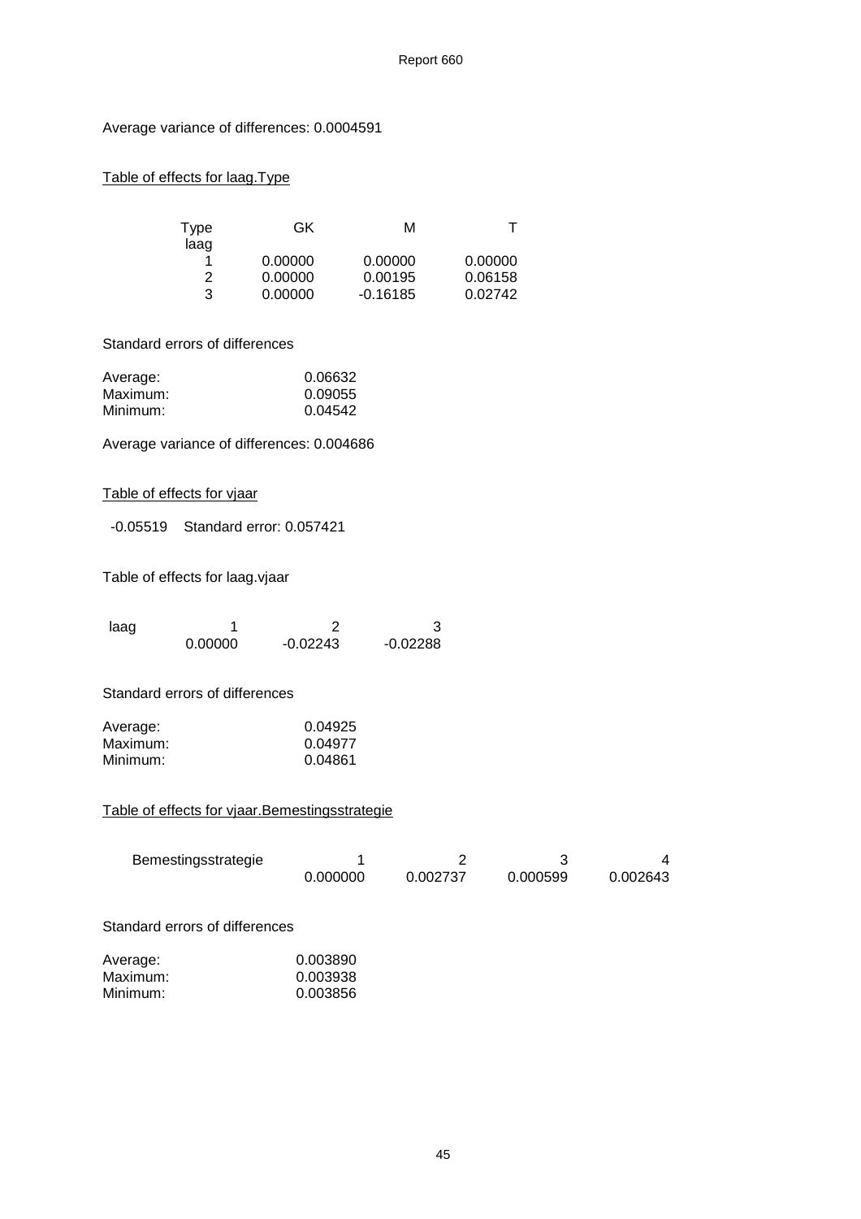Average variance of differences: 0.0004591

Table of effects for laag.Type

| Type<br>laag | GK | M | T |
|---|---|---|---|
| 1 | 0.00000 | 0.00000 | 0.00000 |
| 2 | 0.00000 | 0.00195 | 0.06158 |
| 3 | 0.00000 | -0.16185 | 0.02742 |

Standard errors of differences

| | |
|---|---|
| Average: | 0.06632 |
| Maximum: | 0.09055 |
| Minimum: | 0.04542 |

Average variance of differences: 0.004686

Table of effects for vjaar

-0.05519 Standard error: 0.057421

Table of effects for laag.vjaar

| laag | 1 | 2 | 3 |
|---|---|---|---|
| | 0.00000 | -0.02243 | -0.02288 |

Standard errors of differences

| | |
|---|---|
| Average: | 0.04925 |
| Maximum: | 0.04977 |
| Minimum: | 0.04861 |

Table of effects for vjaar.Bemestingsstrategie

| Bemestingsstrategie | 1 | 2 | 3 | 4 |
|---|---|---|---|---|
| | 0.000000 | 0.002737 | 0.000599 | 0.002643 |

Standard errors of differences

| | |
|---|---|
| Average: | 0.003890 |
| Maximum: | 0.003938 |
| Minimum: | 0.003856 |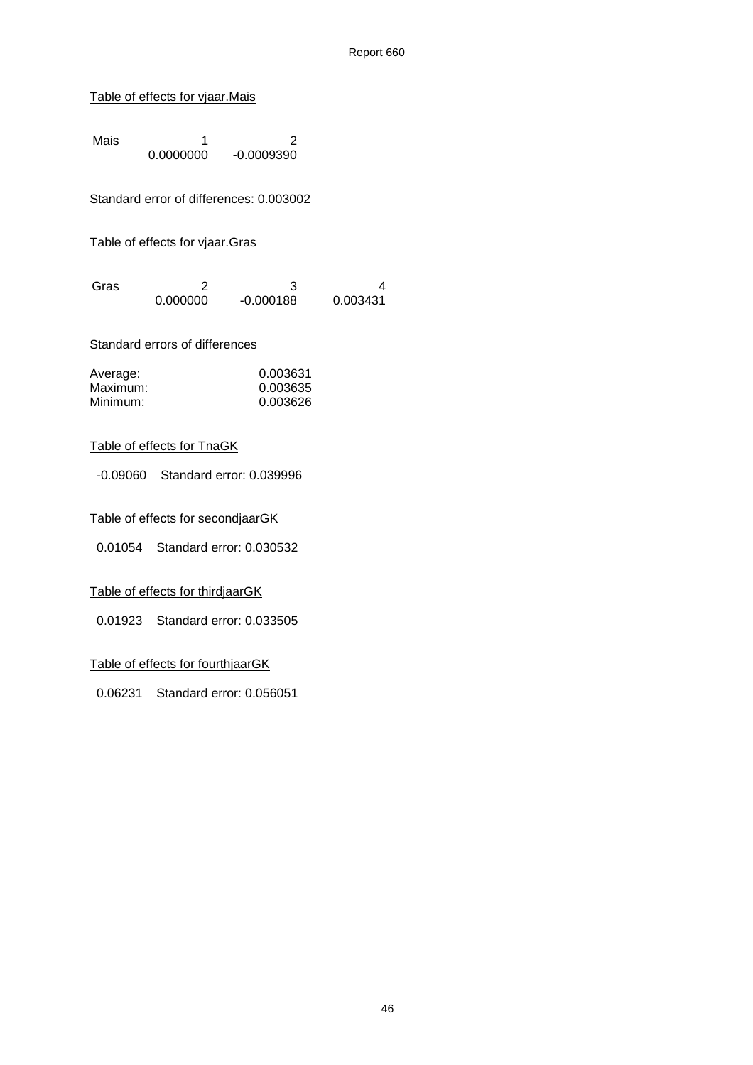Table of effects for vjaar.Mais

| Mais | 1 | 2 |
|---|---|---|
| | 0.0000000 | -0.0009390 |

Standard error of differences: 0.003002

Table of effects for vjaar.Gras

| Gras | 2 | 3 | 4 |
|---|---|---|---|
| | 0.000000 | -0.000188 | 0.003431 |

Standard errors of differences

| | |
|---|---|
| Average: | 0.003631 |
| Maximum: | 0.003635 |
| Minimum: | 0.003626 |

Table of effects for TnaGK

-0.09060 Standard error: 0.039996

Table of effects for secondjaarGK

0.01054 Standard error: 0.030532

Table of effects for thirdjaarGK

0.01923 Standard error: 0.033505

Table of effects for fourthjaarGK

0.06231 Standard error: 0.056051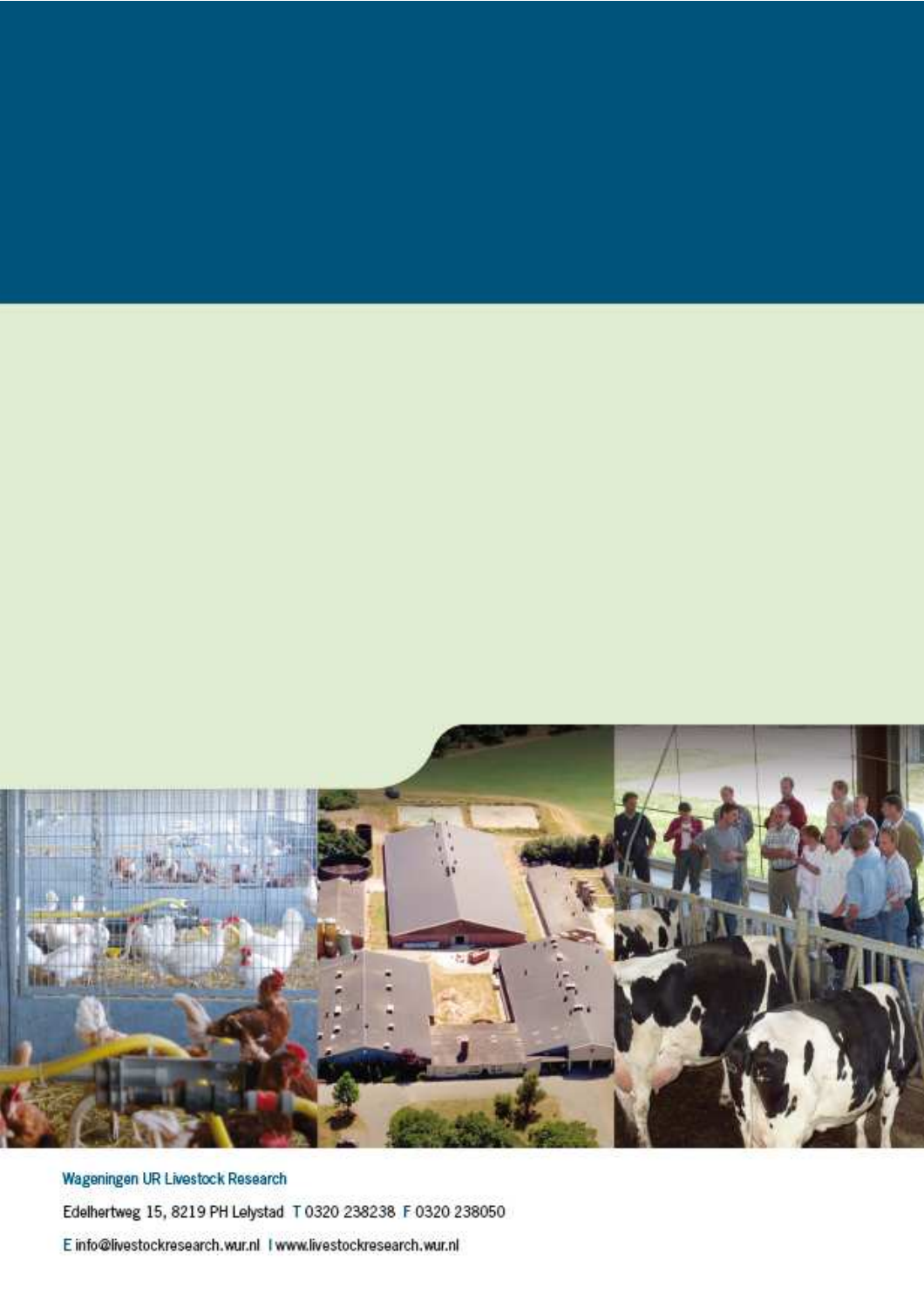Wageningen UR Livestock Research

Edelhertweg 15, 8219 PH Lelystad T 0320 238238 F 0320 238050

E info@livestockresearch.wur.nl I www.livestockresearch.wur.nl